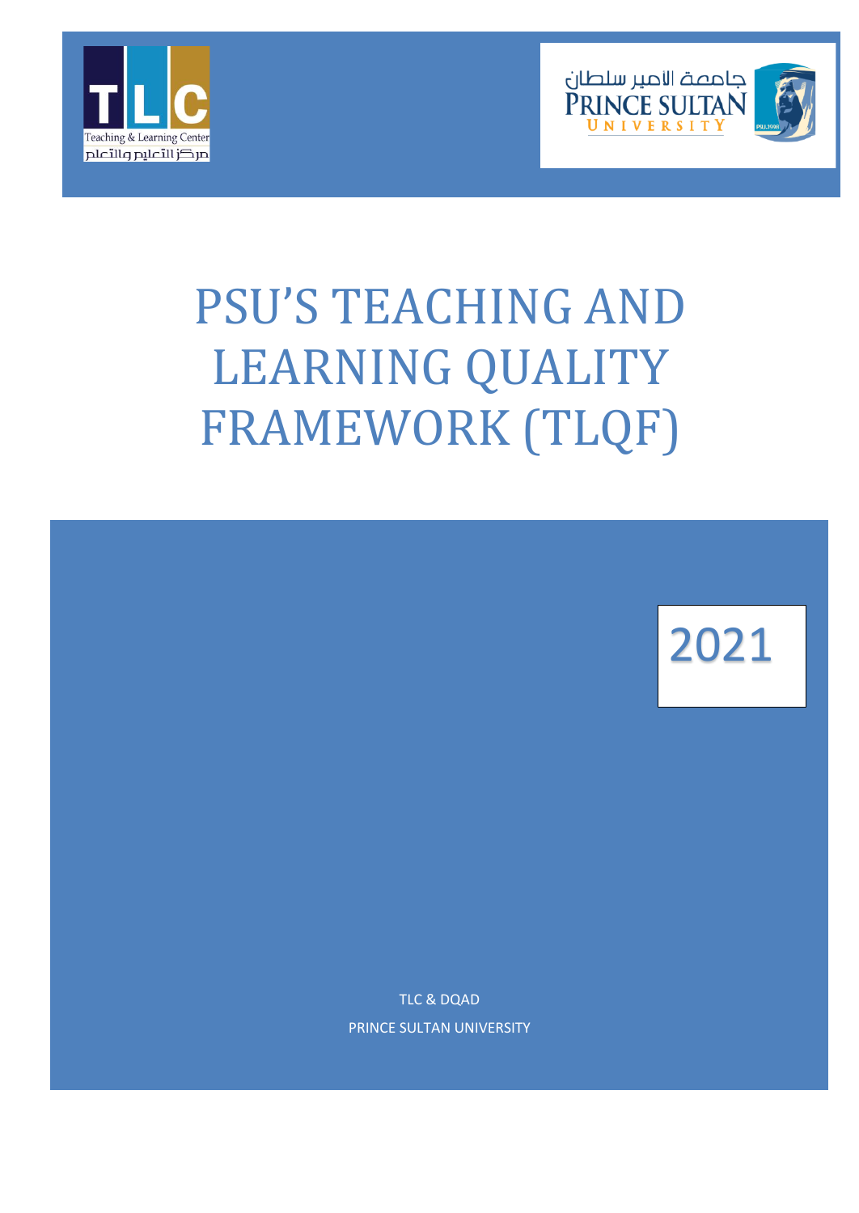# PSU'S TEACHING AND LEARNING QUALITY FRAMEWORK (TLQF)

2021

TLC & DQAD

PRINCE SULTAN UNIVERSITY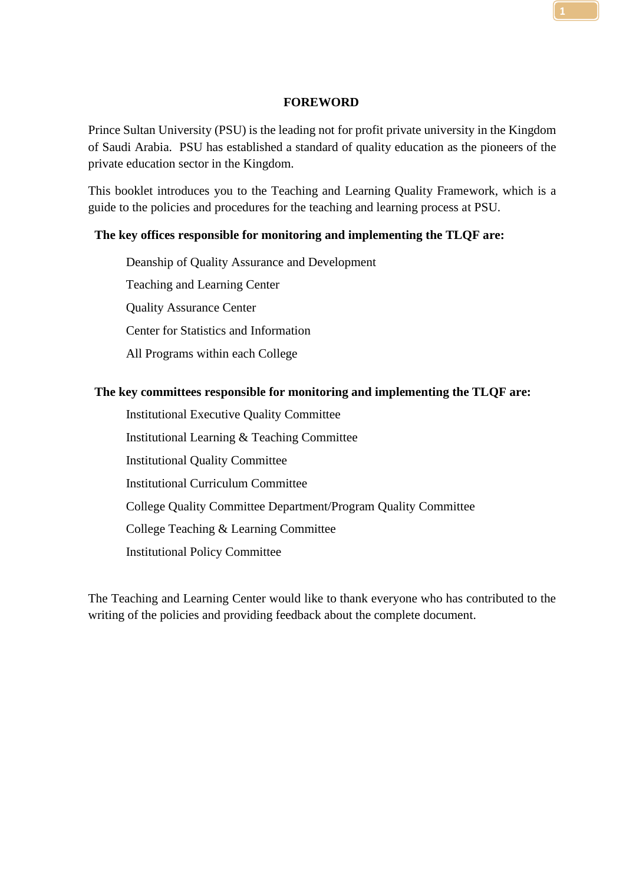# FOREWORD

Prince Sultan University (PSU) is the leading not for profit private university in the Kingdom of Saudi Arabia. PSU has established a standard of quality education as the pioneers of the private education sector in the Kingdom.

This booklet introduces you to the Teaching and Learning Quality Framework, which is a guide to the policies and procedures for the teaching and learning process at PSU.

**The key offices responsible for monitoring and implementing the TLQF are:**

- Deanship of Quality Assurance and Development
- Teaching and Learning Center
- Quality Assurance Center
- Center for Statistics and Information
- All Programs within each College

**The key committees responsible for monitoring and implementing the TLQF are:**

- Institutional Executive Quality Committee
- Institutional Learning & Teaching Committee
- Institutional Quality Committee
- Institutional Curriculum Committee
- College Quality Committee Department/Program Quality Committee
- College Teaching & Learning Committee
- Institutional Policy Committee

The Teaching and Learning Center would like to thank everyone who has contributed to the writing of the policies and providing feedback about the complete document.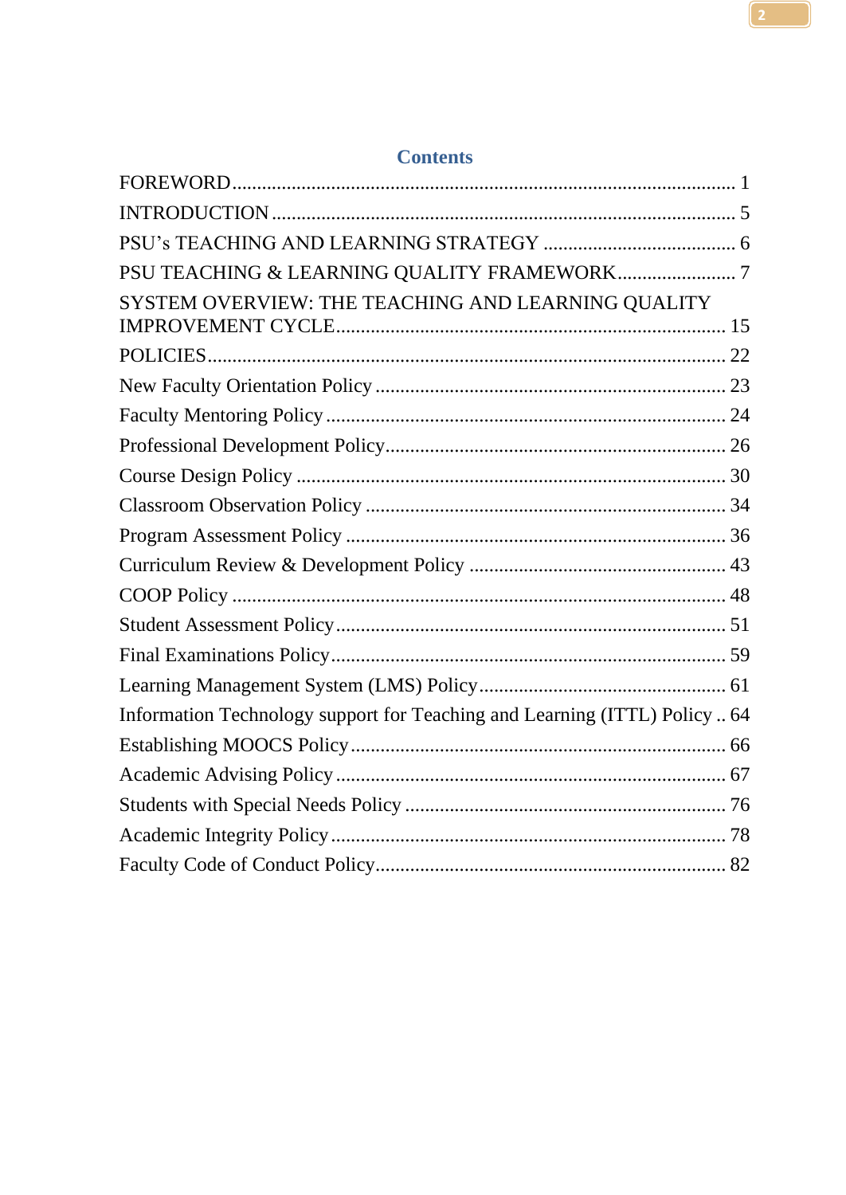# Contents

FOREWORD ..................................................................................................... 1

INTRODUCTION ............................................................................................. 5

PSU's TEACHING AND LEARNING STRATEGY ....................................... 6

PSU TEACHING & LEARNING QUALITY FRAMEWORK ........................ 7

SYSTEM OVERVIEW: THE TEACHING AND LEARNING QUALITY IMPROVEMENT CYCLE .............................................................................. 15

POLICIES ........................................................................................................ 22

New Faculty Orientation Policy ....................................................................... 23

Faculty Mentoring Policy ................................................................................. 24

Professional Development Policy .................................................................... 26

Course Design Policy ....................................................................................... 30

Classroom Observation Policy ........................................................................ 34

Program Assessment Policy ............................................................................ 36

Curriculum Review & Development Policy .................................................... 43

COOP Policy ................................................................................................... 48

Student Assessment Policy .............................................................................. 51

Final Examinations Policy ............................................................................... 59

Learning Management System (LMS) Policy ................................................. 61

Information Technology support for Teaching and Learning (ITTL) Policy .. 64

Establishing MOOCS Policy ............................................................................ 66

Academic Advising Policy ............................................................................... 67

Students with Special Needs Policy ................................................................. 76

Academic Integrity Policy ................................................................................ 78

Faculty Code of Conduct Policy ....................................................................... 82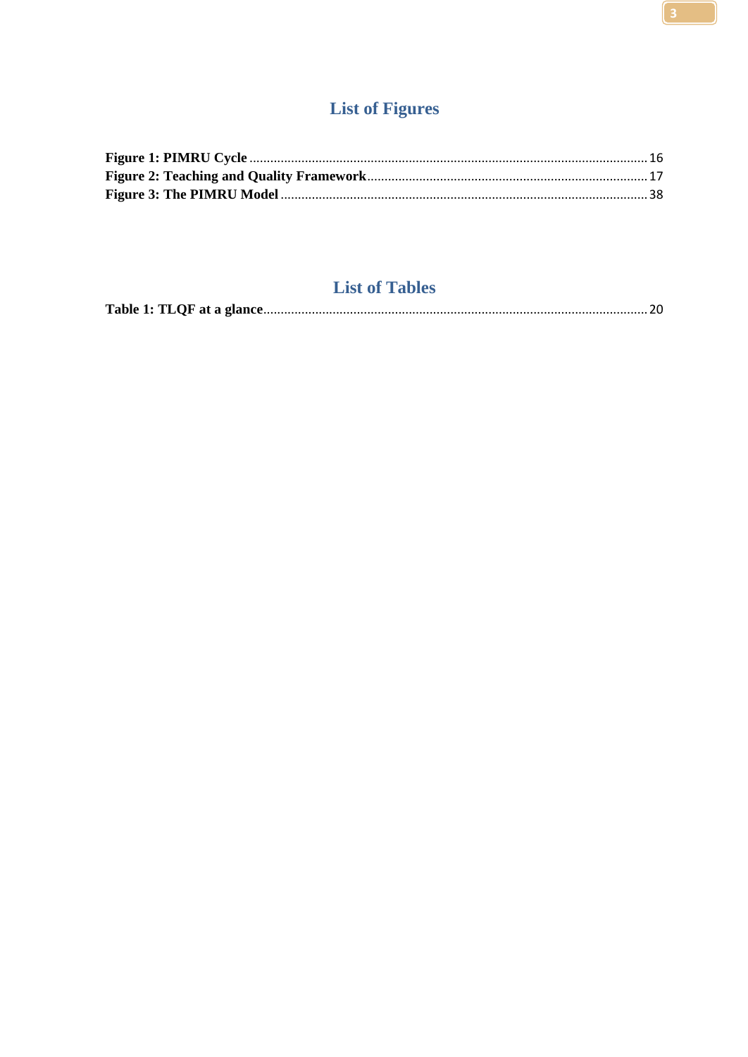## List of Figures

**Figure 1: PIMRU Cycle** .......... 16
**Figure 2: Teaching and Quality Framework** .......... 17
**Figure 3: The PIMRU Model** .......... 38

## List of Tables

**Table 1: TLQF at a glance** .......... 20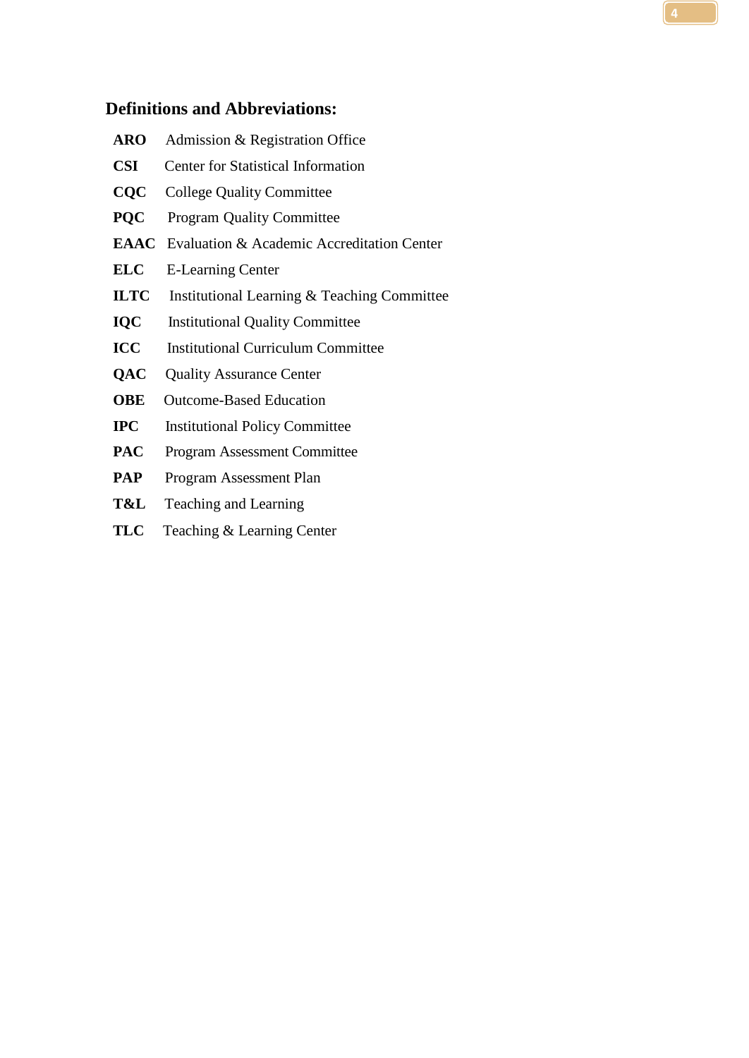## Definitions and Abbreviations:

**ARO** Admission & Registration Office

**CSI** Center for Statistical Information

**CQC** College Quality Committee

**PQC** Program Quality Committee

**EAAC** Evaluation & Academic Accreditation Center

**ELC** E-Learning Center

**ILTC** Institutional Learning & Teaching Committee

**IQC** Institutional Quality Committee

**ICC** Institutional Curriculum Committee

**QAC** Quality Assurance Center

**OBE** Outcome-Based Education

**IPC** Institutional Policy Committee

**PAC** Program Assessment Committee

**PAP** Program Assessment Plan

**T&L** Teaching and Learning

**TLC** Teaching & Learning Center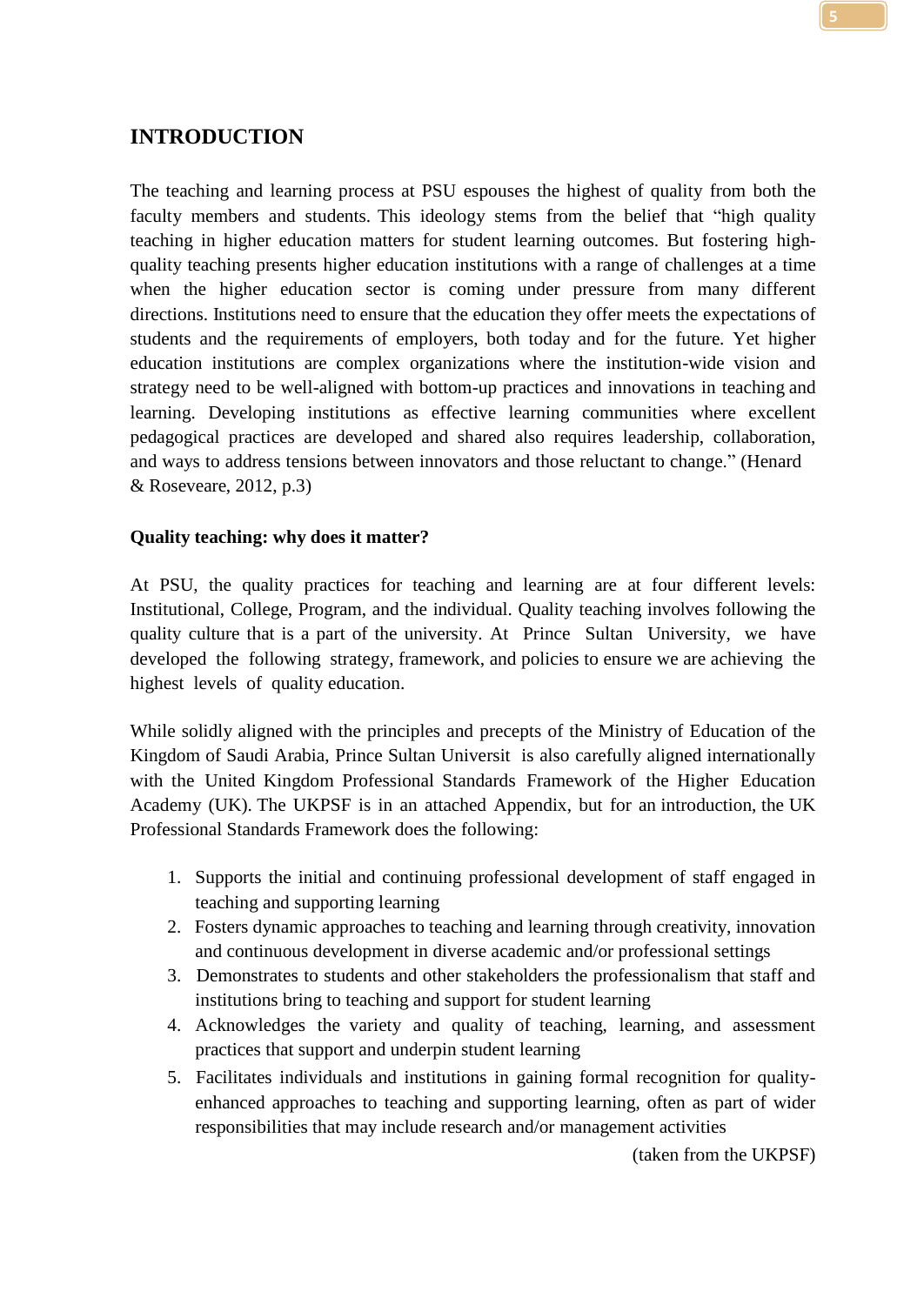# INTRODUCTION

The teaching and learning process at PSU espouses the highest of quality from both the faculty members and students. This ideology stems from the belief that "high quality teaching in higher education matters for student learning outcomes. But fostering high-quality teaching presents higher education institutions with a range of challenges at a time when the higher education sector is coming under pressure from many different directions. Institutions need to ensure that the education they offer meets the expectations of students and the requirements of employers, both today and for the future. Yet higher education institutions are complex organizations where the institution-wide vision and strategy need to be well-aligned with bottom-up practices and innovations in teaching and learning. Developing institutions as effective learning communities where excellent pedagogical practices are developed and shared also requires leadership, collaboration, and ways to address tensions between innovators and those reluctant to change." (Henard & Roseveare, 2012, p.3)

**Quality teaching: why does it matter?**

At PSU, the quality practices for teaching and learning are at four different levels: Institutional, College, Program, and the individual. Quality teaching involves following the quality culture that is a part of the university. At Prince Sultan University, we have developed the following strategy, framework, and policies to ensure we are achieving the highest levels of quality education.

While solidly aligned with the principles and precepts of the Ministry of Education of the Kingdom of Saudi Arabia, Prince Sultan Universit is also carefully aligned internationally with the United Kingdom Professional Standards Framework of the Higher Education Academy (UK). The UKPSF is in an attached Appendix, but for an introduction, the UK Professional Standards Framework does the following:

1. Supports the initial and continuing professional development of staff engaged in teaching and supporting learning
2. Fosters dynamic approaches to teaching and learning through creativity, innovation and continuous development in diverse academic and/or professional settings
3. Demonstrates to students and other stakeholders the professionalism that staff and institutions bring to teaching and support for student learning
4. Acknowledges the variety and quality of teaching, learning, and assessment practices that support and underpin student learning
5. Facilitates individuals and institutions in gaining formal recognition for quality-enhanced approaches to teaching and supporting learning, often as part of wider responsibilities that may include research and/or management activities

(taken from the UKPSF)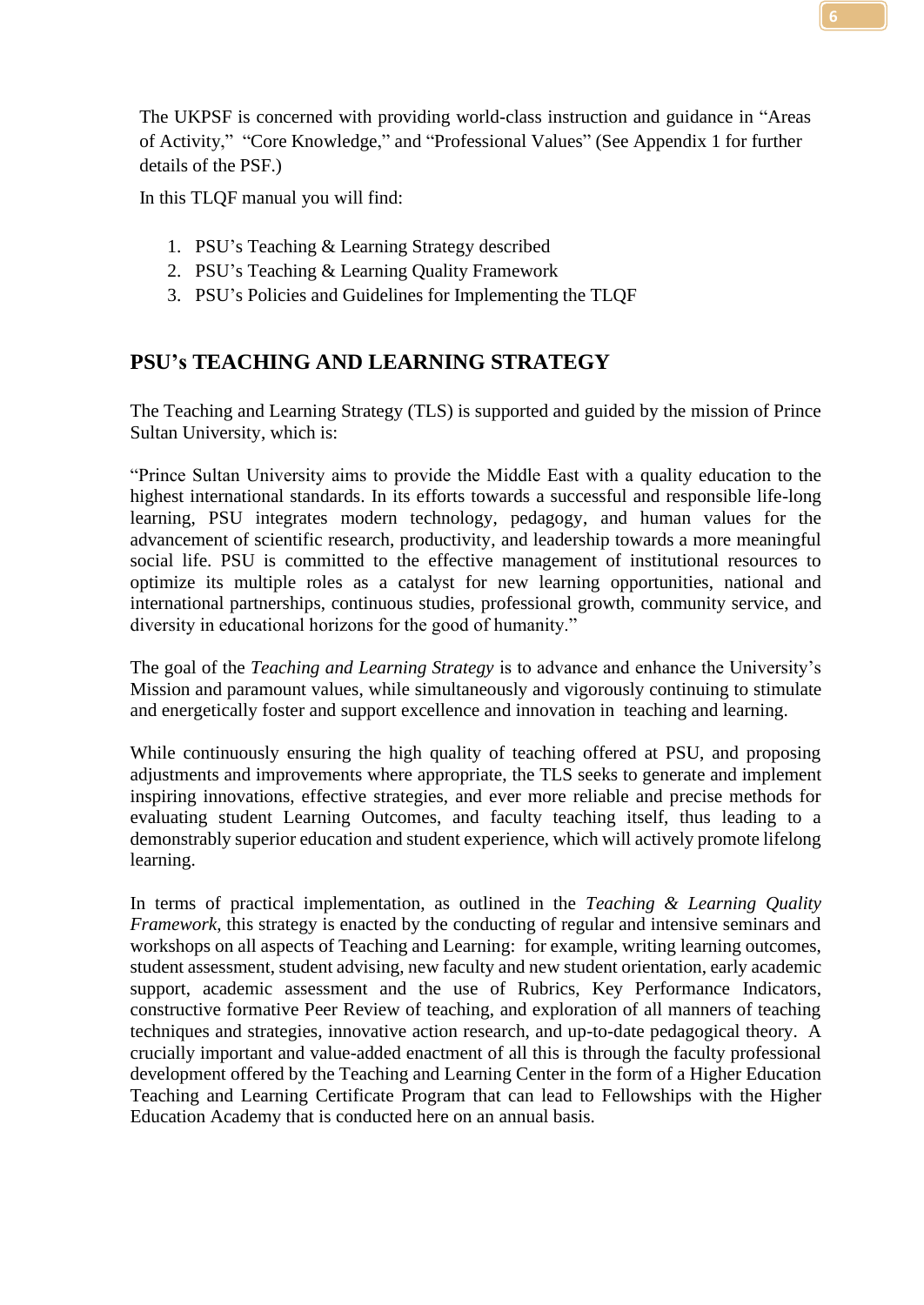The UKPSF is concerned with providing world-class instruction and guidance in "Areas of Activity," "Core Knowledge," and "Professional Values" (See Appendix 1 for further details of the PSF.)

In this TLQF manual you will find:

1. PSU's Teaching & Learning Strategy described
2. PSU's Teaching & Learning Quality Framework
3. PSU's Policies and Guidelines for Implementing the TLQF

## PSU's TEACHING AND LEARNING STRATEGY

The Teaching and Learning Strategy (TLS) is supported and guided by the mission of Prince Sultan University, which is:

"Prince Sultan University aims to provide the Middle East with a quality education to the highest international standards. In its efforts towards a successful and responsible life-long learning, PSU integrates modern technology, pedagogy, and human values for the advancement of scientific research, productivity, and leadership towards a more meaningful social life. PSU is committed to the effective management of institutional resources to optimize its multiple roles as a catalyst for new learning opportunities, national and international partnerships, continuous studies, professional growth, community service, and diversity in educational horizons for the good of humanity."

The goal of the *Teaching and Learning Strategy* is to advance and enhance the University's Mission and paramount values, while simultaneously and vigorously continuing to stimulate and energetically foster and support excellence and innovation in teaching and learning.

While continuously ensuring the high quality of teaching offered at PSU, and proposing adjustments and improvements where appropriate, the TLS seeks to generate and implement inspiring innovations, effective strategies, and ever more reliable and precise methods for evaluating student Learning Outcomes, and faculty teaching itself, thus leading to a demonstrably superior education and student experience, which will actively promote lifelong learning.

In terms of practical implementation, as outlined in the *Teaching & Learning Quality Framework*, this strategy is enacted by the conducting of regular and intensive seminars and workshops on all aspects of Teaching and Learning: for example, writing learning outcomes, student assessment, student advising, new faculty and new student orientation, early academic support, academic assessment and the use of Rubrics, Key Performance Indicators, constructive formative Peer Review of teaching, and exploration of all manners of teaching techniques and strategies, innovative action research, and up-to-date pedagogical theory. A crucially important and value-added enactment of all this is through the faculty professional development offered by the Teaching and Learning Center in the form of a Higher Education Teaching and Learning Certificate Program that can lead to Fellowships with the Higher Education Academy that is conducted here on an annual basis.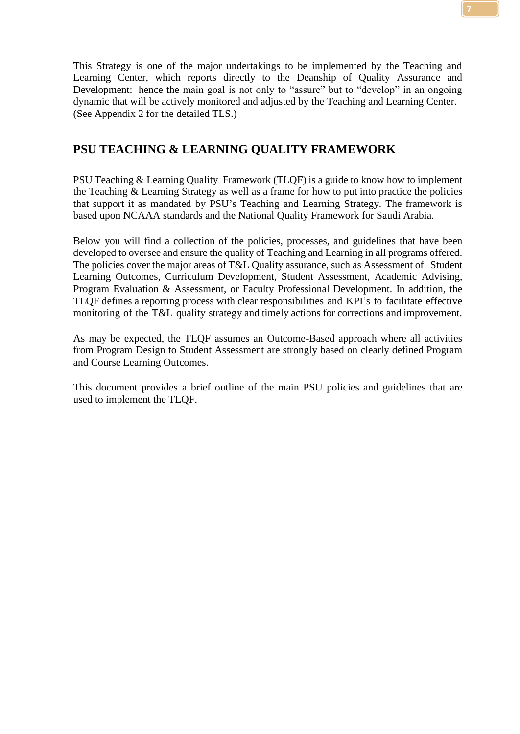This Strategy is one of the major undertakings to be implemented by the Teaching and Learning Center, which reports directly to the Deanship of Quality Assurance and Development: hence the main goal is not only to "assure" but to "develop" in an ongoing dynamic that will be actively monitored and adjusted by the Teaching and Learning Center. (See Appendix 2 for the detailed TLS.)

## PSU TEACHING & LEARNING QUALITY FRAMEWORK

PSU Teaching & Learning Quality Framework (TLQF) is a guide to know how to implement the Teaching & Learning Strategy as well as a frame for how to put into practice the policies that support it as mandated by PSU's Teaching and Learning Strategy. The framework is based upon NCAAA standards and the National Quality Framework for Saudi Arabia.

Below you will find a collection of the policies, processes, and guidelines that have been developed to oversee and ensure the quality of Teaching and Learning in all programs offered. The policies cover the major areas of T&L Quality assurance, such as Assessment of Student Learning Outcomes, Curriculum Development, Student Assessment, Academic Advising, Program Evaluation & Assessment, or Faculty Professional Development. In addition, the TLQF defines a reporting process with clear responsibilities and KPI's to facilitate effective monitoring of the T&L quality strategy and timely actions for corrections and improvement.

As may be expected, the TLQF assumes an Outcome-Based approach where all activities from Program Design to Student Assessment are strongly based on clearly defined Program and Course Learning Outcomes.

This document provides a brief outline of the main PSU policies and guidelines that are used to implement the TLQF.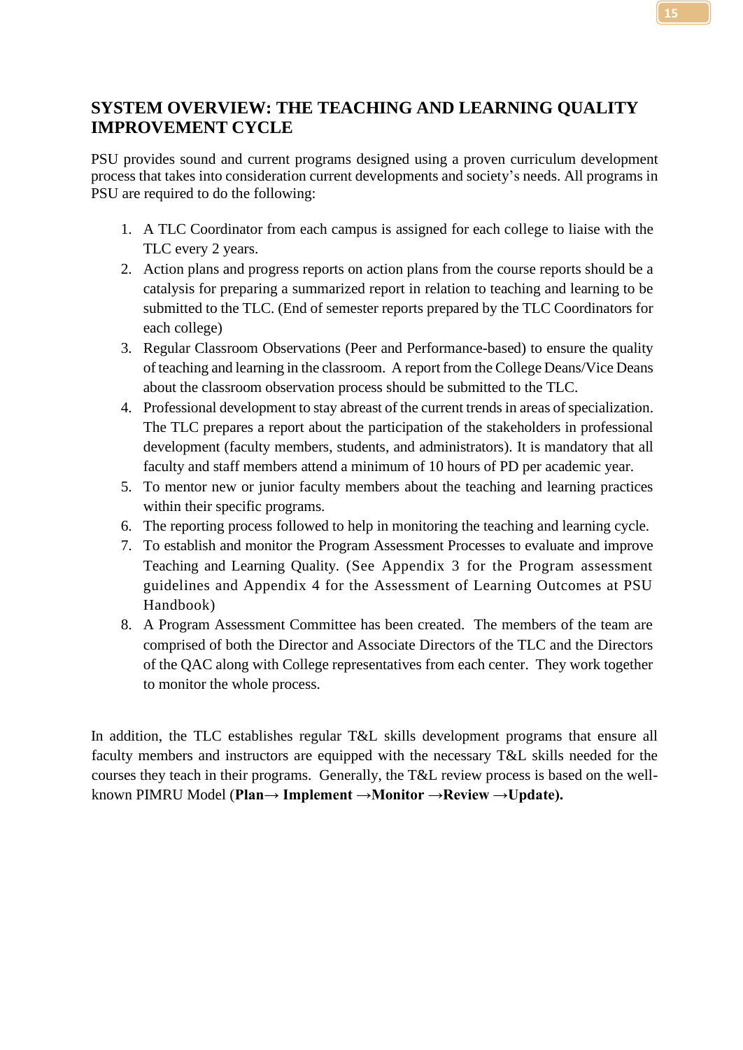## SYSTEM OVERVIEW: THE TEACHING AND LEARNING QUALITY IMPROVEMENT CYCLE

PSU provides sound and current programs designed using a proven curriculum development process that takes into consideration current developments and society's needs. All programs in PSU are required to do the following:

1. A TLC Coordinator from each campus is assigned for each college to liaise with the TLC every 2 years.
2. Action plans and progress reports on action plans from the course reports should be a catalysis for preparing a summarized report in relation to teaching and learning to be submitted to the TLC. (End of semester reports prepared by the TLC Coordinators for each college)
3. Regular Classroom Observations (Peer and Performance-based) to ensure the quality of teaching and learning in the classroom. A report from the College Deans/Vice Deans about the classroom observation process should be submitted to the TLC.
4. Professional development to stay abreast of the current trends in areas of specialization. The TLC prepares a report about the participation of the stakeholders in professional development (faculty members, students, and administrators). It is mandatory that all faculty and staff members attend a minimum of 10 hours of PD per academic year.
5. To mentor new or junior faculty members about the teaching and learning practices within their specific programs.
6. The reporting process followed to help in monitoring the teaching and learning cycle.
7. To establish and monitor the Program Assessment Processes to evaluate and improve Teaching and Learning Quality. (See Appendix 3 for the Program assessment guidelines and Appendix 4 for the Assessment of Learning Outcomes at PSU Handbook)
8. A Program Assessment Committee has been created. The members of the team are comprised of both the Director and Associate Directors of the TLC and the Directors of the QAC along with College representatives from each center. They work together to monitor the whole process.

In addition, the TLC establishes regular T&L skills development programs that ensure all faculty members and instructors are equipped with the necessary T&L skills needed for the courses they teach in their programs. Generally, the T&L review process is based on the well-known PIMRU Model (**Plan→ Implement →Monitor →Review →Update).**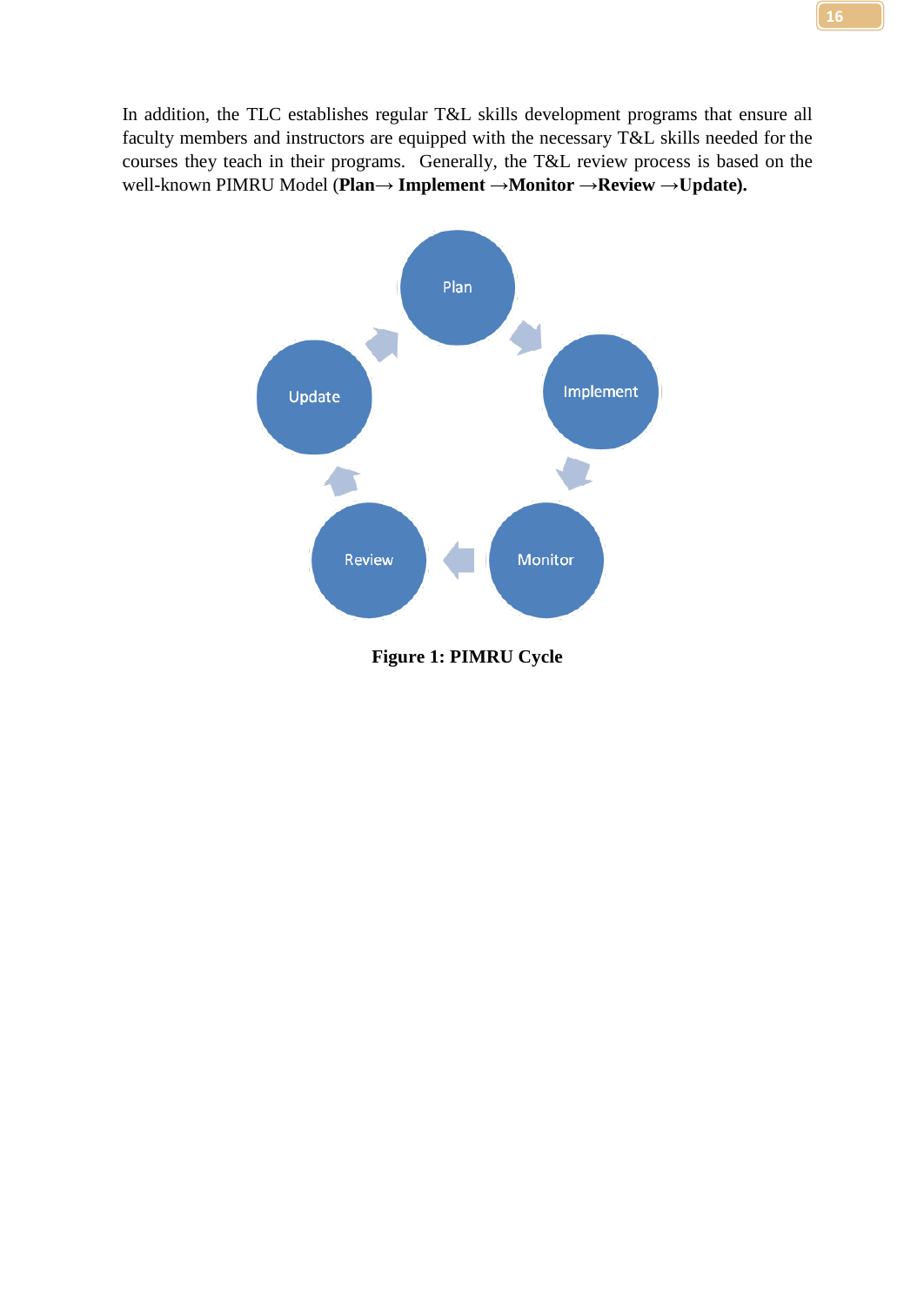In addition, the TLC establishes regular T&L skills development programs that ensure all faculty members and instructors are equipped with the necessary T&L skills needed for the courses they teach in their programs. Generally, the T&L review process is based on the well-known PIMRU Model (**Plan→ Implement →Monitor →Review →Update).**

Plan

Implement

Monitor

Review

Update

**Figure 1: PIMRU Cycle**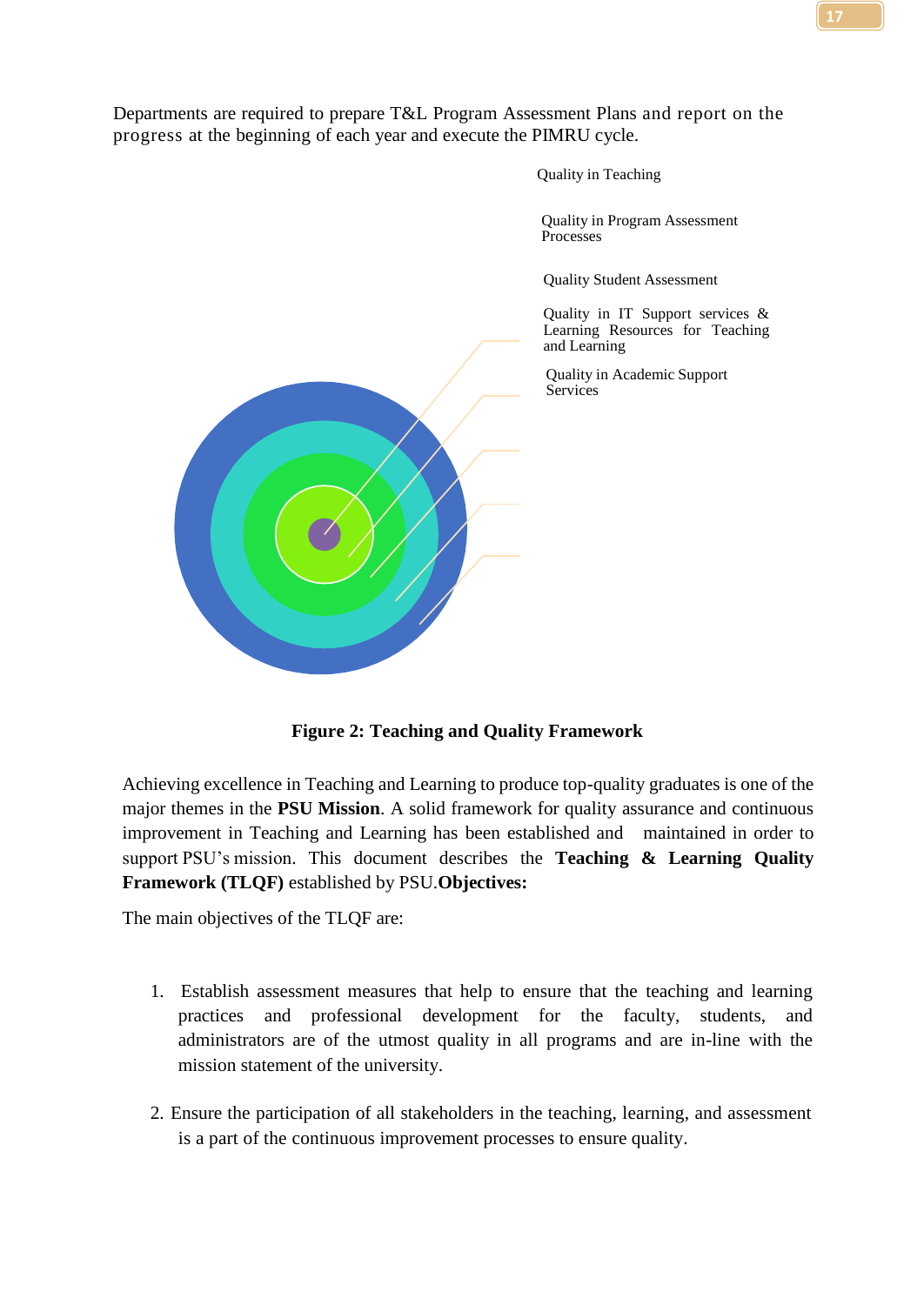Departments are required to prepare T&L Program Assessment Plans and report on the progress at the beginning of each year and execute the PIMRU cycle.

Quality in Teaching

Quality in Program Assessment Processes

Quality Student Assessment

Quality in IT Support services & Learning Resources for Teaching and Learning

Quality in Academic Support Services

**Figure 2: Teaching and Quality Framework**

Achieving excellence in Teaching and Learning to produce top-quality graduates is one of the major themes in the **PSU Mission**. A solid framework for quality assurance and continuous improvement in Teaching and Learning has been established and maintained in order to support PSU's mission. This document describes the **Teaching & Learning Quality Framework (TLQF)** established by PSU.**Objectives:**

The main objectives of the TLQF are:

1. Establish assessment measures that help to ensure that the teaching and learning practices and professional development for the faculty, students, and administrators are of the utmost quality in all programs and are in-line with the mission statement of the university.

2. Ensure the participation of all stakeholders in the teaching, learning, and assessment is a part of the continuous improvement processes to ensure quality.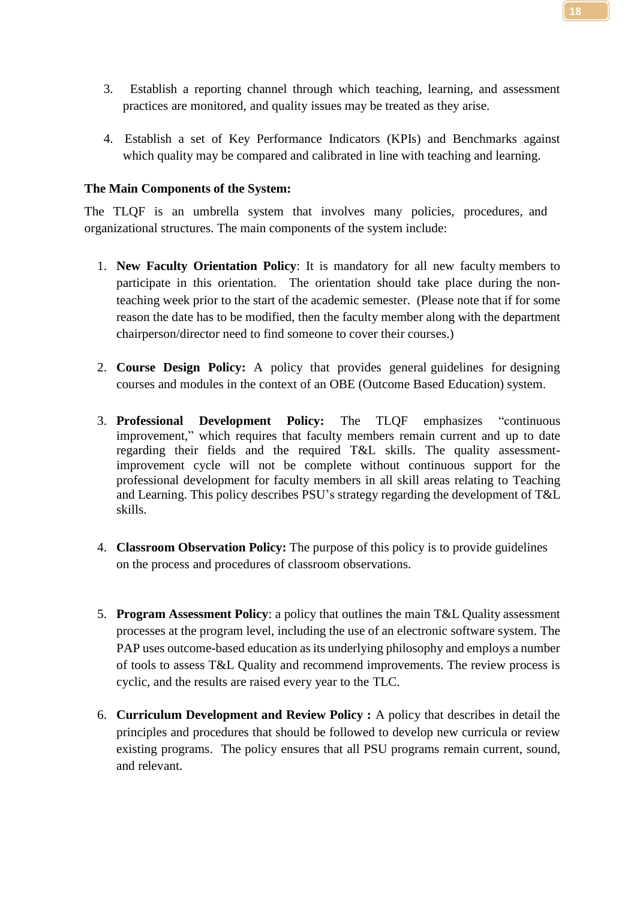3. Establish a reporting channel through which teaching, learning, and assessment practices are monitored, and quality issues may be treated as they arise.

4. Establish a set of Key Performance Indicators (KPIs) and Benchmarks against which quality may be compared and calibrated in line with teaching and learning.

**The Main Components of the System:**

The TLQF is an umbrella system that involves many policies, procedures, and organizational structures. The main components of the system include:

1. **New Faculty Orientation Policy**: It is mandatory for all new faculty members to participate in this orientation. The orientation should take place during the non-teaching week prior to the start of the academic semester. (Please note that if for some reason the date has to be modified, then the faculty member along with the department chairperson/director need to find someone to cover their courses.)

2. **Course Design Policy:** A policy that provides general guidelines for designing courses and modules in the context of an OBE (Outcome Based Education) system.

3. **Professional Development Policy:** The TLQF emphasizes "continuous improvement," which requires that faculty members remain current and up to date regarding their fields and the required T&L skills. The quality assessment-improvement cycle will not be complete without continuous support for the professional development for faculty members in all skill areas relating to Teaching and Learning. This policy describes PSU's strategy regarding the development of T&L skills.

4. **Classroom Observation Policy:** The purpose of this policy is to provide guidelines on the process and procedures of classroom observations.

5. **Program Assessment Policy**: a policy that outlines the main T&L Quality assessment processes at the program level, including the use of an electronic software system. The PAP uses outcome-based education as its underlying philosophy and employs a number of tools to assess T&L Quality and recommend improvements. The review process is cyclic, and the results are raised every year to the TLC.

6. **Curriculum Development and Review Policy :** A policy that describes in detail the principles and procedures that should be followed to develop new curricula or review existing programs. The policy ensures that all PSU programs remain current, sound, and relevant.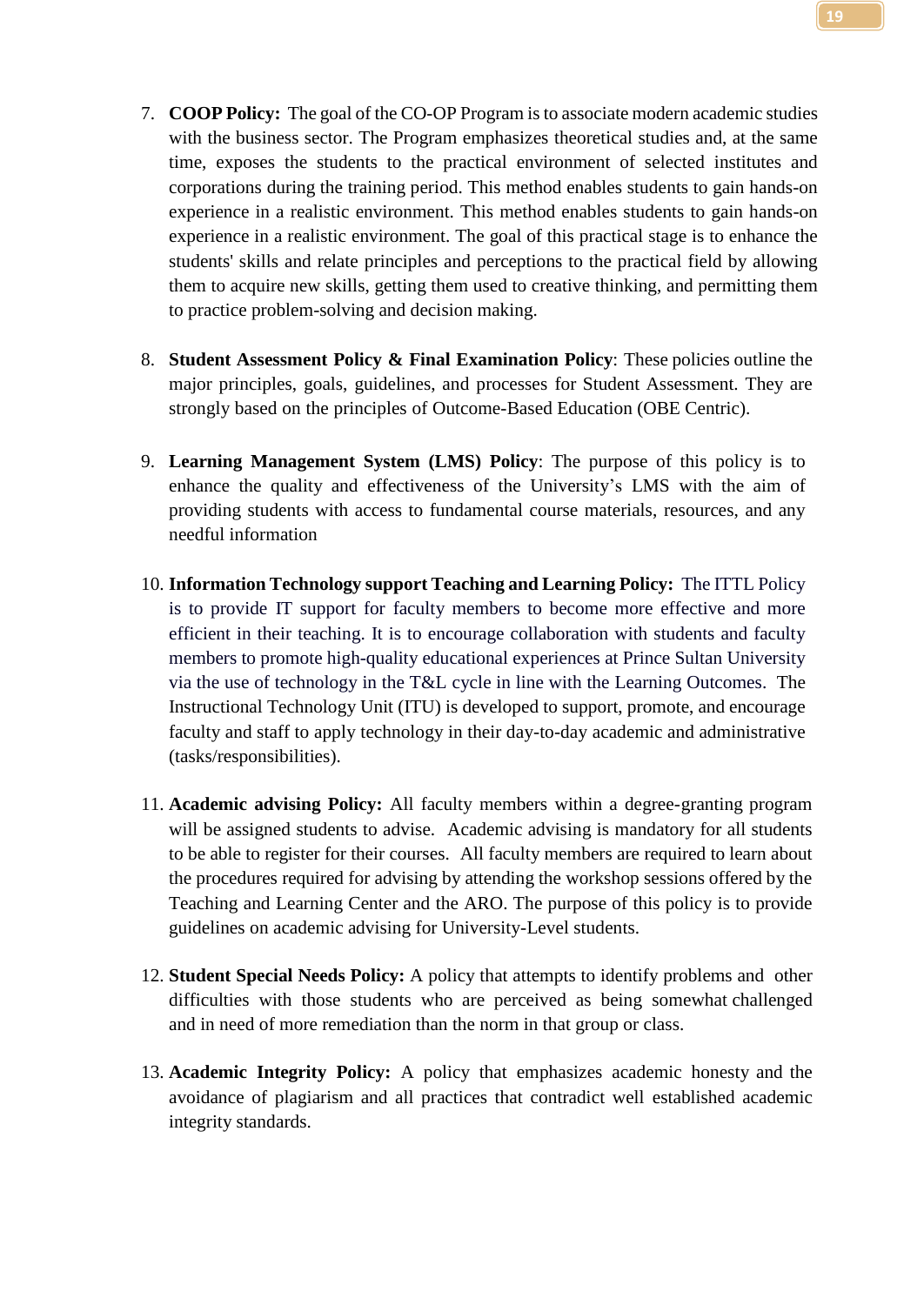7. **COOP Policy:** The goal of the CO-OP Program is to associate modern academic studies with the business sector. The Program emphasizes theoretical studies and, at the same time, exposes the students to the practical environment of selected institutes and corporations during the training period. This method enables students to gain hands-on experience in a realistic environment. This method enables students to gain hands-on experience in a realistic environment. The goal of this practical stage is to enhance the students' skills and relate principles and perceptions to the practical field by allowing them to acquire new skills, getting them used to creative thinking, and permitting them to practice problem-solving and decision making.

8. **Student Assessment Policy & Final Examination Policy**: These policies outline the major principles, goals, guidelines, and processes for Student Assessment. They are strongly based on the principles of Outcome-Based Education (OBE Centric).

9. **Learning Management System (LMS) Policy**: The purpose of this policy is to enhance the quality and effectiveness of the University's LMS with the aim of providing students with access to fundamental course materials, resources, and any needful information

10. **Information Technology support Teaching and Learning Policy:** The ITTL Policy is to provide IT support for faculty members to become more effective and more efficient in their teaching. It is to encourage collaboration with students and faculty members to promote high-quality educational experiences at Prince Sultan University via the use of technology in the T&L cycle in line with the Learning Outcomes. The Instructional Technology Unit (ITU) is developed to support, promote, and encourage faculty and staff to apply technology in their day-to-day academic and administrative (tasks/responsibilities).

11. **Academic advising Policy:** All faculty members within a degree-granting program will be assigned students to advise. Academic advising is mandatory for all students to be able to register for their courses. All faculty members are required to learn about the procedures required for advising by attending the workshop sessions offered by the Teaching and Learning Center and the ARO. The purpose of this policy is to provide guidelines on academic advising for University-Level students.

12. **Student Special Needs Policy:** A policy that attempts to identify problems and other difficulties with those students who are perceived as being somewhat challenged and in need of more remediation than the norm in that group or class.

13. **Academic Integrity Policy:** A policy that emphasizes academic honesty and the avoidance of plagiarism and all practices that contradict well established academic integrity standards.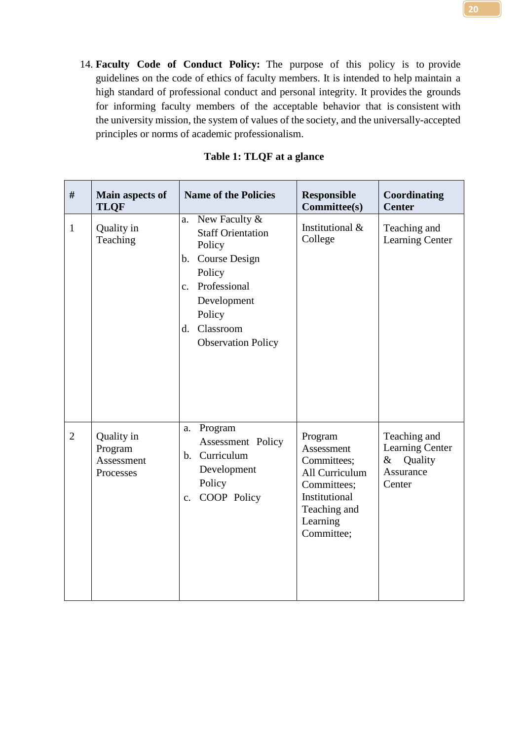14. **Faculty Code of Conduct Policy:** The purpose of this policy is to provide guidelines on the code of ethics of faculty members. It is intended to help maintain a high standard of professional conduct and personal integrity. It provides the grounds for informing faculty members of the acceptable behavior that is consistent with the university mission, the system of values of the society, and the universally-accepted principles or norms of academic professionalism.

**Table 1: TLQF at a glance**

| # | Main aspects of TLQF | Name of the Policies | Responsible Committee(s) | Coordinating Center |
|---|---|---|---|---|
| 1 | Quality in Teaching | a. New Faculty & Staff Orientation Policy<br>b. Course Design Policy<br>c. Professional Development Policy<br>d. Classroom Observation Policy | Institutional & College | Teaching and Learning Center |
| 2 | Quality in Program Assessment Processes | a. Program Assessment Policy<br>b. Curriculum Development Policy<br>c. COOP Policy | Program Assessment Committees; All Curriculum Committees; Institutional Teaching and Learning Committee; | Teaching and Learning Center & Quality Assurance Center |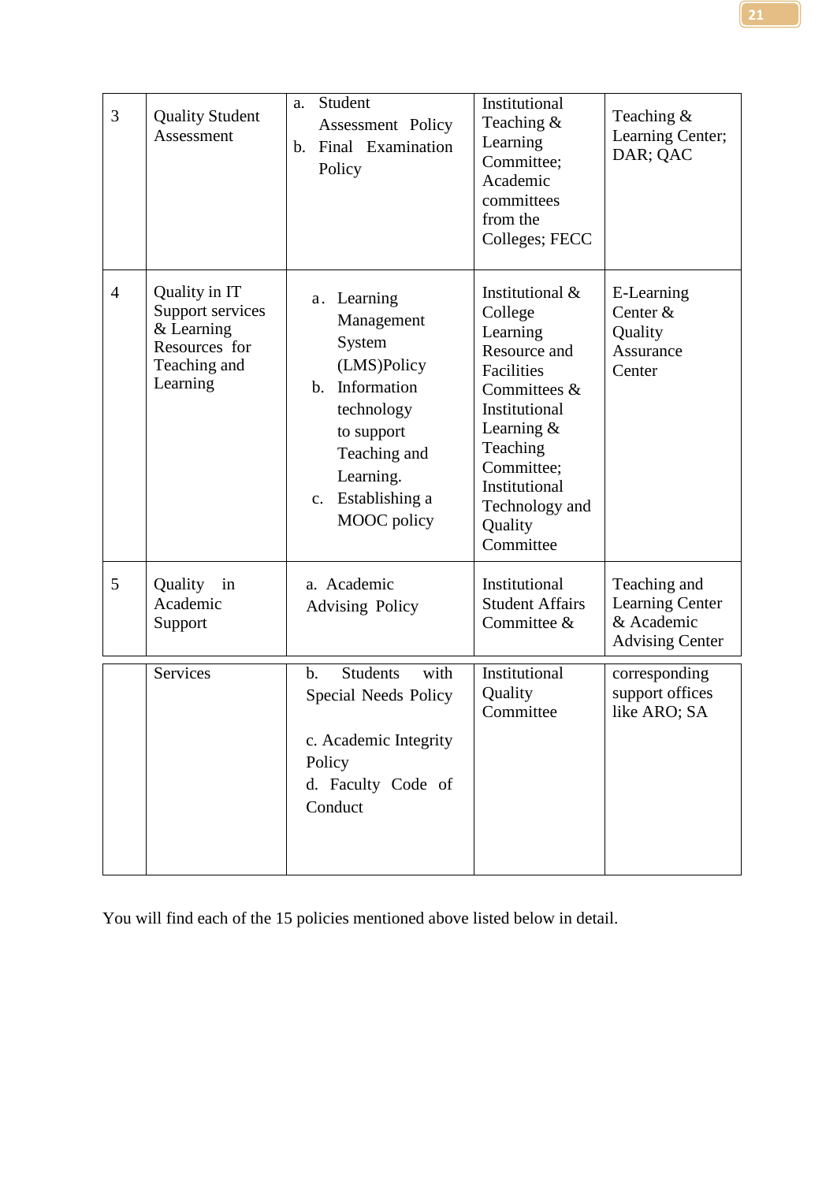| 3 | Quality Student Assessment | a. Student Assessment Policy<br>b. Final Examination Policy | Institutional Teaching & Learning Committee; Academic committees from the Colleges; FECC | Teaching & Learning Center; DAR; QAC |
|---|---|---|---|---|
| 4 | Quality in IT Support services & Learning Resources for Teaching and Learning | a. Learning Management System (LMS)Policy<br>b. Information technology to support Teaching and Learning.<br>c. Establishing a MOOC policy | Institutional & College Learning Resource and Facilities Committees & Institutional Learning & Teaching Committee; Institutional Technology and Quality Committee | E-Learning Center & Quality Assurance Center |
| 5 | Quality in Academic Support Services | a. Academic Advising Policy<br>b. Students with Special Needs Policy<br>c. Academic Integrity Policy<br>d. Faculty Code of Conduct | Institutional Student Affairs Committee & Institutional Quality Committee | Teaching and Learning Center & Academic Advising Center corresponding support offices like ARO; SA |

You will find each of the 15 policies mentioned above listed below in detail.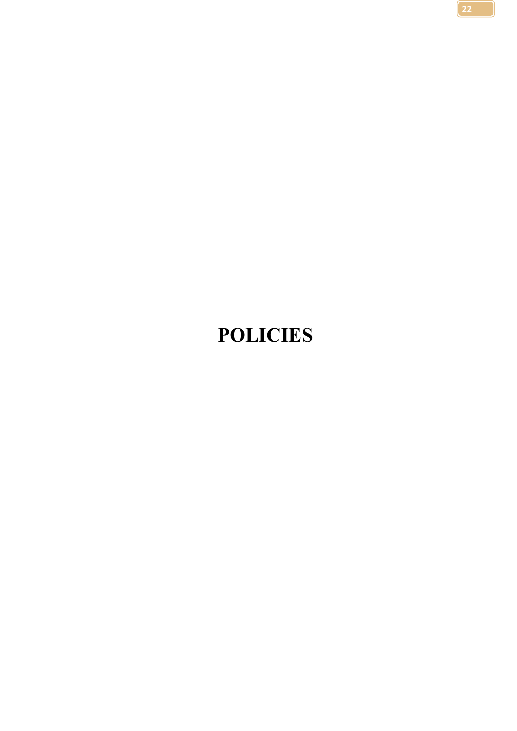# POLICIES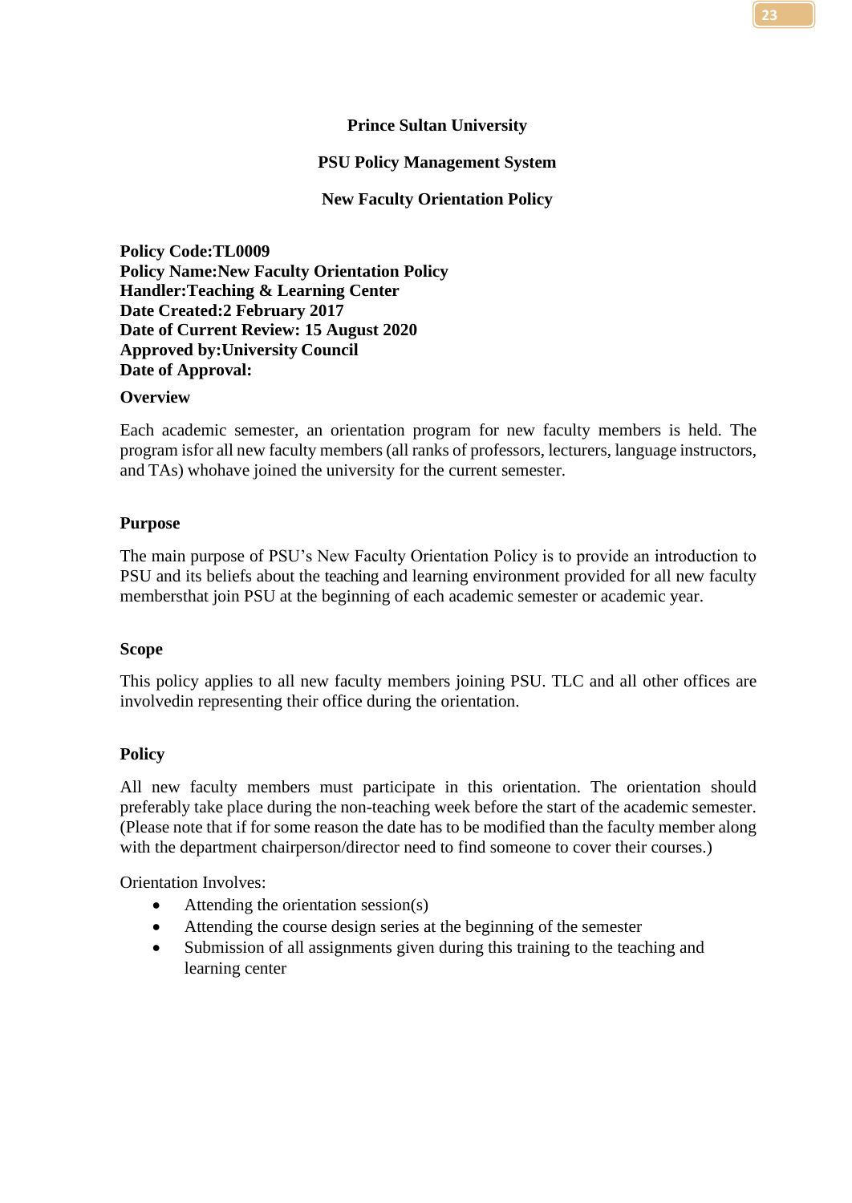**Prince Sultan University**

**PSU Policy Management System**

**New Faculty Orientation Policy**

**Policy Code:TL0009**
**Policy Name:New Faculty Orientation Policy**
**Handler:Teaching & Learning Center**
**Date Created:2 February 2017**
**Date of Current Review: 15 August 2020**
**Approved by:University Council**
**Date of Approval:**

**Overview**

Each academic semester, an orientation program for new faculty members is held. The program isfor all new faculty members (all ranks of professors, lecturers, language instructors, and TAs) whohave joined the university for the current semester.

**Purpose**

The main purpose of PSU's New Faculty Orientation Policy is to provide an introduction to PSU and its beliefs about the teaching and learning environment provided for all new faculty membersthat join PSU at the beginning of each academic semester or academic year.

**Scope**

This policy applies to all new faculty members joining PSU. TLC and all other offices are involvedin representing their office during the orientation.

**Policy**

All new faculty members must participate in this orientation. The orientation should preferably take place during the non-teaching week before the start of the academic semester. (Please note that if for some reason the date has to be modified than the faculty member along with the department chairperson/director need to find someone to cover their courses.)

Orientation Involves:

- Attending the orientation session(s)
- Attending the course design series at the beginning of the semester
- Submission of all assignments given during this training to the teaching and learning center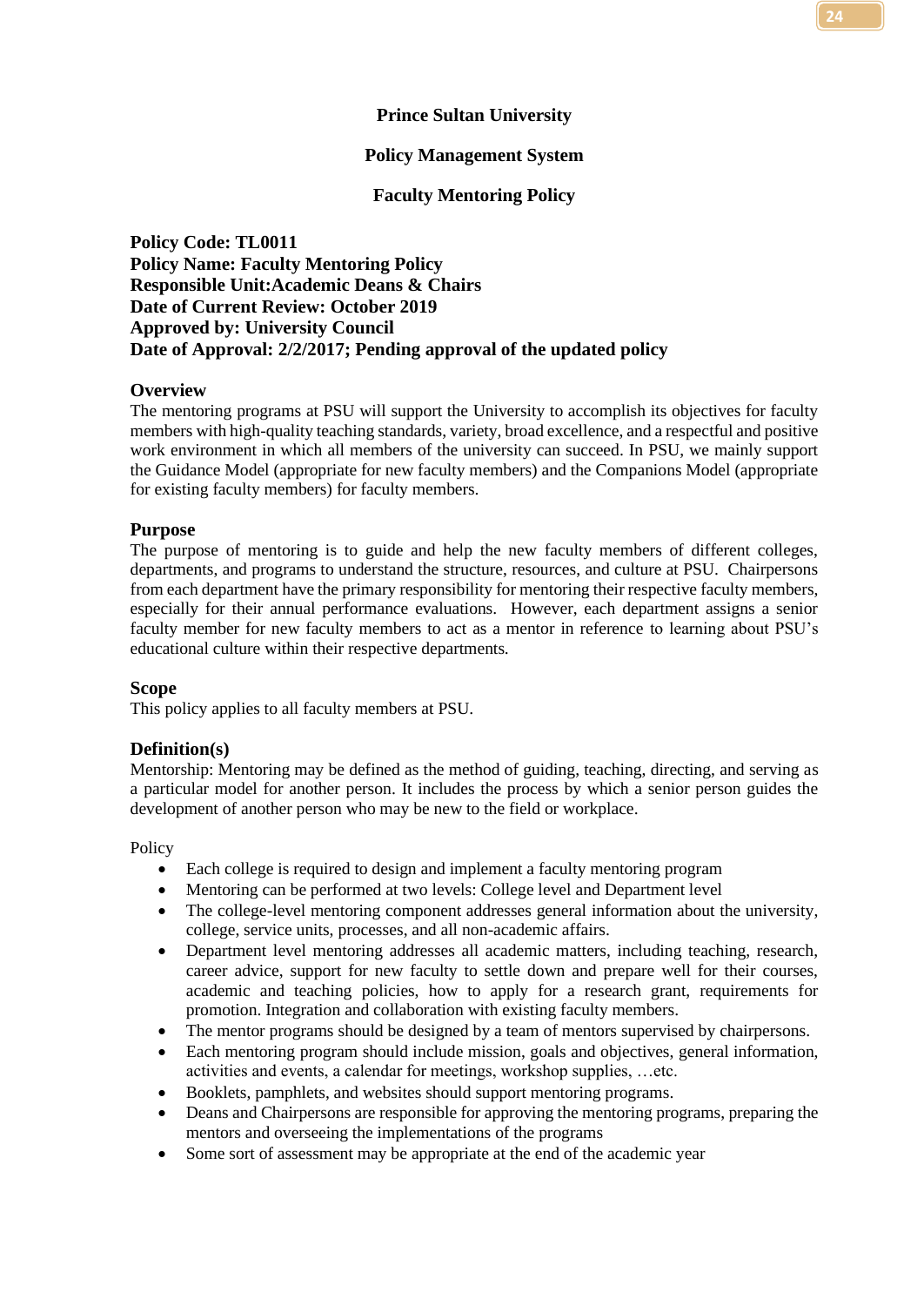**Prince Sultan University**

**Policy Management System**

**Faculty Mentoring Policy**

**Policy Code: TL0011**
**Policy Name: Faculty Mentoring Policy**
**Responsible Unit:Academic Deans & Chairs**
**Date of Current Review: October 2019**
**Approved by: University Council**
**Date of Approval: 2/2/2017; Pending approval of the updated policy**

### Overview

The mentoring programs at PSU will support the University to accomplish its objectives for faculty members with high-quality teaching standards, variety, broad excellence, and a respectful and positive work environment in which all members of the university can succeed. In PSU, we mainly support the Guidance Model (appropriate for new faculty members) and the Companions Model (appropriate for existing faculty members) for faculty members.

### Purpose

The purpose of mentoring is to guide and help the new faculty members of different colleges, departments, and programs to understand the structure, resources, and culture at PSU. Chairpersons from each department have the primary responsibility for mentoring their respective faculty members, especially for their annual performance evaluations. However, each department assigns a senior faculty member for new faculty members to act as a mentor in reference to learning about PSU's educational culture within their respective departments.

### Scope

This policy applies to all faculty members at PSU.

### Definition(s)

Mentorship: Mentoring may be defined as the method of guiding, teaching, directing, and serving as a particular model for another person. It includes the process by which a senior person guides the development of another person who may be new to the field or workplace.

Policy

- Each college is required to design and implement a faculty mentoring program
- Mentoring can be performed at two levels: College level and Department level
- The college-level mentoring component addresses general information about the university, college, service units, processes, and all non-academic affairs.
- Department level mentoring addresses all academic matters, including teaching, research, career advice, support for new faculty to settle down and prepare well for their courses, academic and teaching policies, how to apply for a research grant, requirements for promotion. Integration and collaboration with existing faculty members.
- The mentor programs should be designed by a team of mentors supervised by chairpersons.
- Each mentoring program should include mission, goals and objectives, general information, activities and events, a calendar for meetings, workshop supplies, …etc.
- Booklets, pamphlets, and websites should support mentoring programs.
- Deans and Chairpersons are responsible for approving the mentoring programs, preparing the mentors and overseeing the implementations of the programs
- Some sort of assessment may be appropriate at the end of the academic year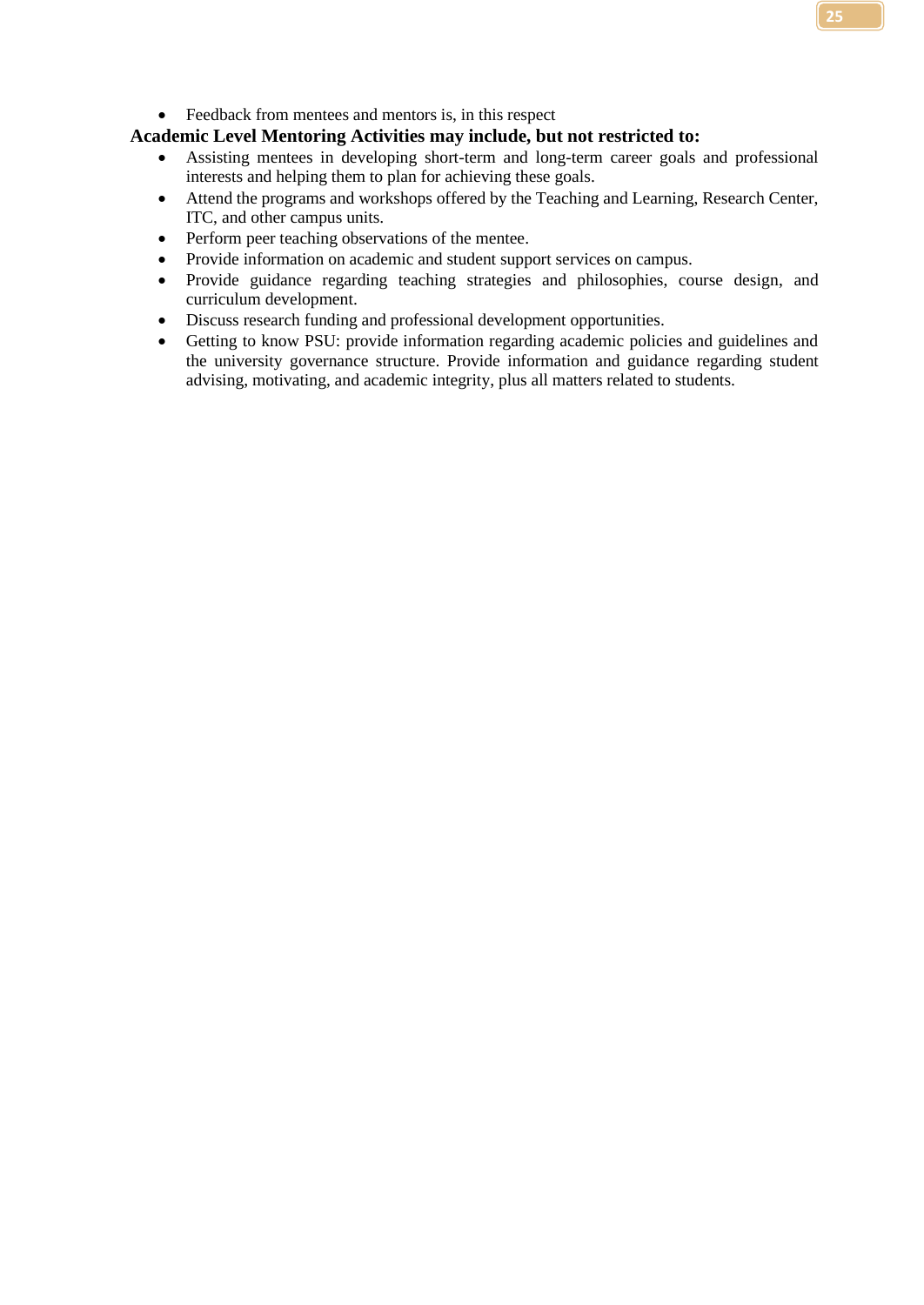- Feedback from mentees and mentors is, in this respect

**Academic Level Mentoring Activities may include, but not restricted to:**

- Assisting mentees in developing short-term and long-term career goals and professional interests and helping them to plan for achieving these goals.
- Attend the programs and workshops offered by the Teaching and Learning, Research Center, ITC, and other campus units.
- Perform peer teaching observations of the mentee.
- Provide information on academic and student support services on campus.
- Provide guidance regarding teaching strategies and philosophies, course design, and curriculum development.
- Discuss research funding and professional development opportunities.
- Getting to know PSU: provide information regarding academic policies and guidelines and the university governance structure. Provide information and guidance regarding student advising, motivating, and academic integrity, plus all matters related to students.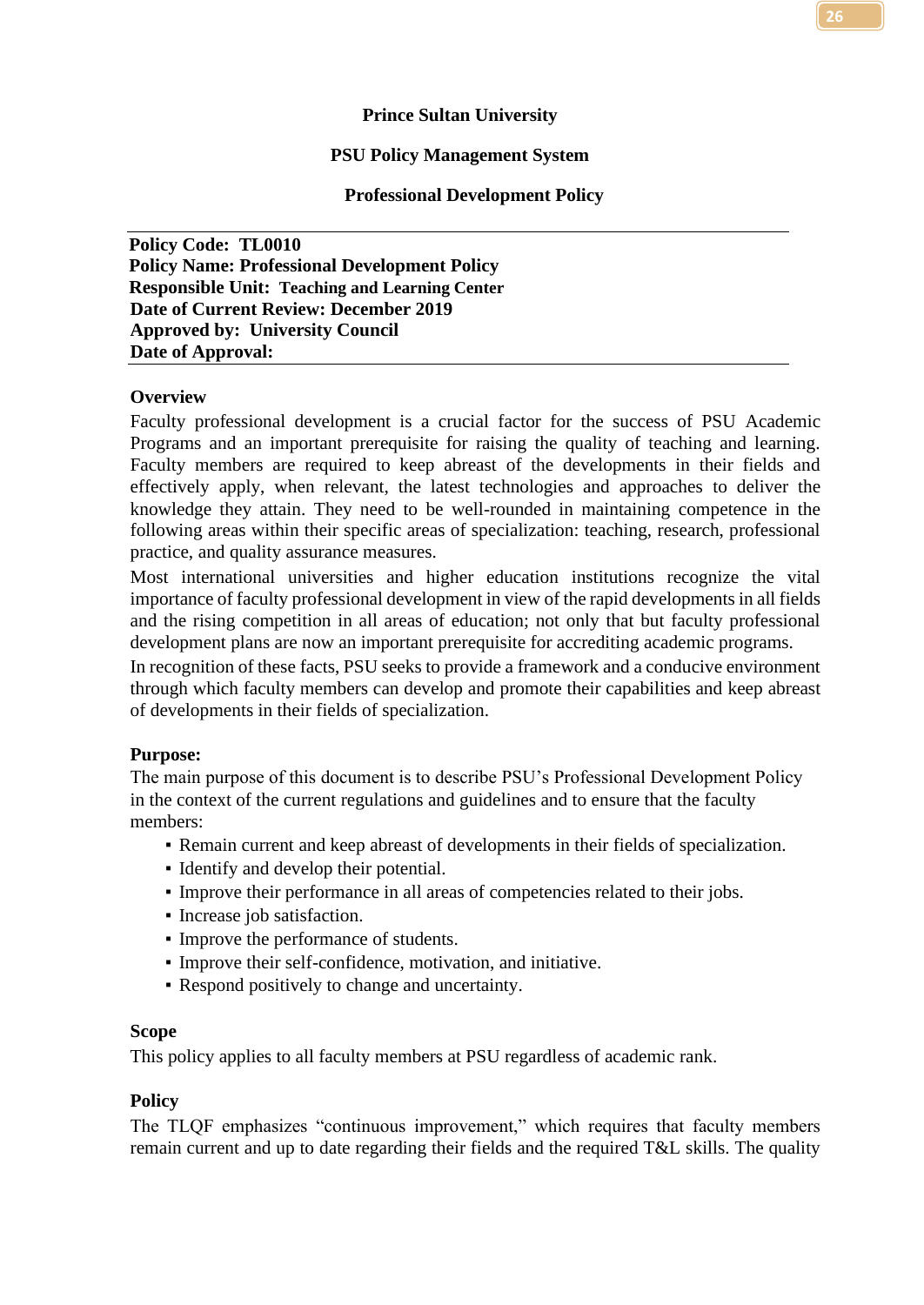**Prince Sultan University**

**PSU Policy Management System**

**Professional Development Policy**

---

**Policy Code: TL0010**
**Policy Name: Professional Development Policy**
**Responsible Unit: Teaching and Learning Center**
**Date of Current Review: December 2019**
**Approved by: University Council**
**Date of Approval:**

---

### Overview

Faculty professional development is a crucial factor for the success of PSU Academic Programs and an important prerequisite for raising the quality of teaching and learning. Faculty members are required to keep abreast of the developments in their fields and effectively apply, when relevant, the latest technologies and approaches to deliver the knowledge they attain. They need to be well-rounded in maintaining competence in the following areas within their specific areas of specialization: teaching, research, professional practice, and quality assurance measures.

Most international universities and higher education institutions recognize the vital importance of faculty professional development in view of the rapid developments in all fields and the rising competition in all areas of education; not only that but faculty professional development plans are now an important prerequisite for accrediting academic programs.

In recognition of these facts, PSU seeks to provide a framework and a conducive environment through which faculty members can develop and promote their capabilities and keep abreast of developments in their fields of specialization.

### Purpose:

The main purpose of this document is to describe PSU's Professional Development Policy in the context of the current regulations and guidelines and to ensure that the faculty members:

- Remain current and keep abreast of developments in their fields of specialization.
- Identify and develop their potential.
- Improve their performance in all areas of competencies related to their jobs.
- Increase job satisfaction.
- Improve the performance of students.
- Improve their self-confidence, motivation, and initiative.
- Respond positively to change and uncertainty.

### Scope

This policy applies to all faculty members at PSU regardless of academic rank.

### Policy

The TLQF emphasizes "continuous improvement," which requires that faculty members remain current and up to date regarding their fields and the required T&L skills. The quality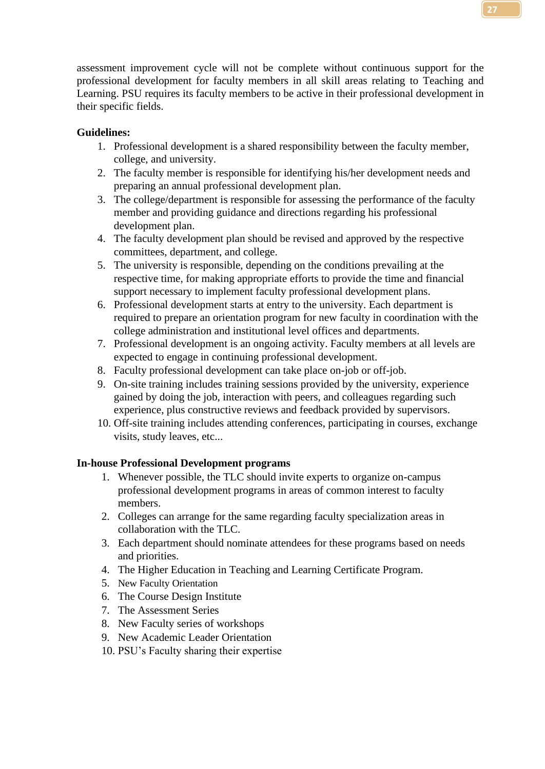assessment improvement cycle will not be complete without continuous support for the professional development for faculty members in all skill areas relating to Teaching and Learning. PSU requires its faculty members to be active in their professional development in their specific fields.

**Guidelines:**

1. Professional development is a shared responsibility between the faculty member, college, and university.
2. The faculty member is responsible for identifying his/her development needs and preparing an annual professional development plan.
3. The college/department is responsible for assessing the performance of the faculty member and providing guidance and directions regarding his professional development plan.
4. The faculty development plan should be revised and approved by the respective committees, department, and college.
5. The university is responsible, depending on the conditions prevailing at the respective time, for making appropriate efforts to provide the time and financial support necessary to implement faculty professional development plans.
6. Professional development starts at entry to the university. Each department is required to prepare an orientation program for new faculty in coordination with the college administration and institutional level offices and departments.
7. Professional development is an ongoing activity. Faculty members at all levels are expected to engage in continuing professional development.
8. Faculty professional development can take place on-job or off-job.
9. On-site training includes training sessions provided by the university, experience gained by doing the job, interaction with peers, and colleagues regarding such experience, plus constructive reviews and feedback provided by supervisors.
10. Off-site training includes attending conferences, participating in courses, exchange visits, study leaves, etc...

**In-house Professional Development programs**

1. Whenever possible, the TLC should invite experts to organize on-campus professional development programs in areas of common interest to faculty members.
2. Colleges can arrange for the same regarding faculty specialization areas in collaboration with the TLC.
3. Each department should nominate attendees for these programs based on needs and priorities.
4. The Higher Education in Teaching and Learning Certificate Program.
5. New Faculty Orientation
6. The Course Design Institute
7. The Assessment Series
8. New Faculty series of workshops
9. New Academic Leader Orientation
10. PSU's Faculty sharing their expertise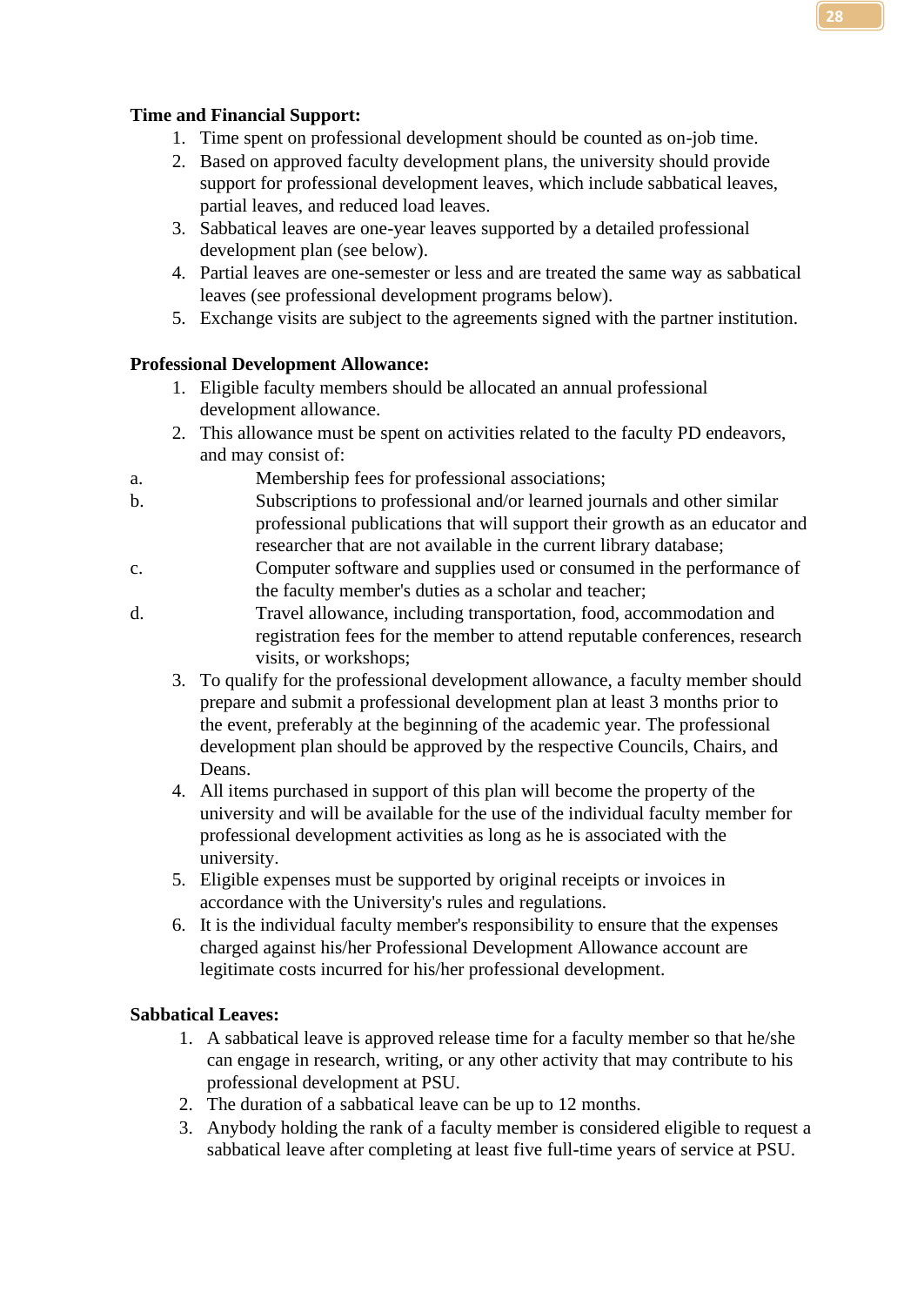**Time and Financial Support:**

1. Time spent on professional development should be counted as on-job time.
2. Based on approved faculty development plans, the university should provide support for professional development leaves, which include sabbatical leaves, partial leaves, and reduced load leaves.
3. Sabbatical leaves are one-year leaves supported by a detailed professional development plan (see below).
4. Partial leaves are one-semester or less and are treated the same way as sabbatical leaves (see professional development programs below).
5. Exchange visits are subject to the agreements signed with the partner institution.

**Professional Development Allowance:**

1. Eligible faculty members should be allocated an annual professional development allowance.
2. This allowance must be spent on activities related to the faculty PD endeavors, and may consist of:
   a. Membership fees for professional associations;
   b. Subscriptions to professional and/or learned journals and other similar professional publications that will support their growth as an educator and researcher that are not available in the current library database;
   c. Computer software and supplies used or consumed in the performance of the faculty member's duties as a scholar and teacher;
   d. Travel allowance, including transportation, food, accommodation and registration fees for the member to attend reputable conferences, research visits, or workshops;
3. To qualify for the professional development allowance, a faculty member should prepare and submit a professional development plan at least 3 months prior to the event, preferably at the beginning of the academic year. The professional development plan should be approved by the respective Councils, Chairs, and Deans.
4. All items purchased in support of this plan will become the property of the university and will be available for the use of the individual faculty member for professional development activities as long as he is associated with the university.
5. Eligible expenses must be supported by original receipts or invoices in accordance with the University's rules and regulations.
6. It is the individual faculty member's responsibility to ensure that the expenses charged against his/her Professional Development Allowance account are legitimate costs incurred for his/her professional development.

**Sabbatical Leaves:**

1. A sabbatical leave is approved release time for a faculty member so that he/she can engage in research, writing, or any other activity that may contribute to his professional development at PSU.
2. The duration of a sabbatical leave can be up to 12 months.
3. Anybody holding the rank of a faculty member is considered eligible to request a sabbatical leave after completing at least five full-time years of service at PSU.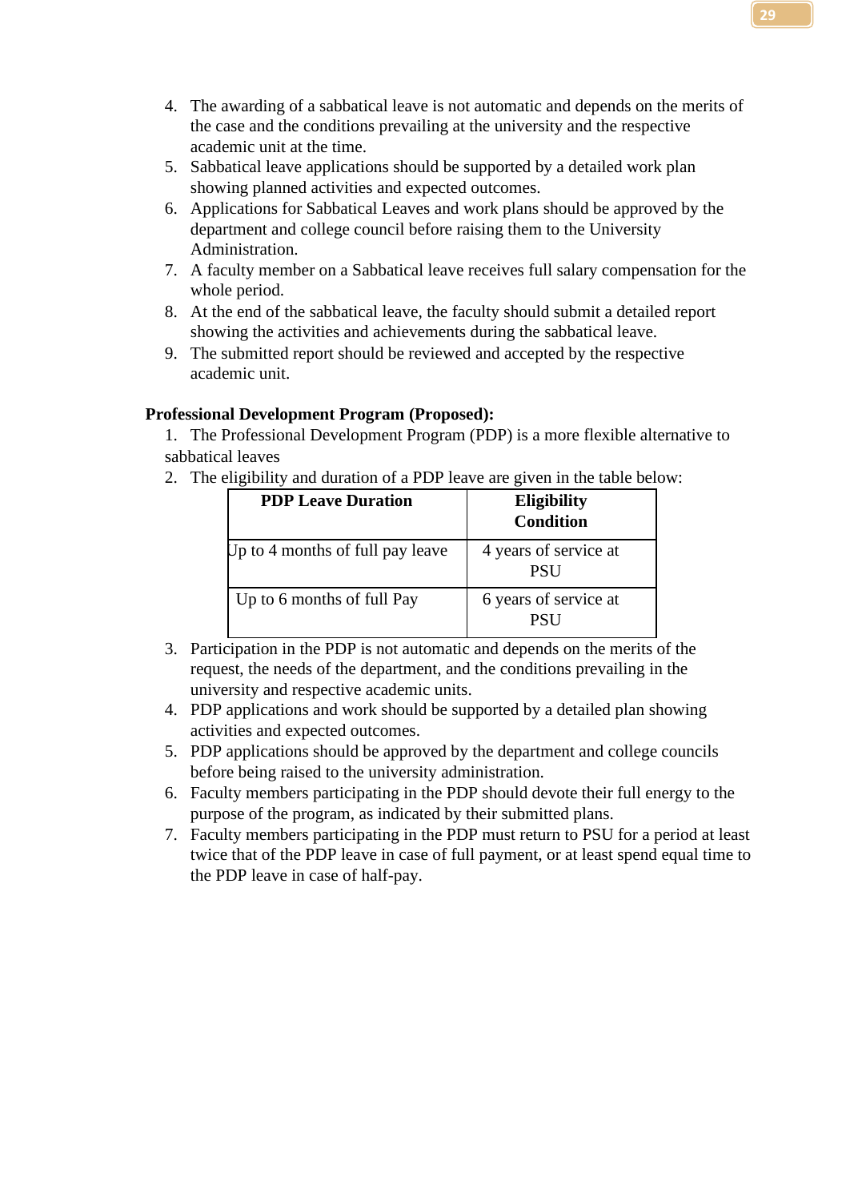4. The awarding of a sabbatical leave is not automatic and depends on the merits of the case and the conditions prevailing at the university and the respective academic unit at the time.
5. Sabbatical leave applications should be supported by a detailed work plan showing planned activities and expected outcomes.
6. Applications for Sabbatical Leaves and work plans should be approved by the department and college council before raising them to the University Administration.
7. A faculty member on a Sabbatical leave receives full salary compensation for the whole period.
8. At the end of the sabbatical leave, the faculty should submit a detailed report showing the activities and achievements during the sabbatical leave.
9. The submitted report should be reviewed and accepted by the respective academic unit.

**Professional Development Program (Proposed):**

1. The Professional Development Program (PDP) is a more flexible alternative to sabbatical leaves
2. The eligibility and duration of a PDP leave are given in the table below:

| PDP Leave Duration | Eligibility Condition |
| --- | --- |
| Up to 4 months of full pay leave | 4 years of service at PSU |
| Up to 6 months of full Pay | 6 years of service at PSU |

3. Participation in the PDP is not automatic and depends on the merits of the request, the needs of the department, and the conditions prevailing in the university and respective academic units.
4. PDP applications and work should be supported by a detailed plan showing activities and expected outcomes.
5. PDP applications should be approved by the department and college councils before being raised to the university administration.
6. Faculty members participating in the PDP should devote their full energy to the purpose of the program, as indicated by their submitted plans.
7. Faculty members participating in the PDP must return to PSU for a period at least twice that of the PDP leave in case of full payment, or at least spend equal time to the PDP leave in case of half-pay.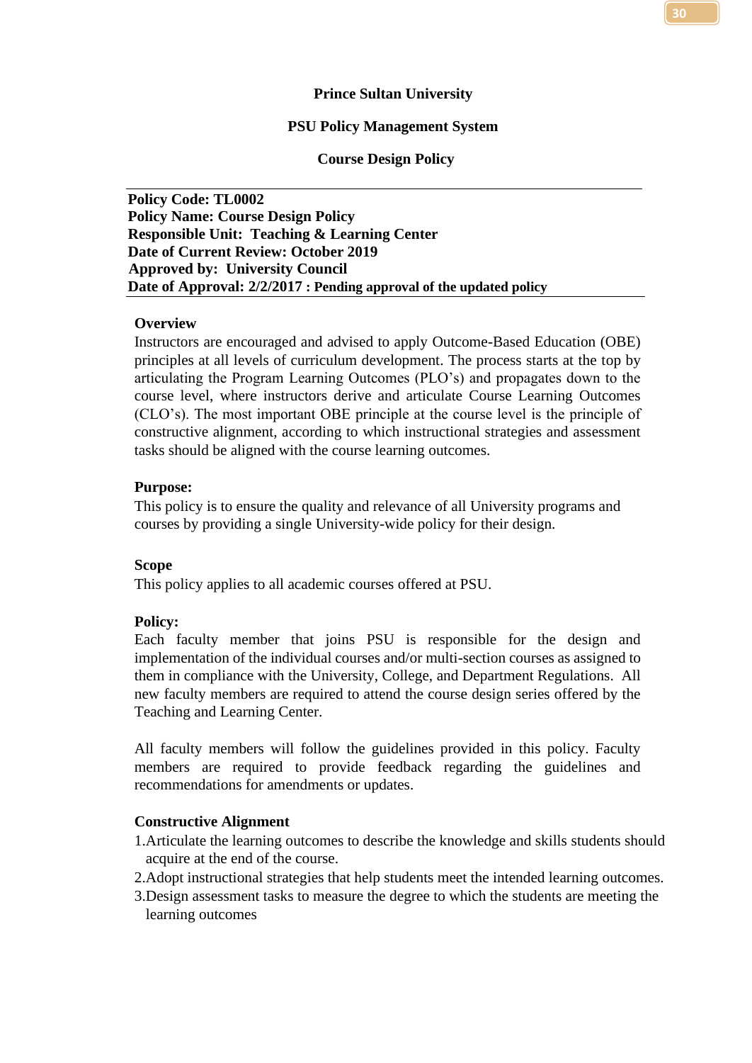**Prince Sultan University**

**PSU Policy Management System**

**Course Design Policy**

---

**Policy Code: TL0002**
**Policy Name: Course Design Policy**
**Responsible Unit: Teaching & Learning Center**
**Date of Current Review: October 2019**
**Approved by: University Council**
**Date of Approval: 2/2/2017 : Pending approval of the updated policy**

---

**Overview**

Instructors are encouraged and advised to apply Outcome-Based Education (OBE) principles at all levels of curriculum development. The process starts at the top by articulating the Program Learning Outcomes (PLO's) and propagates down to the course level, where instructors derive and articulate Course Learning Outcomes (CLO's). The most important OBE principle at the course level is the principle of constructive alignment, according to which instructional strategies and assessment tasks should be aligned with the course learning outcomes.

**Purpose:**

This policy is to ensure the quality and relevance of all University programs and courses by providing a single University-wide policy for their design.

**Scope**

This policy applies to all academic courses offered at PSU.

**Policy:**

Each faculty member that joins PSU is responsible for the design and implementation of the individual courses and/or multi-section courses as assigned to them in compliance with the University, College, and Department Regulations. All new faculty members are required to attend the course design series offered by the Teaching and Learning Center.

All faculty members will follow the guidelines provided in this policy. Faculty members are required to provide feedback regarding the guidelines and recommendations for amendments or updates.

**Constructive Alignment**

1. Articulate the learning outcomes to describe the knowledge and skills students should acquire at the end of the course.
2. Adopt instructional strategies that help students meet the intended learning outcomes.
3. Design assessment tasks to measure the degree to which the students are meeting the learning outcomes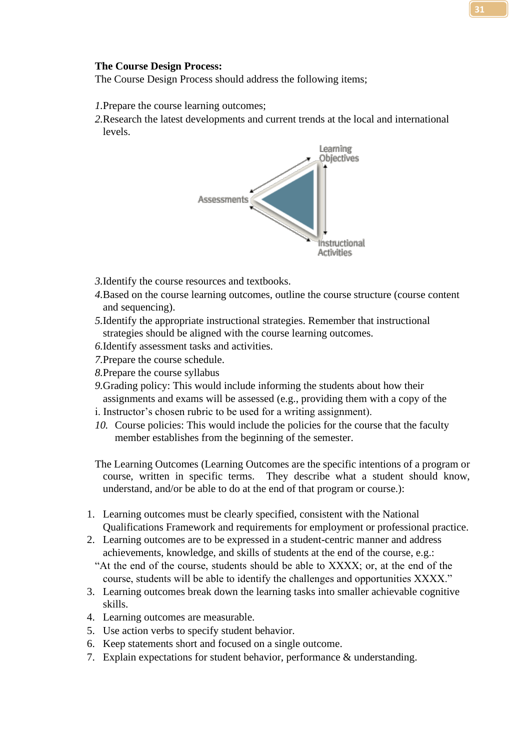**The Course Design Process:**

The Course Design Process should address the following items;

1. Prepare the course learning outcomes;
2. Research the latest developments and current trends at the local and international levels.
3. Identify the course resources and textbooks.
4. Based on the course learning outcomes, outline the course structure (course content and sequencing).
5. Identify the appropriate instructional strategies. Remember that instructional strategies should be aligned with the course learning outcomes.
6. Identify assessment tasks and activities.
7. Prepare the course schedule.
8. Prepare the course syllabus
9. Grading policy: This would include informing the students about how their assignments and exams will be assessed (e.g., providing them with a copy of the
   i. Instructor's chosen rubric to be used for a writing assignment).
10. Course policies: This would include the policies for the course that the faculty member establishes from the beginning of the semester.

The Learning Outcomes (Learning Outcomes are the specific intentions of a program or course, written in specific terms. They describe what a student should know, understand, and/or be able to do at the end of that program or course.):

1. Learning outcomes must be clearly specified, consistent with the National Qualifications Framework and requirements for employment or professional practice.
2. Learning outcomes are to be expressed in a student-centric manner and address achievements, knowledge, and skills of students at the end of the course, e.g.: "At the end of the course, students should be able to XXXX; or, at the end of the course, students will be able to identify the challenges and opportunities XXXX."
3. Learning outcomes break down the learning tasks into smaller achievable cognitive skills.
4. Learning outcomes are measurable.
5. Use action verbs to specify student behavior.
6. Keep statements short and focused on a single outcome.
7. Explain expectations for student behavior, performance & understanding.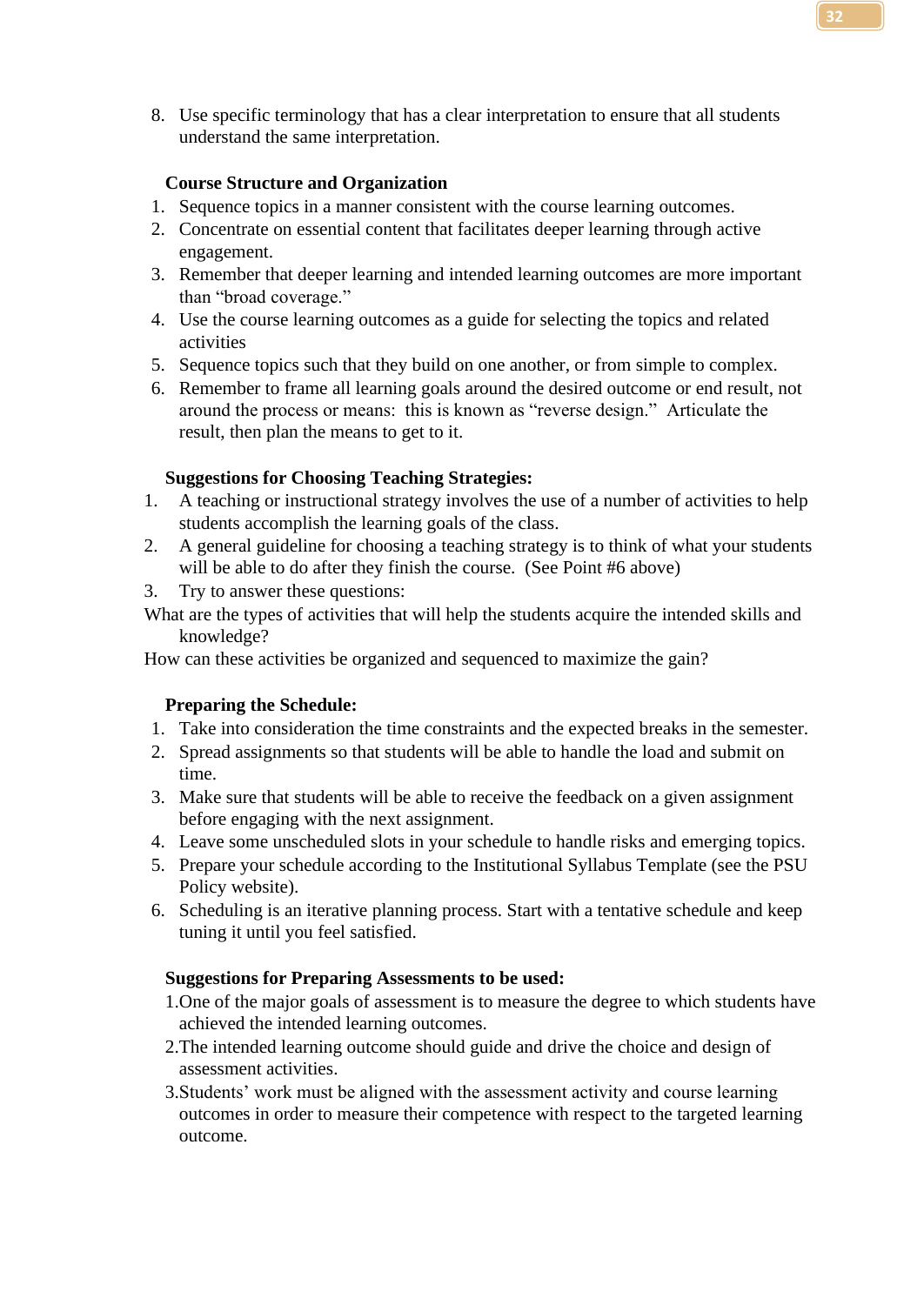8. Use specific terminology that has a clear interpretation to ensure that all students understand the same interpretation.

**Course Structure and Organization**

1. Sequence topics in a manner consistent with the course learning outcomes.
2. Concentrate on essential content that facilitates deeper learning through active engagement.
3. Remember that deeper learning and intended learning outcomes are more important than "broad coverage."
4. Use the course learning outcomes as a guide for selecting the topics and related activities
5. Sequence topics such that they build on one another, or from simple to complex.
6. Remember to frame all learning goals around the desired outcome or end result, not around the process or means: this is known as "reverse design." Articulate the result, then plan the means to get to it.

**Suggestions for Choosing Teaching Strategies:**

1. A teaching or instructional strategy involves the use of a number of activities to help students accomplish the learning goals of the class.
2. A general guideline for choosing a teaching strategy is to think of what your students will be able to do after they finish the course. (See Point #6 above)
3. Try to answer these questions:

What are the types of activities that will help the students acquire the intended skills and knowledge?

How can these activities be organized and sequenced to maximize the gain?

**Preparing the Schedule:**

1. Take into consideration the time constraints and the expected breaks in the semester.
2. Spread assignments so that students will be able to handle the load and submit on time.
3. Make sure that students will be able to receive the feedback on a given assignment before engaging with the next assignment.
4. Leave some unscheduled slots in your schedule to handle risks and emerging topics.
5. Prepare your schedule according to the Institutional Syllabus Template (see the PSU Policy website).
6. Scheduling is an iterative planning process. Start with a tentative schedule and keep tuning it until you feel satisfied.

**Suggestions for Preparing Assessments to be used:**

1. One of the major goals of assessment is to measure the degree to which students have achieved the intended learning outcomes.
2. The intended learning outcome should guide and drive the choice and design of assessment activities.
3. Students' work must be aligned with the assessment activity and course learning outcomes in order to measure their competence with respect to the targeted learning outcome.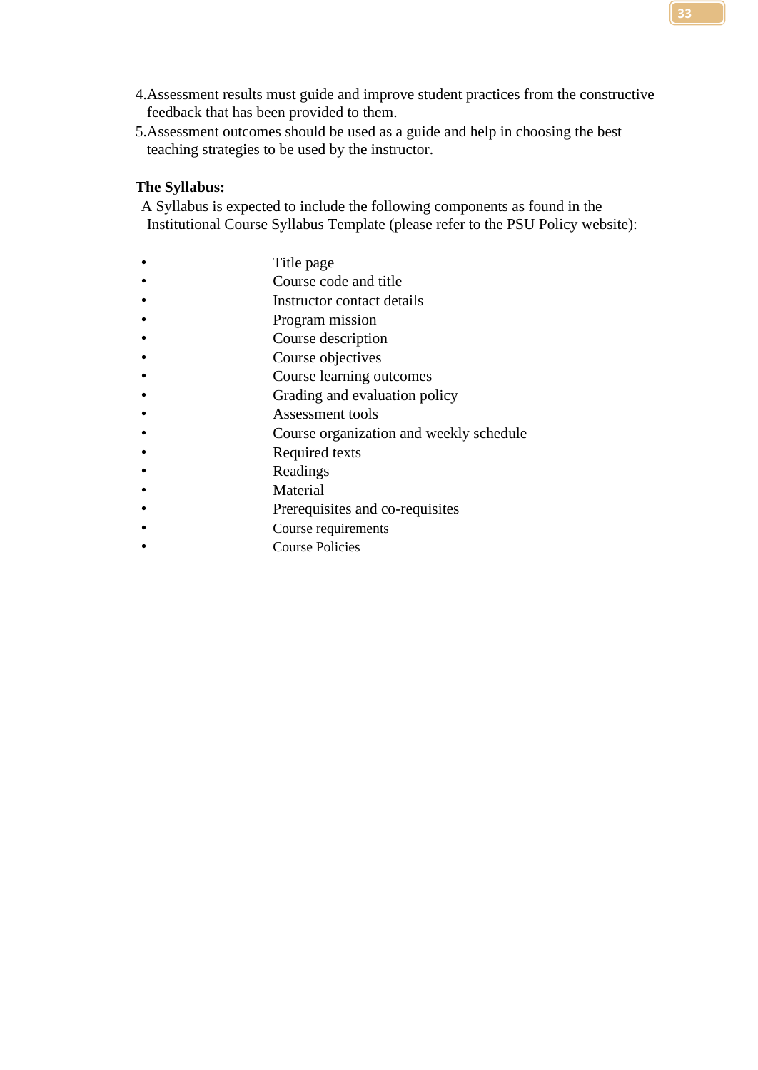4. Assessment results must guide and improve student practices from the constructive feedback that has been provided to them.
5. Assessment outcomes should be used as a guide and help in choosing the best teaching strategies to be used by the instructor.

**The Syllabus:**

A Syllabus is expected to include the following components as found in the Institutional Course Syllabus Template (please refer to the PSU Policy website):

- Title page
- Course code and title
- Instructor contact details
- Program mission
- Course description
- Course objectives
- Course learning outcomes
- Grading and evaluation policy
- Assessment tools
- Course organization and weekly schedule
- Required texts
- Readings
- Material
- Prerequisites and co-requisites
- Course requirements
- Course Policies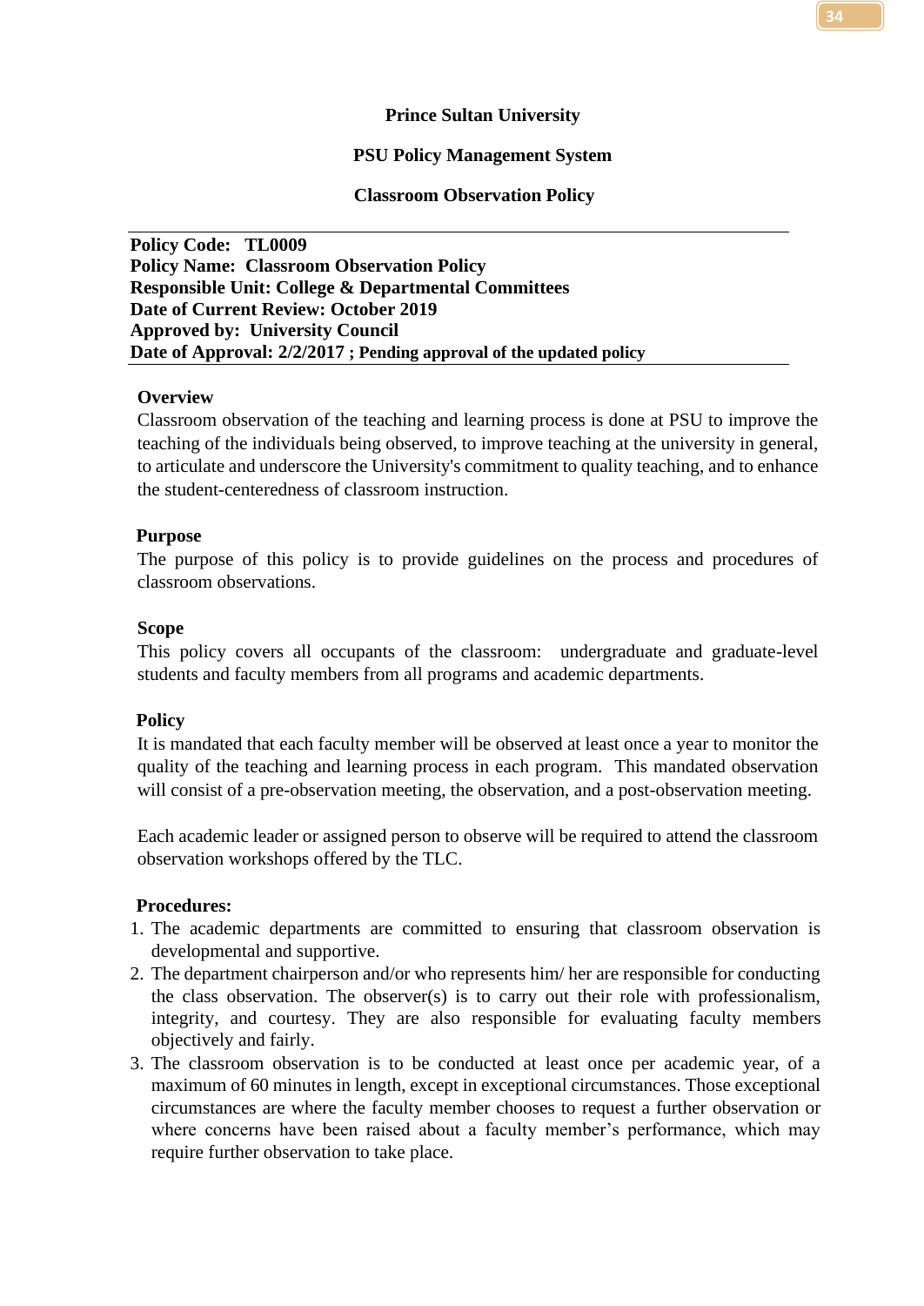**Prince Sultan University**

**PSU Policy Management System**

**Classroom Observation Policy**

---

**Policy Code: TL0009**
**Policy Name: Classroom Observation Policy**
**Responsible Unit: College & Departmental Committees**
**Date of Current Review: October 2019**
**Approved by: University Council**
**Date of Approval: 2/2/2017 ; Pending approval of the updated policy**

---

**Overview**

Classroom observation of the teaching and learning process is done at PSU to improve the teaching of the individuals being observed, to improve teaching at the university in general, to articulate and underscore the University's commitment to quality teaching, and to enhance the student-centeredness of classroom instruction.

**Purpose**

The purpose of this policy is to provide guidelines on the process and procedures of classroom observations.

**Scope**

This policy covers all occupants of the classroom: undergraduate and graduate-level students and faculty members from all programs and academic departments.

**Policy**

It is mandated that each faculty member will be observed at least once a year to monitor the quality of the teaching and learning process in each program. This mandated observation will consist of a pre-observation meeting, the observation, and a post-observation meeting.

Each academic leader or assigned person to observe will be required to attend the classroom observation workshops offered by the TLC.

**Procedures:**

1. The academic departments are committed to ensuring that classroom observation is developmental and supportive.
2. The department chairperson and/or who represents him/ her are responsible for conducting the class observation. The observer(s) is to carry out their role with professionalism, integrity, and courtesy. They are also responsible for evaluating faculty members objectively and fairly.
3. The classroom observation is to be conducted at least once per academic year, of a maximum of 60 minutes in length, except in exceptional circumstances. Those exceptional circumstances are where the faculty member chooses to request a further observation or where concerns have been raised about a faculty member's performance, which may require further observation to take place.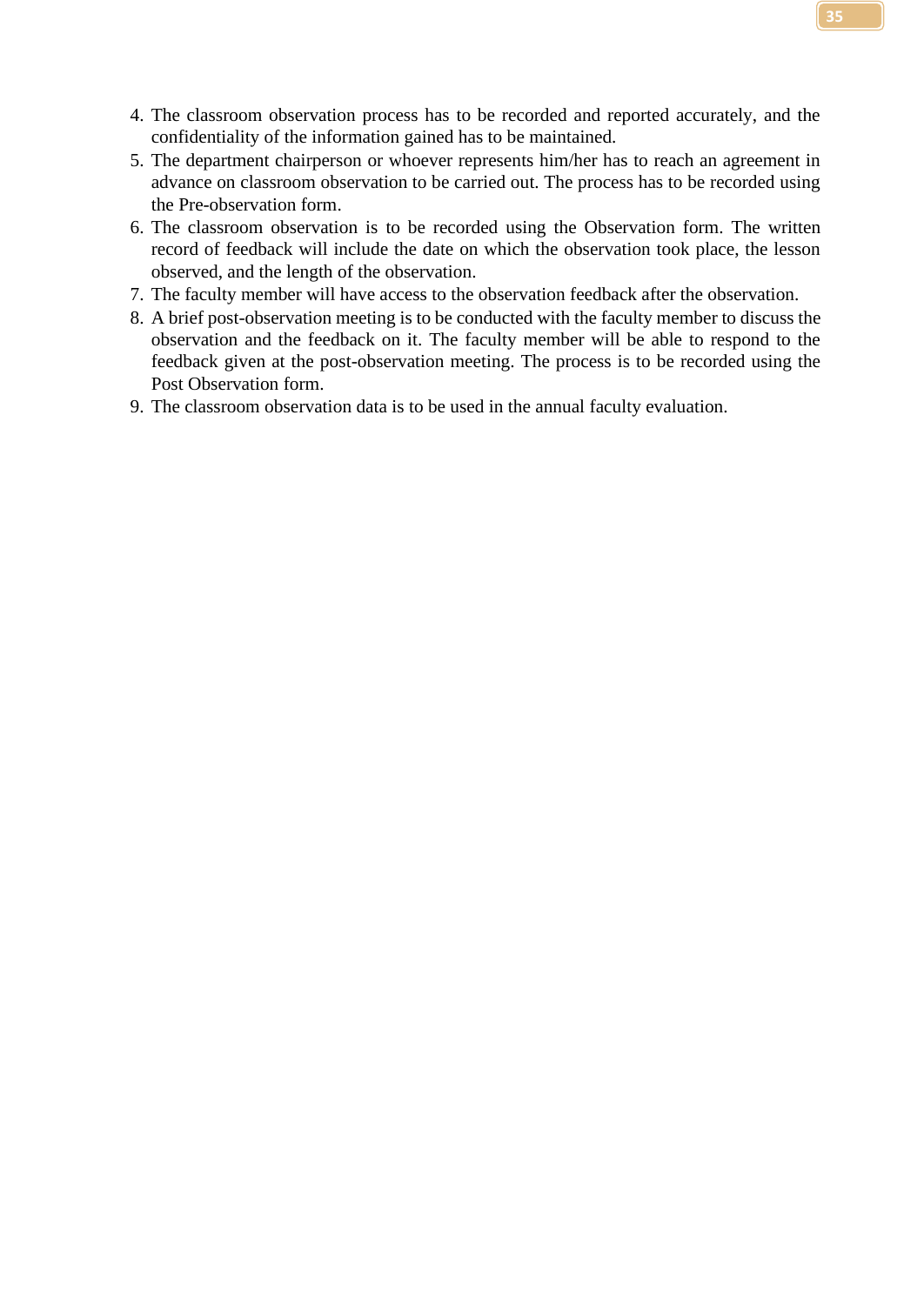4. The classroom observation process has to be recorded and reported accurately, and the confidentiality of the information gained has to be maintained.
5. The department chairperson or whoever represents him/her has to reach an agreement in advance on classroom observation to be carried out. The process has to be recorded using the Pre-observation form.
6. The classroom observation is to be recorded using the Observation form. The written record of feedback will include the date on which the observation took place, the lesson observed, and the length of the observation.
7. The faculty member will have access to the observation feedback after the observation.
8. A brief post-observation meeting is to be conducted with the faculty member to discuss the observation and the feedback on it. The faculty member will be able to respond to the feedback given at the post-observation meeting. The process is to be recorded using the Post Observation form.
9. The classroom observation data is to be used in the annual faculty evaluation.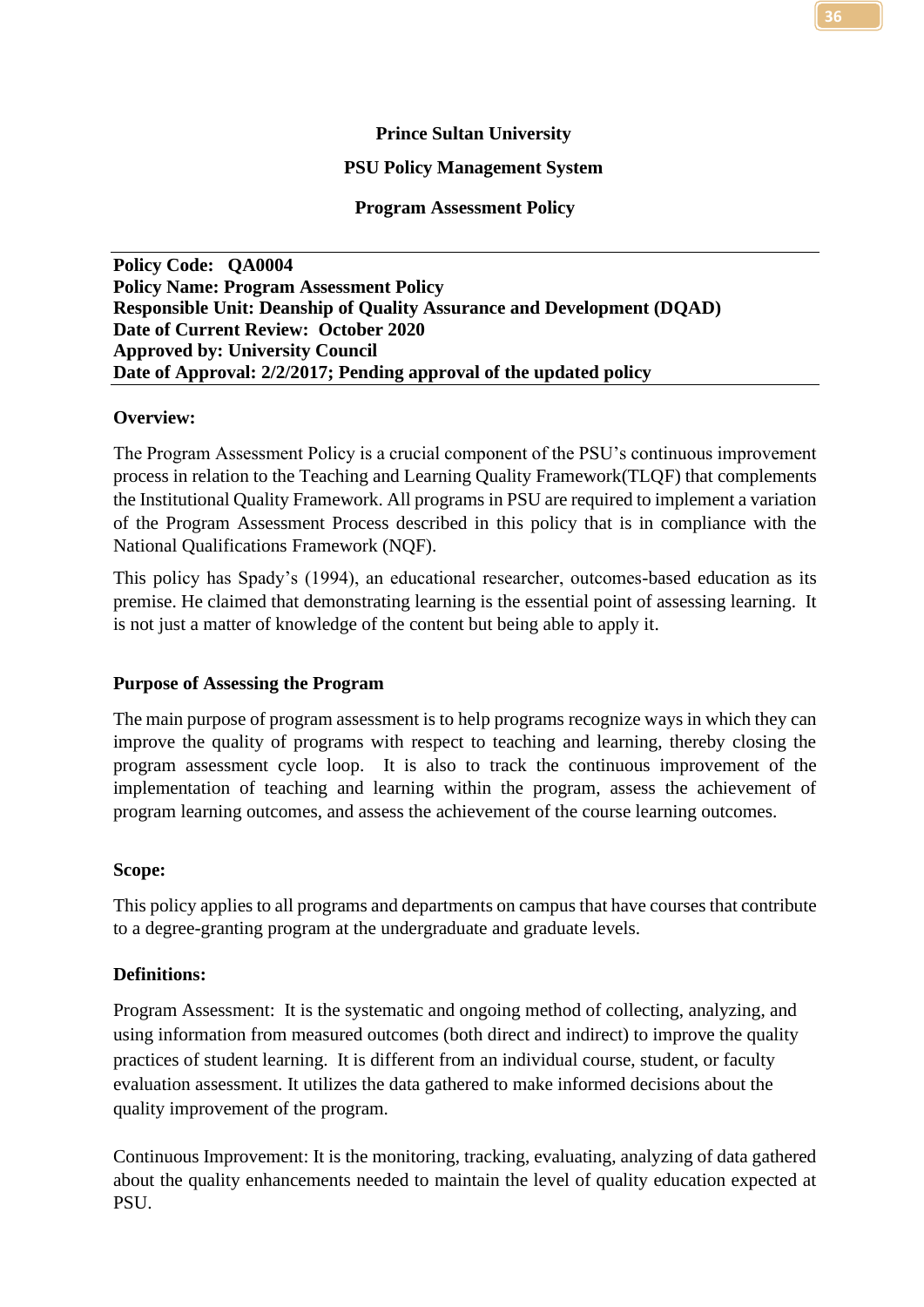**Prince Sultan University**

**PSU Policy Management System**

**Program Assessment Policy**

---

**Policy Code: QA0004**
**Policy Name: Program Assessment Policy**
**Responsible Unit: Deanship of Quality Assurance and Development (DQAD)**
**Date of Current Review: October 2020**
**Approved by: University Council**
**Date of Approval: 2/2/2017; Pending approval of the updated policy**

---

**Overview:**

The Program Assessment Policy is a crucial component of the PSU's continuous improvement process in relation to the Teaching and Learning Quality Framework(TLQF) that complements the Institutional Quality Framework. All programs in PSU are required to implement a variation of the Program Assessment Process described in this policy that is in compliance with the National Qualifications Framework (NQF).

This policy has Spady's (1994), an educational researcher, outcomes-based education as its premise. He claimed that demonstrating learning is the essential point of assessing learning. It is not just a matter of knowledge of the content but being able to apply it.

**Purpose of Assessing the Program**

The main purpose of program assessment is to help programs recognize ways in which they can improve the quality of programs with respect to teaching and learning, thereby closing the program assessment cycle loop. It is also to track the continuous improvement of the implementation of teaching and learning within the program, assess the achievement of program learning outcomes, and assess the achievement of the course learning outcomes.

**Scope:**

This policy applies to all programs and departments on campus that have courses that contribute to a degree-granting program at the undergraduate and graduate levels.

**Definitions:**

Program Assessment: It is the systematic and ongoing method of collecting, analyzing, and using information from measured outcomes (both direct and indirect) to improve the quality practices of student learning. It is different from an individual course, student, or faculty evaluation assessment. It utilizes the data gathered to make informed decisions about the quality improvement of the program.

Continuous Improvement: It is the monitoring, tracking, evaluating, analyzing of data gathered about the quality enhancements needed to maintain the level of quality education expected at PSU.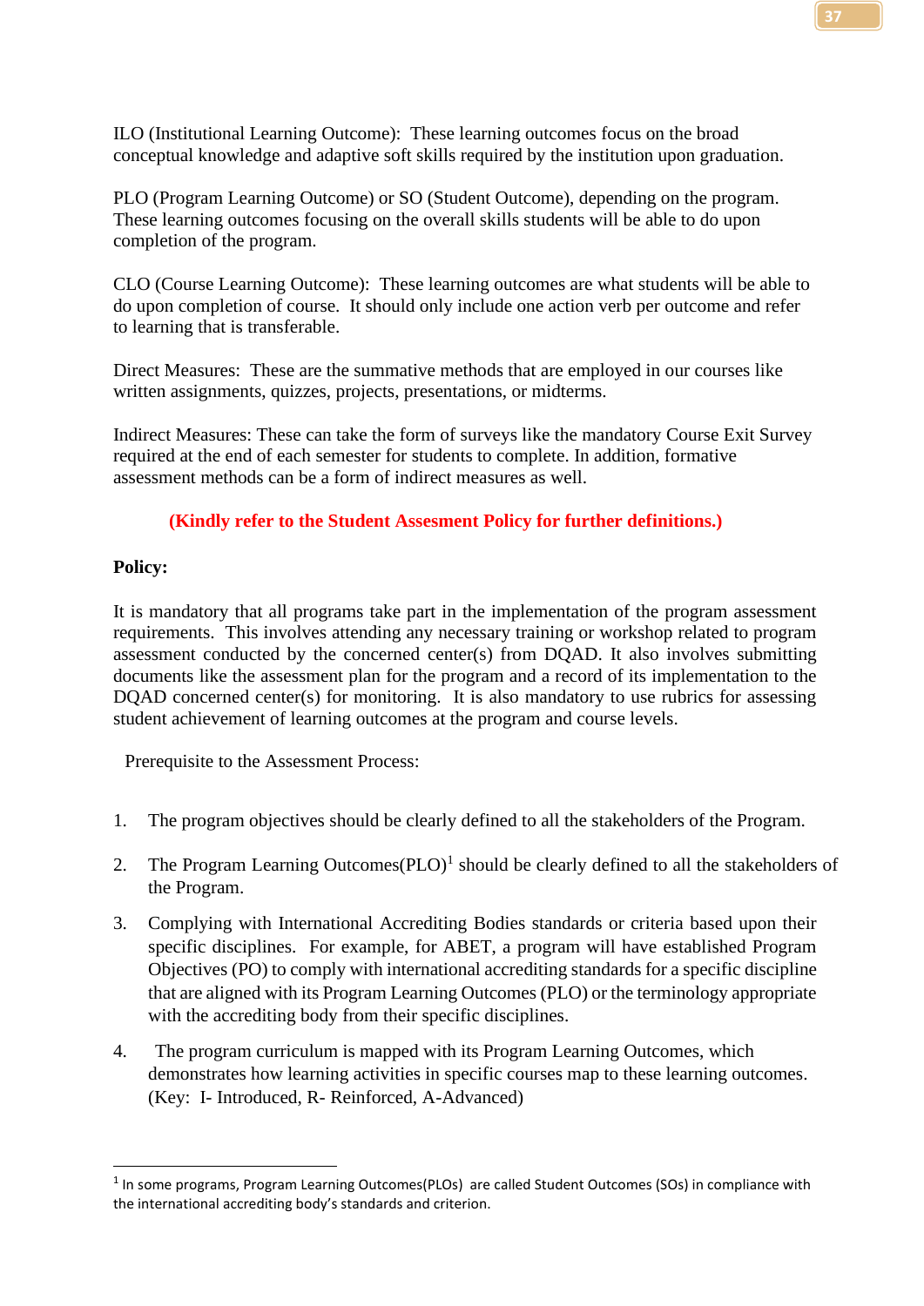ILO (Institutional Learning Outcome): These learning outcomes focus on the broad conceptual knowledge and adaptive soft skills required by the institution upon graduation.

PLO (Program Learning Outcome) or SO (Student Outcome), depending on the program. These learning outcomes focusing on the overall skills students will be able to do upon completion of the program.

CLO (Course Learning Outcome): These learning outcomes are what students will be able to do upon completion of course. It should only include one action verb per outcome and refer to learning that is transferable.

Direct Measures: These are the summative methods that are employed in our courses like written assignments, quizzes, projects, presentations, or midterms.

Indirect Measures: These can take the form of surveys like the mandatory Course Exit Survey required at the end of each semester for students to complete. In addition, formative assessment methods can be a form of indirect measures as well.

**(Kindly refer to the Student Assesment Policy for further definitions.)**

**Policy:**

It is mandatory that all programs take part in the implementation of the program assessment requirements. This involves attending any necessary training or workshop related to program assessment conducted by the concerned center(s) from DQAD. It also involves submitting documents like the assessment plan for the program and a record of its implementation to the DQAD concerned center(s) for monitoring. It is also mandatory to use rubrics for assessing student achievement of learning outcomes at the program and course levels.

Prerequisite to the Assessment Process:

1. The program objectives should be clearly defined to all the stakeholders of the Program.
2. The Program Learning Outcomes(PLO)[1] should be clearly defined to all the stakeholders of the Program.
3. Complying with International Accrediting Bodies standards or criteria based upon their specific disciplines. For example, for ABET, a program will have established Program Objectives (PO) to comply with international accrediting standards for a specific discipline that are aligned with its Program Learning Outcomes (PLO) or the terminology appropriate with the accrediting body from their specific disciplines.
4. The program curriculum is mapped with its Program Learning Outcomes, which demonstrates how learning activities in specific courses map to these learning outcomes. (Key: I- Introduced, R- Reinforced, A-Advanced)

---

[1] In some programs, Program Learning Outcomes(PLOs) are called Student Outcomes (SOs) in compliance with the international accrediting body's standards and criterion.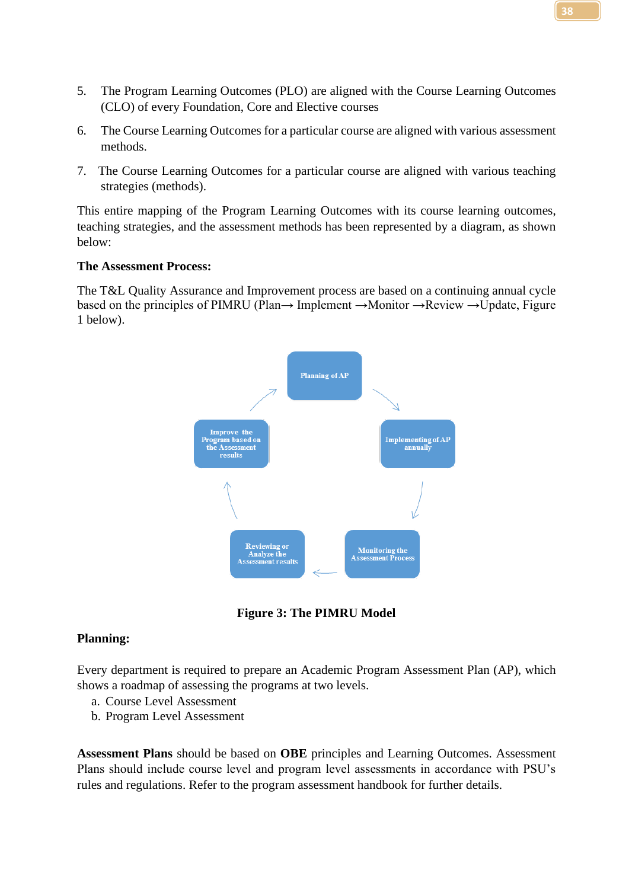5. The Program Learning Outcomes (PLO) are aligned with the Course Learning Outcomes (CLO) of every Foundation, Core and Elective courses

6. The Course Learning Outcomes for a particular course are aligned with various assessment methods.

7. The Course Learning Outcomes for a particular course are aligned with various teaching strategies (methods).

This entire mapping of the Program Learning Outcomes with its course learning outcomes, teaching strategies, and the assessment methods has been represented by a diagram, as shown below:

**The Assessment Process:**

The T&L Quality Assurance and Improvement process are based on a continuing annual cycle based on the principles of PIMRU (Plan→ Implement →Monitor →Review →Update, Figure 1 below).

Planning of AP → Implementing of AP annually → Monitoring the Assessment Process → Reviewing or Analyze the Assessment results → Improve the Program based on the Assessment results → Planning of AP

**Figure 3: The PIMRU Model**

**Planning:**

Every department is required to prepare an Academic Program Assessment Plan (AP), which shows a roadmap of assessing the programs at two levels.

a. Course Level Assessment
b. Program Level Assessment

**Assessment Plans** should be based on **OBE** principles and Learning Outcomes. Assessment Plans should include course level and program level assessments in accordance with PSU's rules and regulations. Refer to the program assessment handbook for further details.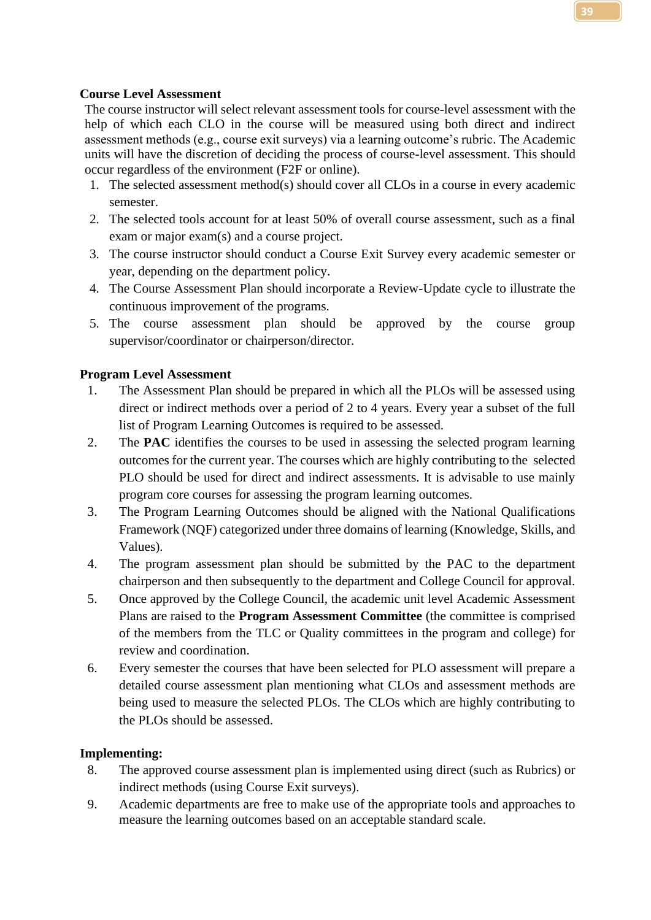**Course Level Assessment**

The course instructor will select relevant assessment tools for course-level assessment with the help of which each CLO in the course will be measured using both direct and indirect assessment methods (e.g., course exit surveys) via a learning outcome's rubric. The Academic units will have the discretion of deciding the process of course-level assessment. This should occur regardless of the environment (F2F or online).

1. The selected assessment method(s) should cover all CLOs in a course in every academic semester.
2. The selected tools account for at least 50% of overall course assessment, such as a final exam or major exam(s) and a course project.
3. The course instructor should conduct a Course Exit Survey every academic semester or year, depending on the department policy.
4. The Course Assessment Plan should incorporate a Review-Update cycle to illustrate the continuous improvement of the programs.
5. The course assessment plan should be approved by the course group supervisor/coordinator or chairperson/director.

**Program Level Assessment**

1. The Assessment Plan should be prepared in which all the PLOs will be assessed using direct or indirect methods over a period of 2 to 4 years. Every year a subset of the full list of Program Learning Outcomes is required to be assessed.
2. The **PAC** identifies the courses to be used in assessing the selected program learning outcomes for the current year. The courses which are highly contributing to the selected PLO should be used for direct and indirect assessments. It is advisable to use mainly program core courses for assessing the program learning outcomes.
3. The Program Learning Outcomes should be aligned with the National Qualifications Framework (NQF) categorized under three domains of learning (Knowledge, Skills, and Values).
4. The program assessment plan should be submitted by the PAC to the department chairperson and then subsequently to the department and College Council for approval.
5. Once approved by the College Council, the academic unit level Academic Assessment Plans are raised to the **Program Assessment Committee** (the committee is comprised of the members from the TLC or Quality committees in the program and college) for review and coordination.
6. Every semester the courses that have been selected for PLO assessment will prepare a detailed course assessment plan mentioning what CLOs and assessment methods are being used to measure the selected PLOs. The CLOs which are highly contributing to the PLOs should be assessed.

**Implementing:**

8. The approved course assessment plan is implemented using direct (such as Rubrics) or indirect methods (using Course Exit surveys).
9. Academic departments are free to make use of the appropriate tools and approaches to measure the learning outcomes based on an acceptable standard scale.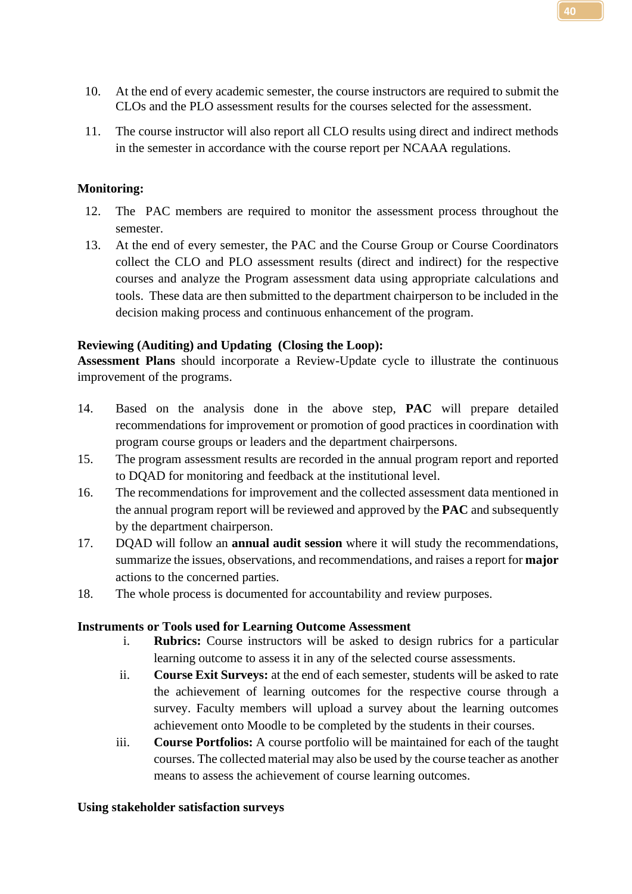10. At the end of every academic semester, the course instructors are required to submit the CLOs and the PLO assessment results for the courses selected for the assessment.
11. The course instructor will also report all CLO results using direct and indirect methods in the semester in accordance with the course report per NCAAA regulations.

**Monitoring:**

12. The PAC members are required to monitor the assessment process throughout the semester.
13. At the end of every semester, the PAC and the Course Group or Course Coordinators collect the CLO and PLO assessment results (direct and indirect) for the respective courses and analyze the Program assessment data using appropriate calculations and tools. These data are then submitted to the department chairperson to be included in the decision making process and continuous enhancement of the program.

**Reviewing (Auditing) and Updating (Closing the Loop):**
**Assessment Plans** should incorporate a Review-Update cycle to illustrate the continuous improvement of the programs.

14. Based on the analysis done in the above step, **PAC** will prepare detailed recommendations for improvement or promotion of good practices in coordination with program course groups or leaders and the department chairpersons.
15. The program assessment results are recorded in the annual program report and reported to DQAD for monitoring and feedback at the institutional level.
16. The recommendations for improvement and the collected assessment data mentioned in the annual program report will be reviewed and approved by the **PAC** and subsequently by the department chairperson.
17. DQAD will follow an **annual audit session** where it will study the recommendations, summarize the issues, observations, and recommendations, and raises a report for **major** actions to the concerned parties.
18. The whole process is documented for accountability and review purposes.

**Instruments or Tools used for Learning Outcome Assessment**

i. **Rubrics:** Course instructors will be asked to design rubrics for a particular learning outcome to assess it in any of the selected course assessments.

ii. **Course Exit Surveys:** at the end of each semester, students will be asked to rate the achievement of learning outcomes for the respective course through a survey. Faculty members will upload a survey about the learning outcomes achievement onto Moodle to be completed by the students in their courses.

iii. **Course Portfolios:** A course portfolio will be maintained for each of the taught courses. The collected material may also be used by the course teacher as another means to assess the achievement of course learning outcomes.

**Using stakeholder satisfaction surveys**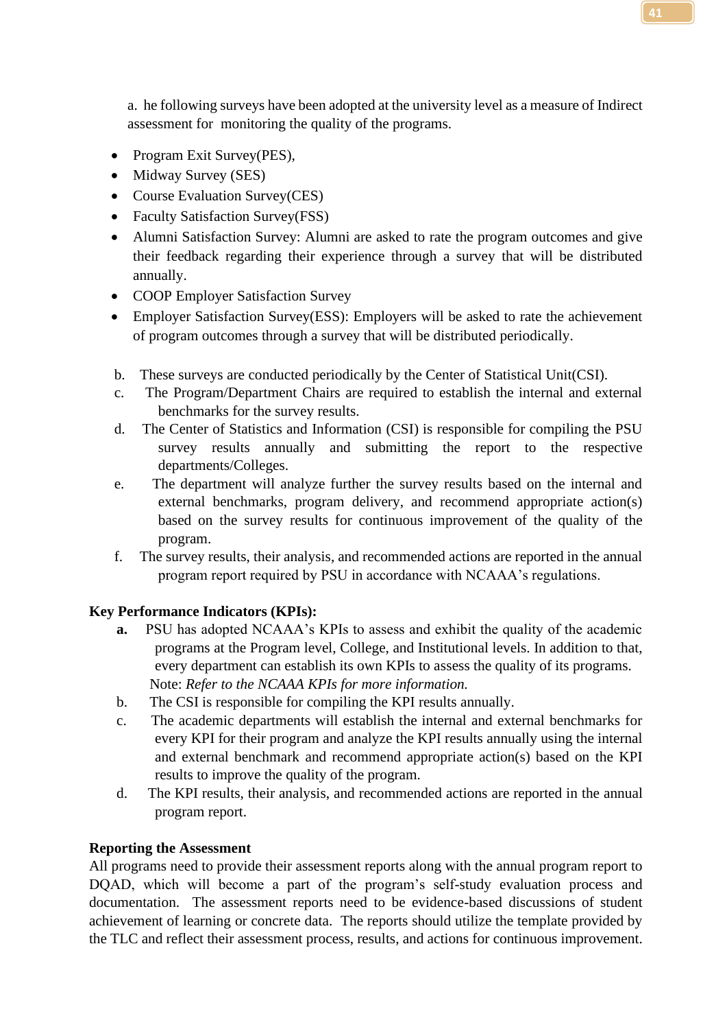a. he following surveys have been adopted at the university level as a measure of Indirect assessment for monitoring the quality of the programs.

- Program Exit Survey(PES),
- Midway Survey (SES)
- Course Evaluation Survey(CES)
- Faculty Satisfaction Survey(FSS)
- Alumni Satisfaction Survey: Alumni are asked to rate the program outcomes and give their feedback regarding their experience through a survey that will be distributed annually.
- COOP Employer Satisfaction Survey
- Employer Satisfaction Survey(ESS): Employers will be asked to rate the achievement of program outcomes through a survey that will be distributed periodically.

b. These surveys are conducted periodically by the Center of Statistical Unit(CSI).

c. The Program/Department Chairs are required to establish the internal and external benchmarks for the survey results.

d. The Center of Statistics and Information (CSI) is responsible for compiling the PSU survey results annually and submitting the report to the respective departments/Colleges.

e. The department will analyze further the survey results based on the internal and external benchmarks, program delivery, and recommend appropriate action(s) based on the survey results for continuous improvement of the quality of the program.

f. The survey results, their analysis, and recommended actions are reported in the annual program report required by PSU in accordance with NCAAA's regulations.

**Key Performance Indicators (KPIs):**

**a.** PSU has adopted NCAAA's KPIs to assess and exhibit the quality of the academic programs at the Program level, College, and Institutional levels. In addition to that, every department can establish its own KPIs to assess the quality of its programs.
Note: *Refer to the NCAAA KPIs for more information.*

b. The CSI is responsible for compiling the KPI results annually.

c. The academic departments will establish the internal and external benchmarks for every KPI for their program and analyze the KPI results annually using the internal and external benchmark and recommend appropriate action(s) based on the KPI results to improve the quality of the program.

d. The KPI results, their analysis, and recommended actions are reported in the annual program report.

**Reporting the Assessment**

All programs need to provide their assessment reports along with the annual program report to DQAD, which will become a part of the program's self-study evaluation process and documentation. The assessment reports need to be evidence-based discussions of student achievement of learning or concrete data. The reports should utilize the template provided by the TLC and reflect their assessment process, results, and actions for continuous improvement.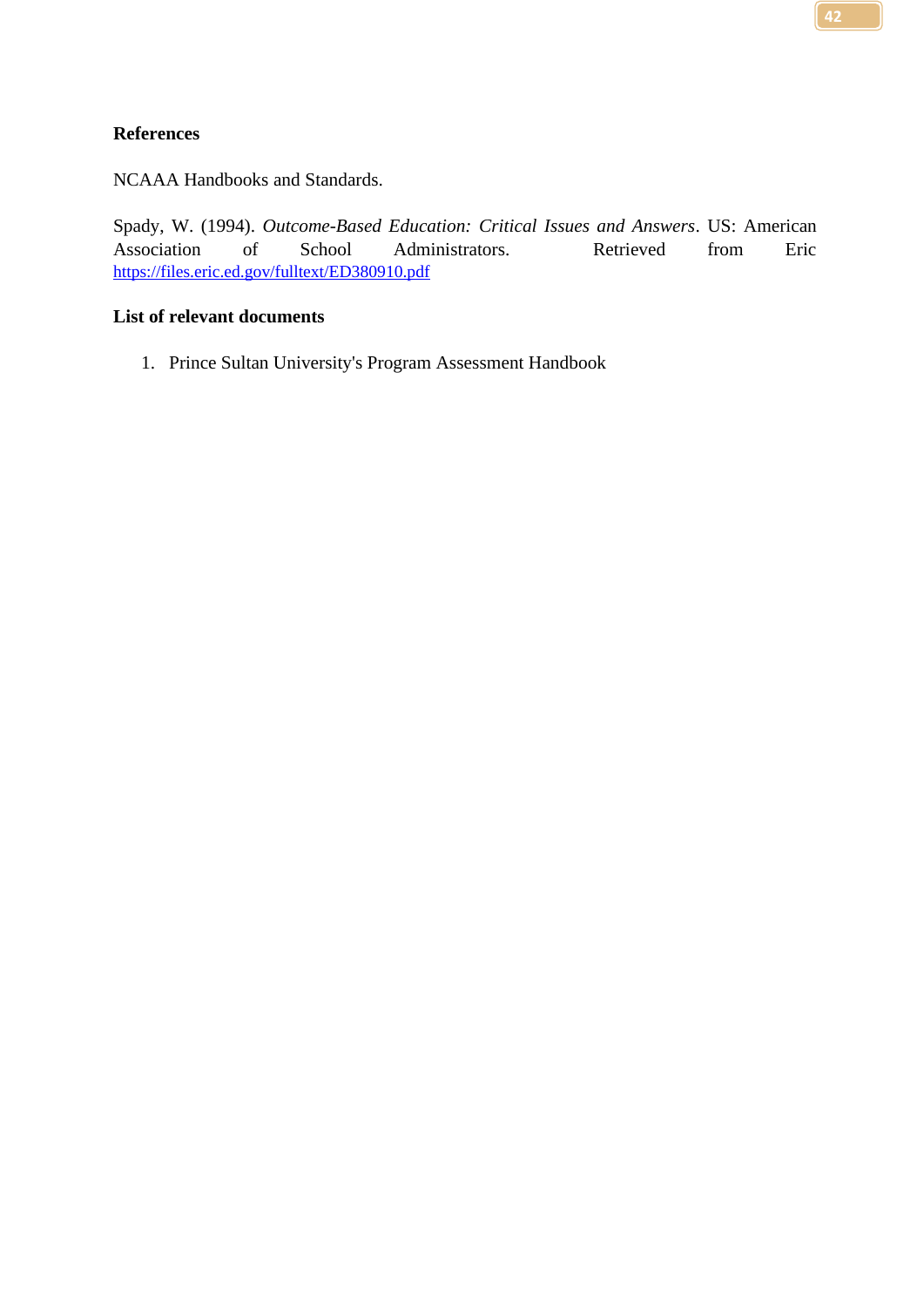## References

NCAAA Handbooks and Standards.

Spady, W. (1994). *Outcome-Based Education: Critical Issues and Answers*. US: American Association of School Administrators. Retrieved from Eric https://files.eric.ed.gov/fulltext/ED380910.pdf

## List of relevant documents

1. Prince Sultan University's Program Assessment Handbook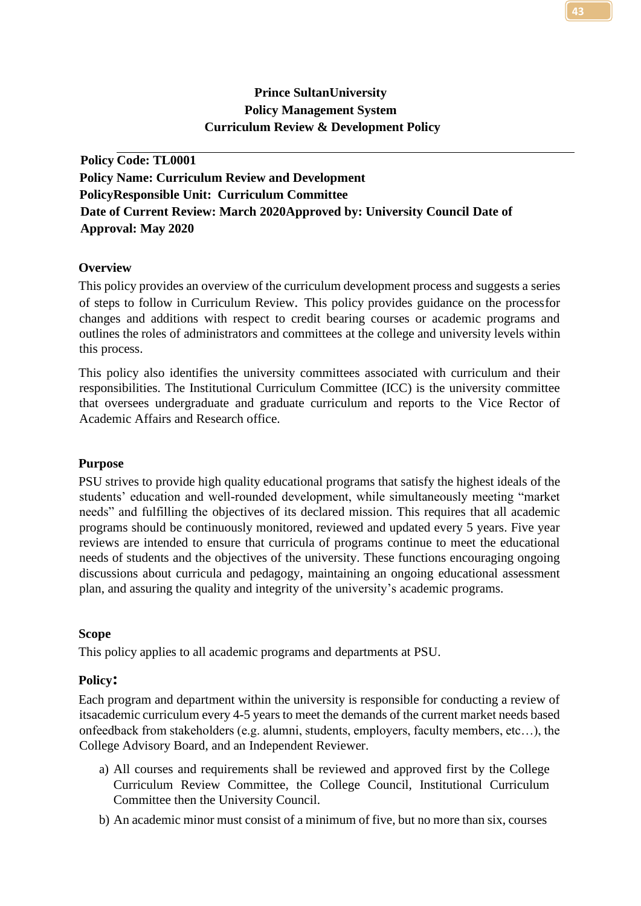**Prince SultanUniversity**
**Policy Management System**
**Curriculum Review & Development Policy**

---

**Policy Code: TL0001**
**Policy Name: Curriculum Review and Development**
**PolicyResponsible Unit: Curriculum Committee**
**Date of Current Review: March 2020Approved by: University Council Date of Approval: May 2020**

## Overview

This policy provides an overview of the curriculum development process and suggests a series of steps to follow in Curriculum Review. This policy provides guidance on the processfor changes and additions with respect to credit bearing courses or academic programs and outlines the roles of administrators and committees at the college and university levels within this process.

This policy also identifies the university committees associated with curriculum and their responsibilities. The Institutional Curriculum Committee (ICC) is the university committee that oversees undergraduate and graduate curriculum and reports to the Vice Rector of Academic Affairs and Research office.

## Purpose

PSU strives to provide high quality educational programs that satisfy the highest ideals of the students' education and well-rounded development, while simultaneously meeting "market needs" and fulfilling the objectives of its declared mission. This requires that all academic programs should be continuously monitored, reviewed and updated every 5 years. Five year reviews are intended to ensure that curricula of programs continue to meet the educational needs of students and the objectives of the university. These functions encouraging ongoing discussions about curricula and pedagogy, maintaining an ongoing educational assessment plan, and assuring the quality and integrity of the university's academic programs.

## Scope

This policy applies to all academic programs and departments at PSU.

## Policy:

Each program and department within the university is responsible for conducting a review of itsacademic curriculum every 4-5 years to meet the demands of the current market needs based onfeedback from stakeholders (e.g. alumni, students, employers, faculty members, etc…), the College Advisory Board, and an Independent Reviewer.

a) All courses and requirements shall be reviewed and approved first by the College Curriculum Review Committee, the College Council, Institutional Curriculum Committee then the University Council.

b) An academic minor must consist of a minimum of five, but no more than six, courses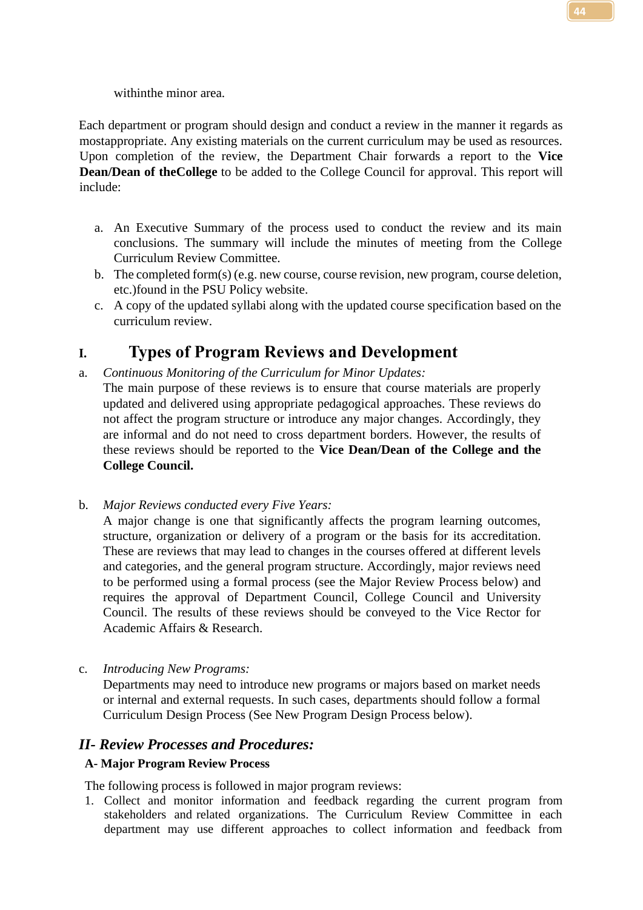withinthe minor area.

Each department or program should design and conduct a review in the manner it regards as mostappropriate. Any existing materials on the current curriculum may be used as resources. Upon completion of the review, the Department Chair forwards a report to the **Vice Dean/Dean of theCollege** to be added to the College Council for approval. This report will include:

a. An Executive Summary of the process used to conduct the review and its main conclusions. The summary will include the minutes of meeting from the College Curriculum Review Committee.
b. The completed form(s) (e.g. new course, course revision, new program, course deletion, etc.)found in the PSU Policy website.
c. A copy of the updated syllabi along with the updated course specification based on the curriculum review.

## I. Types of Program Reviews and Development

a. *Continuous Monitoring of the Curriculum for Minor Updates:*
   The main purpose of these reviews is to ensure that course materials are properly updated and delivered using appropriate pedagogical approaches. These reviews do not affect the program structure or introduce any major changes. Accordingly, they are informal and do not need to cross department borders. However, the results of these reviews should be reported to the **Vice Dean/Dean of the College and the College Council.**

b. *Major Reviews conducted every Five Years:*
   A major change is one that significantly affects the program learning outcomes, structure, organization or delivery of a program or the basis for its accreditation. These are reviews that may lead to changes in the courses offered at different levels and categories, and the general program structure. Accordingly, major reviews need to be performed using a formal process (see the Major Review Process below) and requires the approval of Department Council, College Council and University Council. The results of these reviews should be conveyed to the Vice Rector for Academic Affairs & Research.

c. *Introducing New Programs:*
   Departments may need to introduce new programs or majors based on market needs or internal and external requests. In such cases, departments should follow a formal Curriculum Design Process (See New Program Design Process below).

## *II- Review Processes and Procedures:*

### A- Major Program Review Process

The following process is followed in major program reviews:

1. Collect and monitor information and feedback regarding the current program from stakeholders and related organizations. The Curriculum Review Committee in each department may use different approaches to collect information and feedback from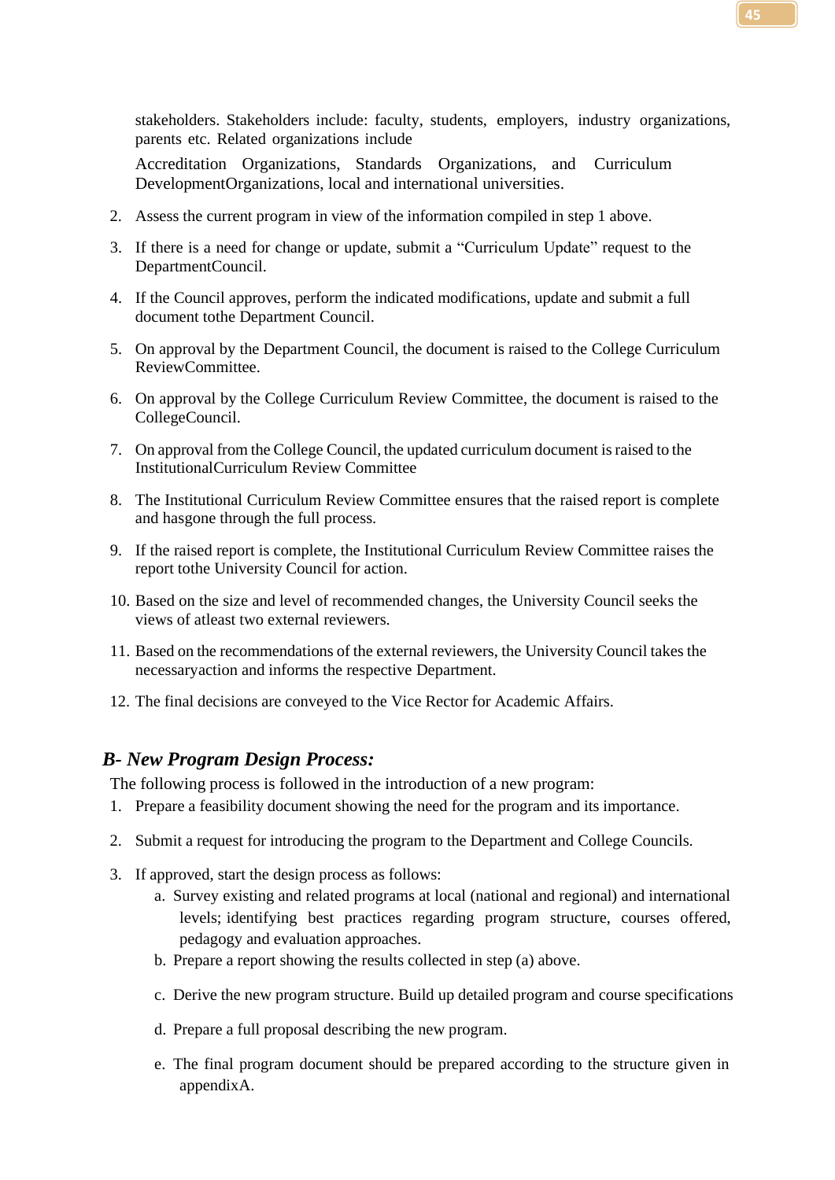stakeholders. Stakeholders include: faculty, students, employers, industry organizations, parents etc. Related organizations include

Accreditation Organizations, Standards Organizations, and Curriculum DevelopmentOrganizations, local and international universities.

2. Assess the current program in view of the information compiled in step 1 above.
3. If there is a need for change or update, submit a "Curriculum Update" request to the DepartmentCouncil.
4. If the Council approves, perform the indicated modifications, update and submit a full document tothe Department Council.
5. On approval by the Department Council, the document is raised to the College Curriculum ReviewCommittee.
6. On approval by the College Curriculum Review Committee, the document is raised to the CollegeCouncil.
7. On approval from the College Council, the updated curriculum document is raised to the InstitutionalCurriculum Review Committee
8. The Institutional Curriculum Review Committee ensures that the raised report is complete and hasgone through the full process.
9. If the raised report is complete, the Institutional Curriculum Review Committee raises the report tothe University Council for action.
10. Based on the size and level of recommended changes, the University Council seeks the views of atleast two external reviewers.
11. Based on the recommendations of the external reviewers, the University Council takes the necessaryaction and informs the respective Department.
12. The final decisions are conveyed to the Vice Rector for Academic Affairs.

### *B- New Program Design Process:*

The following process is followed in the introduction of a new program:

1. Prepare a feasibility document showing the need for the program and its importance.
2. Submit a request for introducing the program to the Department and College Councils.
3. If approved, start the design process as follows:
   a. Survey existing and related programs at local (national and regional) and international levels; identifying best practices regarding program structure, courses offered, pedagogy and evaluation approaches.
   b. Prepare a report showing the results collected in step (a) above.
   c. Derive the new program structure. Build up detailed program and course specifications
   d. Prepare a full proposal describing the new program.
   e. The final program document should be prepared according to the structure given in appendixA.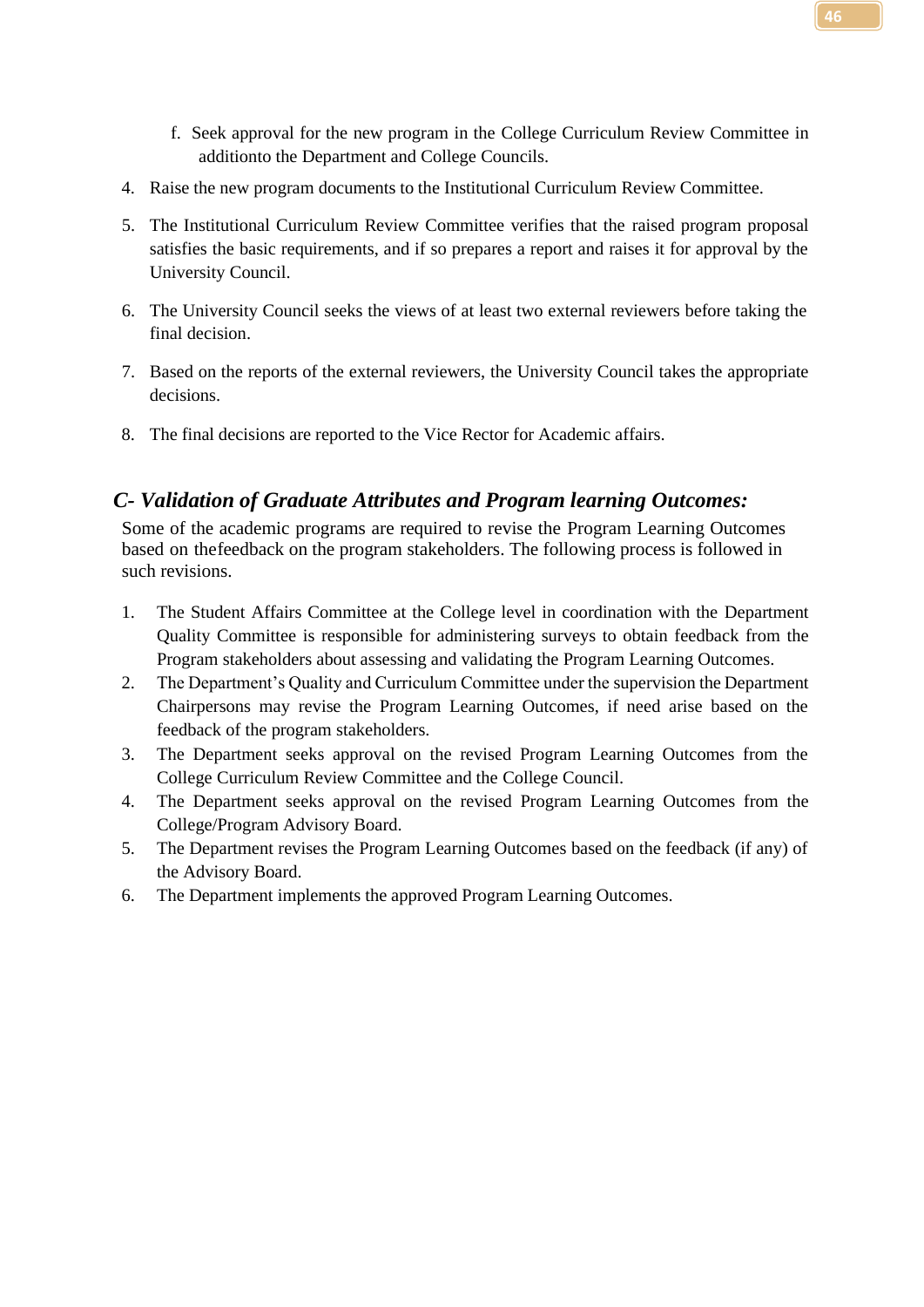f. Seek approval for the new program in the College Curriculum Review Committee in additionto the Department and College Councils.

4. Raise the new program documents to the Institutional Curriculum Review Committee.
5. The Institutional Curriculum Review Committee verifies that the raised program proposal satisfies the basic requirements, and if so prepares a report and raises it for approval by the University Council.
6. The University Council seeks the views of at least two external reviewers before taking the final decision.
7. Based on the reports of the external reviewers, the University Council takes the appropriate decisions.
8. The final decisions are reported to the Vice Rector for Academic affairs.

## *C- Validation of Graduate Attributes and Program learning Outcomes:*

Some of the academic programs are required to revise the Program Learning Outcomes based on thefeedback on the program stakeholders. The following process is followed in such revisions.

1. The Student Affairs Committee at the College level in coordination with the Department Quality Committee is responsible for administering surveys to obtain feedback from the Program stakeholders about assessing and validating the Program Learning Outcomes.
2. The Department's Quality and Curriculum Committee under the supervision the Department Chairpersons may revise the Program Learning Outcomes, if need arise based on the feedback of the program stakeholders.
3. The Department seeks approval on the revised Program Learning Outcomes from the College Curriculum Review Committee and the College Council.
4. The Department seeks approval on the revised Program Learning Outcomes from the College/Program Advisory Board.
5. The Department revises the Program Learning Outcomes based on the feedback (if any) of the Advisory Board.
6. The Department implements the approved Program Learning Outcomes.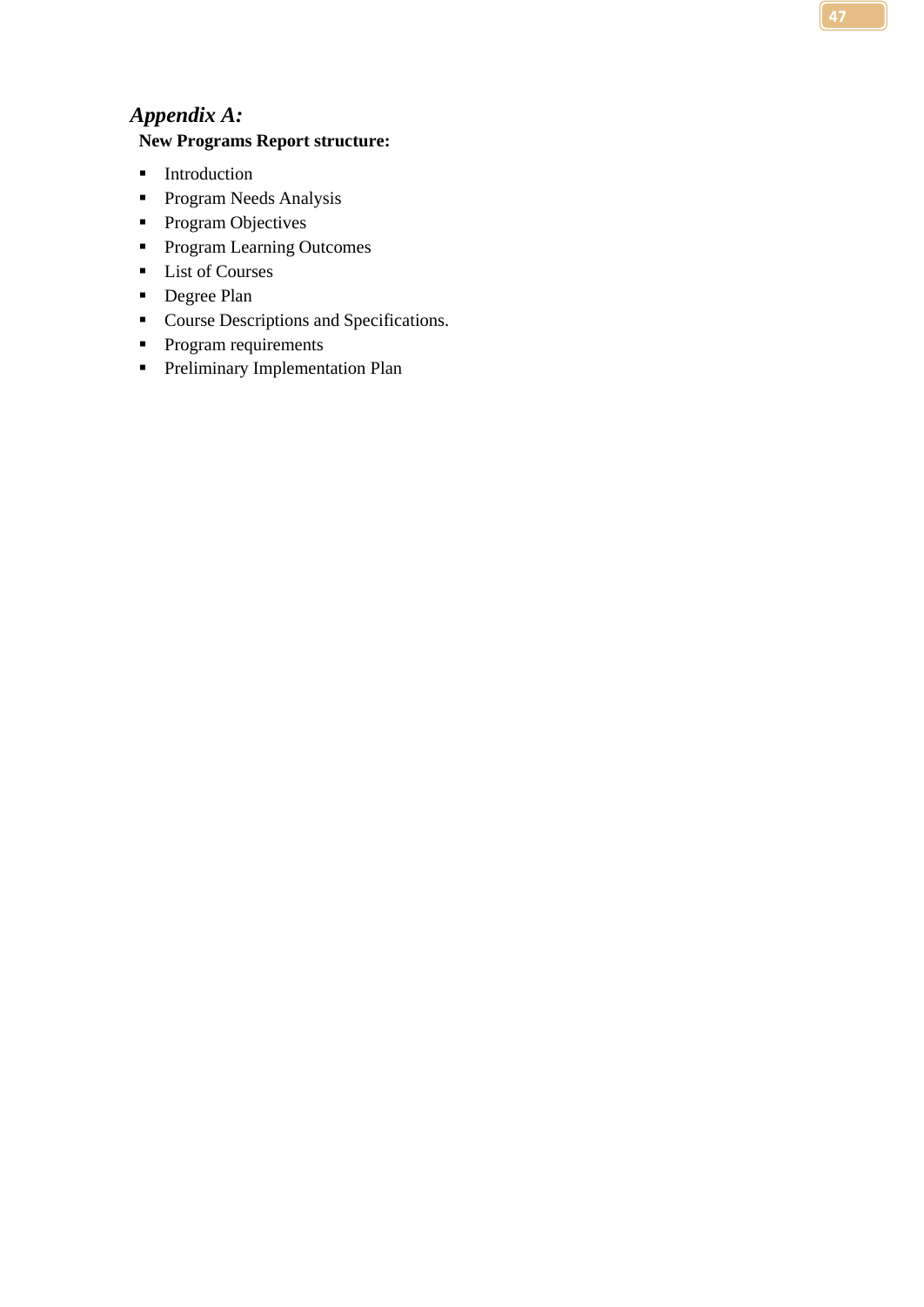## *Appendix A:*

**New Programs Report structure:**

- Introduction
- Program Needs Analysis
- Program Objectives
- Program Learning Outcomes
- List of Courses
- Degree Plan
- Course Descriptions and Specifications.
- Program requirements
- Preliminary Implementation Plan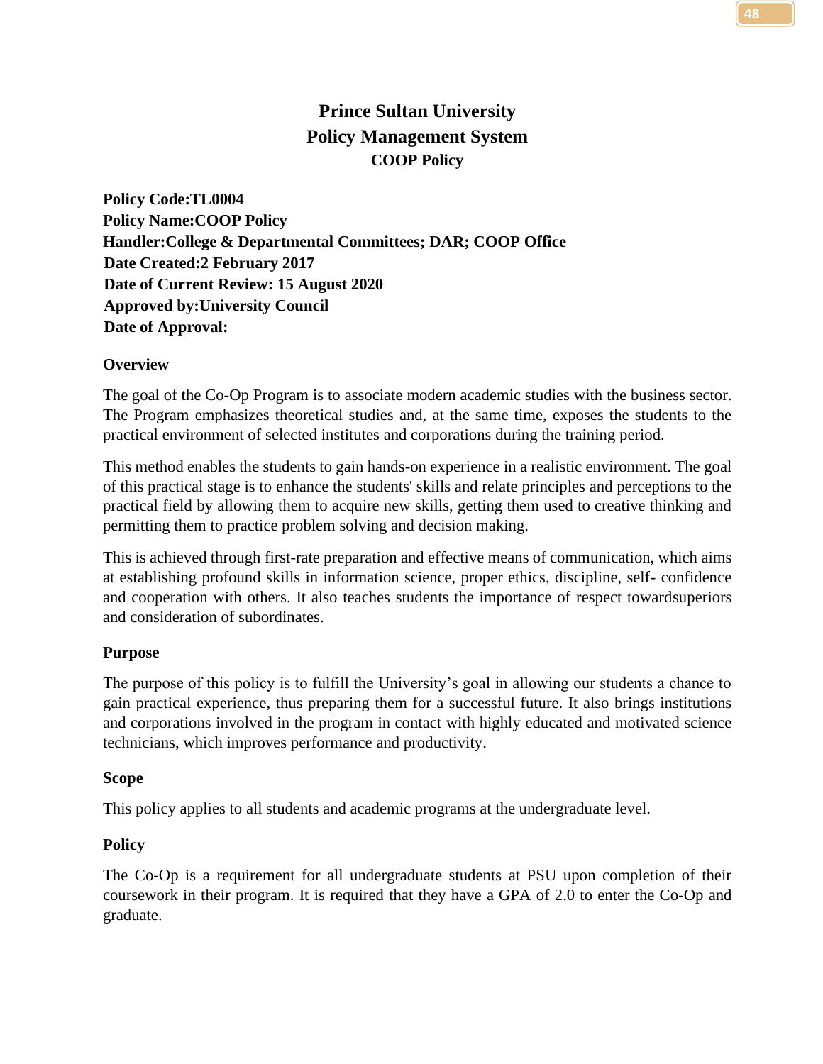# Prince Sultan University
# Policy Management System
### COOP Policy

**Policy Code:TL0004**
**Policy Name:COOP Policy**
**Handler:College & Departmental Committees; DAR; COOP Office**
**Date Created:2 February 2017**
**Date of Current Review: 15 August 2020**
**Approved by:University Council**
**Date of Approval:**

**Overview**

The goal of the Co-Op Program is to associate modern academic studies with the business sector. The Program emphasizes theoretical studies and, at the same time, exposes the students to the practical environment of selected institutes and corporations during the training period.

This method enables the students to gain hands-on experience in a realistic environment. The goal of this practical stage is to enhance the students' skills and relate principles and perceptions to the practical field by allowing them to acquire new skills, getting them used to creative thinking and permitting them to practice problem solving and decision making.

This is achieved through first-rate preparation and effective means of communication, which aims at establishing profound skills in information science, proper ethics, discipline, self- confidence and cooperation with others. It also teaches students the importance of respect towardsuperiors and consideration of subordinates.

**Purpose**

The purpose of this policy is to fulfill the University's goal in allowing our students a chance to gain practical experience, thus preparing them for a successful future. It also brings institutions and corporations involved in the program in contact with highly educated and motivated science technicians, which improves performance and productivity.

**Scope**

This policy applies to all students and academic programs at the undergraduate level.

**Policy**

The Co-Op is a requirement for all undergraduate students at PSU upon completion of their coursework in their program. It is required that they have a GPA of 2.0 to enter the Co-Op and graduate.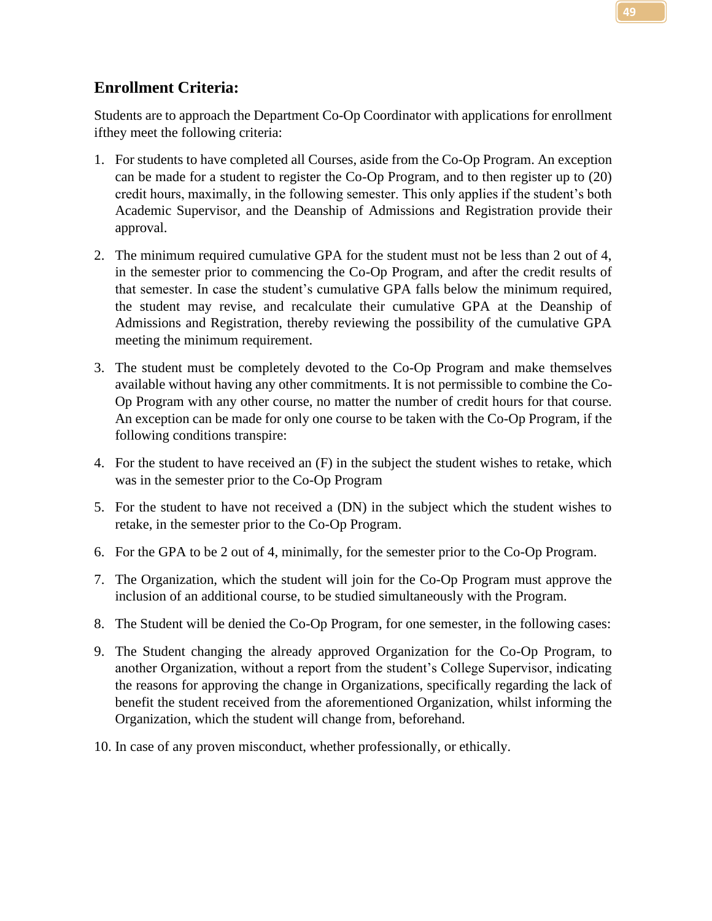## Enrollment Criteria:

Students are to approach the Department Co-Op Coordinator with applications for enrollment ifthey meet the following criteria:

1. For students to have completed all Courses, aside from the Co-Op Program. An exception can be made for a student to register the Co-Op Program, and to then register up to (20) credit hours, maximally, in the following semester. This only applies if the student's both Academic Supervisor, and the Deanship of Admissions and Registration provide their approval.

2. The minimum required cumulative GPA for the student must not be less than 2 out of 4, in the semester prior to commencing the Co-Op Program, and after the credit results of that semester. In case the student's cumulative GPA falls below the minimum required, the student may revise, and recalculate their cumulative GPA at the Deanship of Admissions and Registration, thereby reviewing the possibility of the cumulative GPA meeting the minimum requirement.

3. The student must be completely devoted to the Co-Op Program and make themselves available without having any other commitments. It is not permissible to combine the Co-Op Program with any other course, no matter the number of credit hours for that course. An exception can be made for only one course to be taken with the Co-Op Program, if the following conditions transpire:

4. For the student to have received an (F) in the subject the student wishes to retake, which was in the semester prior to the Co-Op Program

5. For the student to have not received a (DN) in the subject which the student wishes to retake, in the semester prior to the Co-Op Program.

6. For the GPA to be 2 out of 4, minimally, for the semester prior to the Co-Op Program.

7. The Organization, which the student will join for the Co-Op Program must approve the inclusion of an additional course, to be studied simultaneously with the Program.

8. The Student will be denied the Co-Op Program, for one semester, in the following cases:

9. The Student changing the already approved Organization for the Co-Op Program, to another Organization, without a report from the student's College Supervisor, indicating the reasons for approving the change in Organizations, specifically regarding the lack of benefit the student received from the aforementioned Organization, whilst informing the Organization, which the student will change from, beforehand.

10. In case of any proven misconduct, whether professionally, or ethically.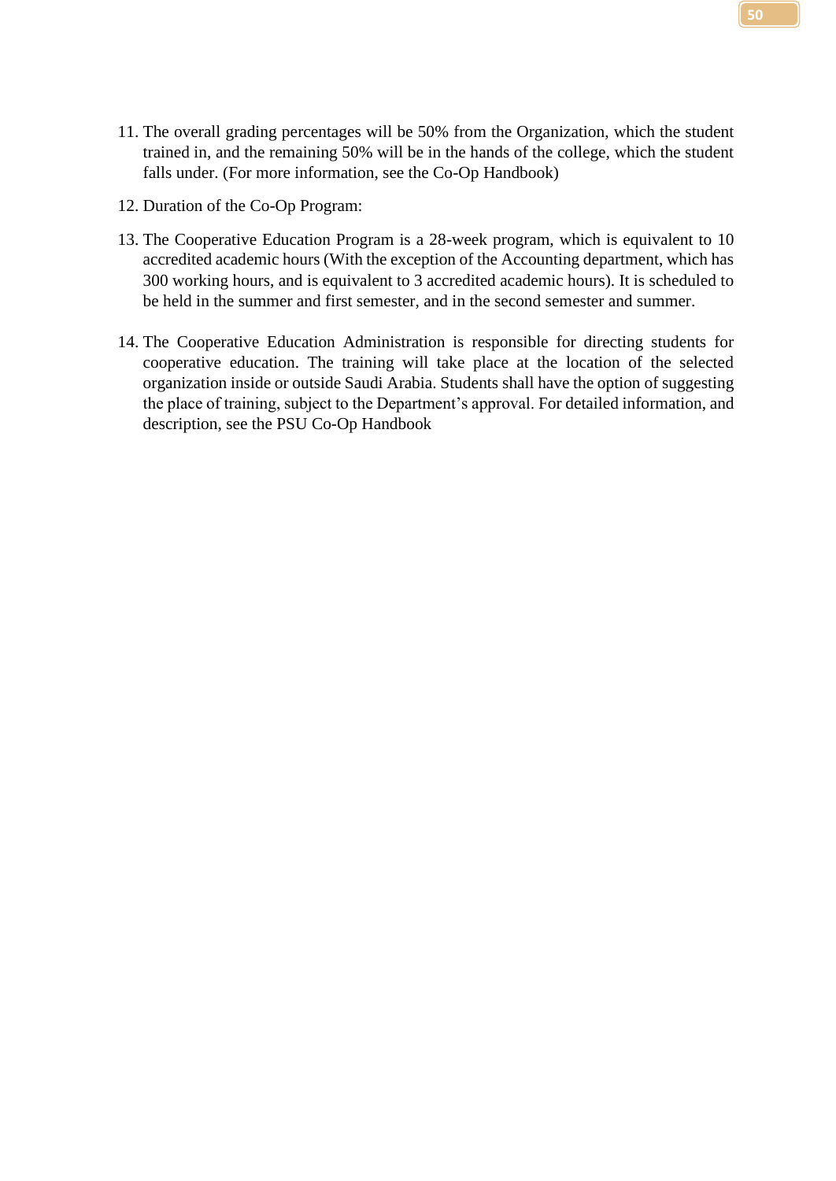11. The overall grading percentages will be 50% from the Organization, which the student trained in, and the remaining 50% will be in the hands of the college, which the student falls under. (For more information, see the Co-Op Handbook)
12. Duration of the Co-Op Program:
13. The Cooperative Education Program is a 28-week program, which is equivalent to 10 accredited academic hours (With the exception of the Accounting department, which has 300 working hours, and is equivalent to 3 accredited academic hours). It is scheduled to be held in the summer and first semester, and in the second semester and summer.
14. The Cooperative Education Administration is responsible for directing students for cooperative education. The training will take place at the location of the selected organization inside or outside Saudi Arabia. Students shall have the option of suggesting the place of training, subject to the Department's approval. For detailed information, and description, see the PSU Co-Op Handbook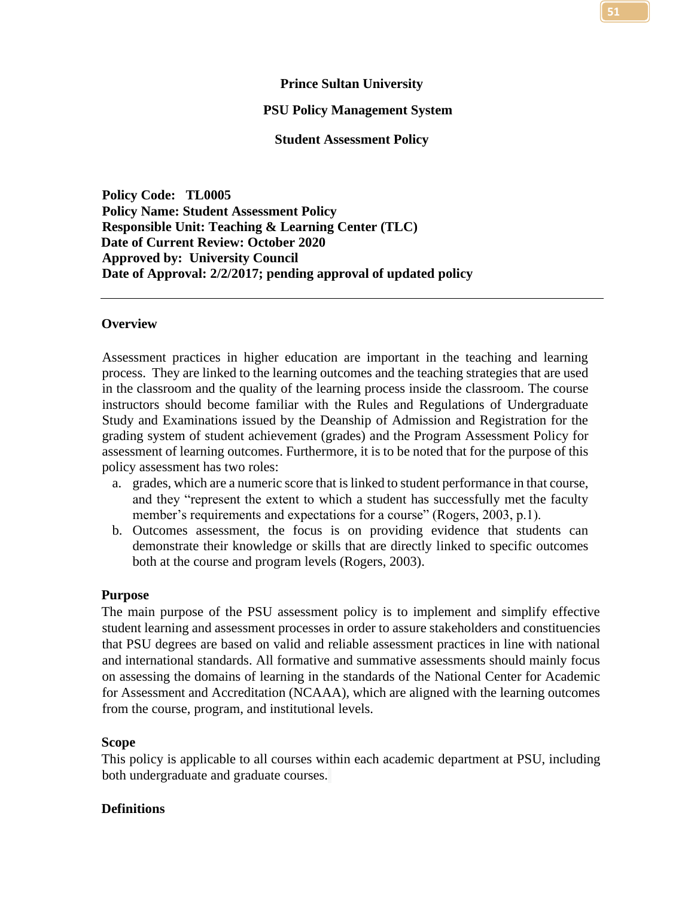**Prince Sultan University**

**PSU Policy Management System**

**Student Assessment Policy**

**Policy Code: TL0005**
**Policy Name: Student Assessment Policy**
**Responsible Unit: Teaching & Learning Center (TLC)**
**Date of Current Review: October 2020**
**Approved by: University Council**
**Date of Approval: 2/2/2017; pending approval of updated policy**

---

**Overview**

Assessment practices in higher education are important in the teaching and learning process. They are linked to the learning outcomes and the teaching strategies that are used in the classroom and the quality of the learning process inside the classroom. The course instructors should become familiar with the Rules and Regulations of Undergraduate Study and Examinations issued by the Deanship of Admission and Registration for the grading system of student achievement (grades) and the Program Assessment Policy for assessment of learning outcomes. Furthermore, it is to be noted that for the purpose of this policy assessment has two roles:

a. grades, which are a numeric score that is linked to student performance in that course, and they "represent the extent to which a student has successfully met the faculty member's requirements and expectations for a course" (Rogers, 2003, p.1).
b. Outcomes assessment, the focus is on providing evidence that students can demonstrate their knowledge or skills that are directly linked to specific outcomes both at the course and program levels (Rogers, 2003).

**Purpose**

The main purpose of the PSU assessment policy is to implement and simplify effective student learning and assessment processes in order to assure stakeholders and constituencies that PSU degrees are based on valid and reliable assessment practices in line with national and international standards. All formative and summative assessments should mainly focus on assessing the domains of learning in the standards of the National Center for Academic for Assessment and Accreditation (NCAAA), which are aligned with the learning outcomes from the course, program, and institutional levels.

**Scope**

This policy is applicable to all courses within each academic department at PSU, including both undergraduate and graduate courses.

**Definitions**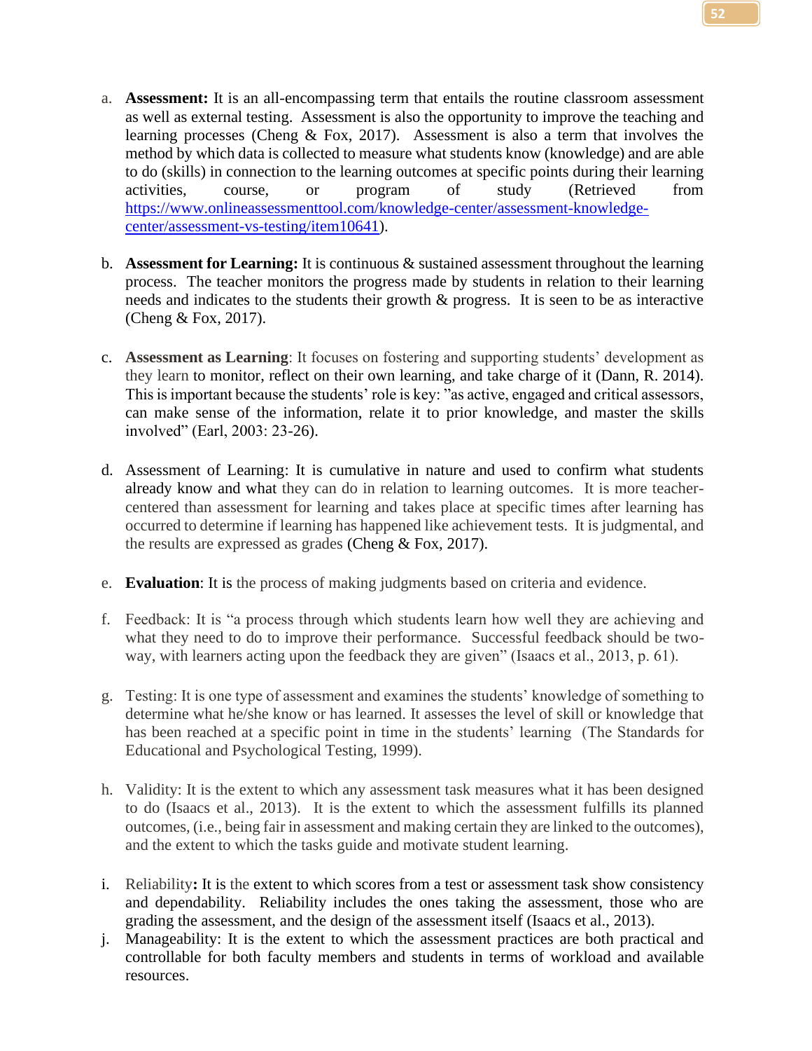a. **Assessment:** It is an all-encompassing term that entails the routine classroom assessment as well as external testing. Assessment is also the opportunity to improve the teaching and learning processes (Cheng & Fox, 2017). Assessment is also a term that involves the method by which data is collected to measure what students know (knowledge) and are able to do (skills) in connection to the learning outcomes at specific points during their learning activities, course, or program of study (Retrieved from https://www.onlineassessmenttool.com/knowledge-center/assessment-knowledge-center/assessment-vs-testing/item10641).

b. **Assessment for Learning:** It is continuous & sustained assessment throughout the learning process. The teacher monitors the progress made by students in relation to their learning needs and indicates to the students their growth & progress. It is seen to be as interactive (Cheng & Fox, 2017).

c. **Assessment as Learning**: It focuses on fostering and supporting students' development as they learn to monitor, reflect on their own learning, and take charge of it (Dann, R. 2014). This is important because the students' role is key: "as active, engaged and critical assessors, can make sense of the information, relate it to prior knowledge, and master the skills involved" (Earl, 2003: 23-26).

d. Assessment of Learning: It is cumulative in nature and used to confirm what students already know and what they can do in relation to learning outcomes. It is more teacher-centered than assessment for learning and takes place at specific times after learning has occurred to determine if learning has happened like achievement tests. It is judgmental, and the results are expressed as grades (Cheng & Fox, 2017).

e. **Evaluation**: It is the process of making judgments based on criteria and evidence.

f. Feedback: It is "a process through which students learn how well they are achieving and what they need to do to improve their performance. Successful feedback should be two-way, with learners acting upon the feedback they are given" (Isaacs et al., 2013, p. 61).

g. Testing: It is one type of assessment and examines the students' knowledge of something to determine what he/she know or has learned. It assesses the level of skill or knowledge that has been reached at a specific point in time in the students' learning (The Standards for Educational and Psychological Testing, 1999).

h. Validity: It is the extent to which any assessment task measures what it has been designed to do (Isaacs et al., 2013). It is the extent to which the assessment fulfills its planned outcomes, (i.e., being fair in assessment and making certain they are linked to the outcomes), and the extent to which the tasks guide and motivate student learning.

i. Reliability**:** It is the extent to which scores from a test or assessment task show consistency and dependability. Reliability includes the ones taking the assessment, those who are grading the assessment, and the design of the assessment itself (Isaacs et al., 2013).

j. Manageability: It is the extent to which the assessment practices are both practical and controllable for both faculty members and students in terms of workload and available resources.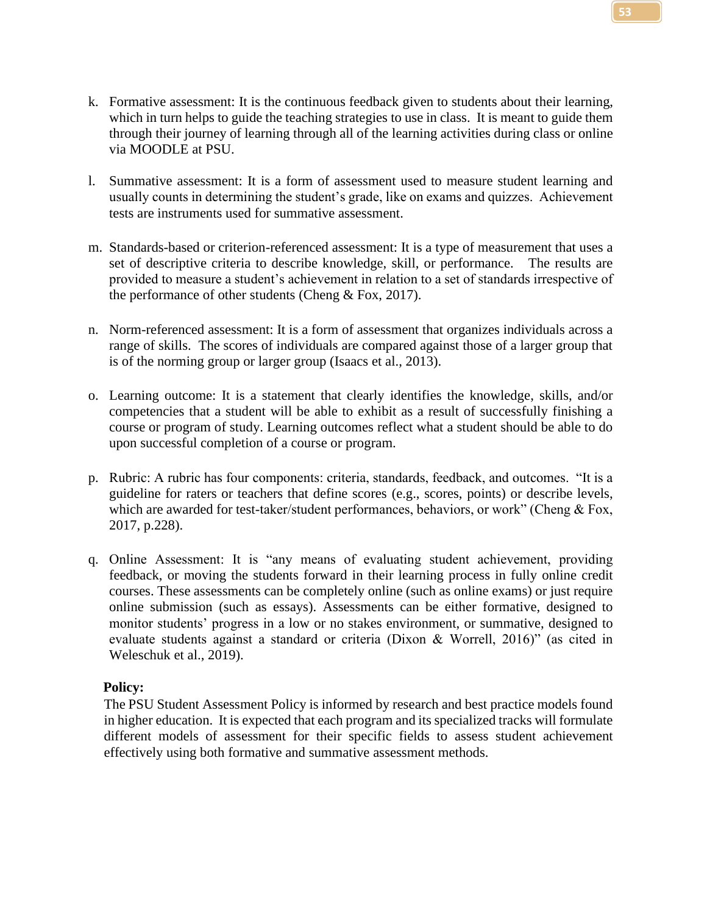k. Formative assessment: It is the continuous feedback given to students about their learning, which in turn helps to guide the teaching strategies to use in class. It is meant to guide them through their journey of learning through all of the learning activities during class or online via MOODLE at PSU.

l. Summative assessment: It is a form of assessment used to measure student learning and usually counts in determining the student's grade, like on exams and quizzes. Achievement tests are instruments used for summative assessment.

m. Standards-based or criterion-referenced assessment: It is a type of measurement that uses a set of descriptive criteria to describe knowledge, skill, or performance. The results are provided to measure a student's achievement in relation to a set of standards irrespective of the performance of other students (Cheng & Fox, 2017).

n. Norm-referenced assessment: It is a form of assessment that organizes individuals across a range of skills. The scores of individuals are compared against those of a larger group that is of the norming group or larger group (Isaacs et al., 2013).

o. Learning outcome: It is a statement that clearly identifies the knowledge, skills, and/or competencies that a student will be able to exhibit as a result of successfully finishing a course or program of study. Learning outcomes reflect what a student should be able to do upon successful completion of a course or program.

p. Rubric: A rubric has four components: criteria, standards, feedback, and outcomes. "It is a guideline for raters or teachers that define scores (e.g., scores, points) or describe levels, which are awarded for test-taker/student performances, behaviors, or work" (Cheng & Fox, 2017, p.228).

q. Online Assessment: It is "any means of evaluating student achievement, providing feedback, or moving the students forward in their learning process in fully online credit courses. These assessments can be completely online (such as online exams) or just require online submission (such as essays). Assessments can be either formative, designed to monitor students' progress in a low or no stakes environment, or summative, designed to evaluate students against a standard or criteria (Dixon & Worrell, 2016)" (as cited in Weleschuk et al., 2019).

**Policy:**

The PSU Student Assessment Policy is informed by research and best practice models found in higher education. It is expected that each program and its specialized tracks will formulate different models of assessment for their specific fields to assess student achievement effectively using both formative and summative assessment methods.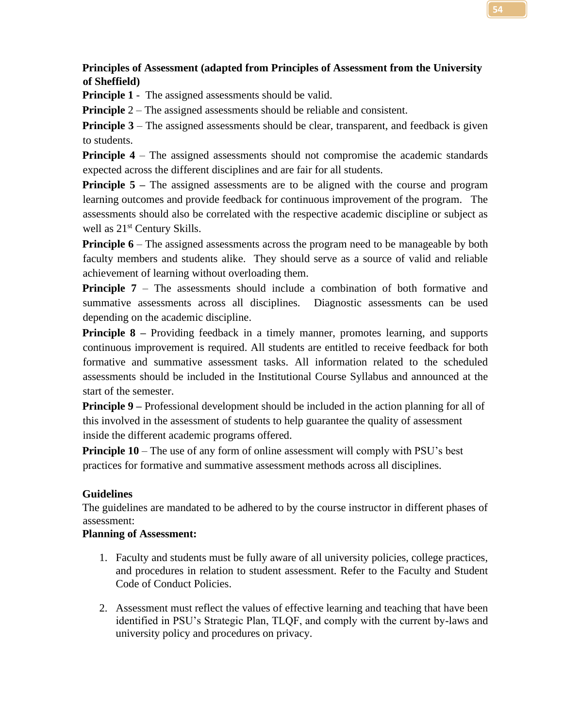**Principles of Assessment (adapted from Principles of Assessment from the University of Sheffield)**

**Principle 1** - The assigned assessments should be valid.

**Principle** 2 – The assigned assessments should be reliable and consistent.

**Principle 3** – The assigned assessments should be clear, transparent, and feedback is given to students.

**Principle 4** – The assigned assessments should not compromise the academic standards expected across the different disciplines and are fair for all students.

**Principle 5 –** The assigned assessments are to be aligned with the course and program learning outcomes and provide feedback for continuous improvement of the program. The assessments should also be correlated with the respective academic discipline or subject as well as 21st Century Skills.

**Principle 6** – The assigned assessments across the program need to be manageable by both faculty members and students alike. They should serve as a source of valid and reliable achievement of learning without overloading them.

**Principle 7** – The assessments should include a combination of both formative and summative assessments across all disciplines. Diagnostic assessments can be used depending on the academic discipline.

**Principle 8 –** Providing feedback in a timely manner, promotes learning, and supports continuous improvement is required. All students are entitled to receive feedback for both formative and summative assessment tasks. All information related to the scheduled assessments should be included in the Institutional Course Syllabus and announced at the start of the semester.

**Principle 9 –** Professional development should be included in the action planning for all of this involved in the assessment of students to help guarantee the quality of assessment inside the different academic programs offered.

**Principle 10** – The use of any form of online assessment will comply with PSU's best practices for formative and summative assessment methods across all disciplines.

**Guidelines**

The guidelines are mandated to be adhered to by the course instructor in different phases of assessment:

**Planning of Assessment:**

1. Faculty and students must be fully aware of all university policies, college practices, and procedures in relation to student assessment. Refer to the Faculty and Student Code of Conduct Policies.

2. Assessment must reflect the values of effective learning and teaching that have been identified in PSU's Strategic Plan, TLQF, and comply with the current by-laws and university policy and procedures on privacy.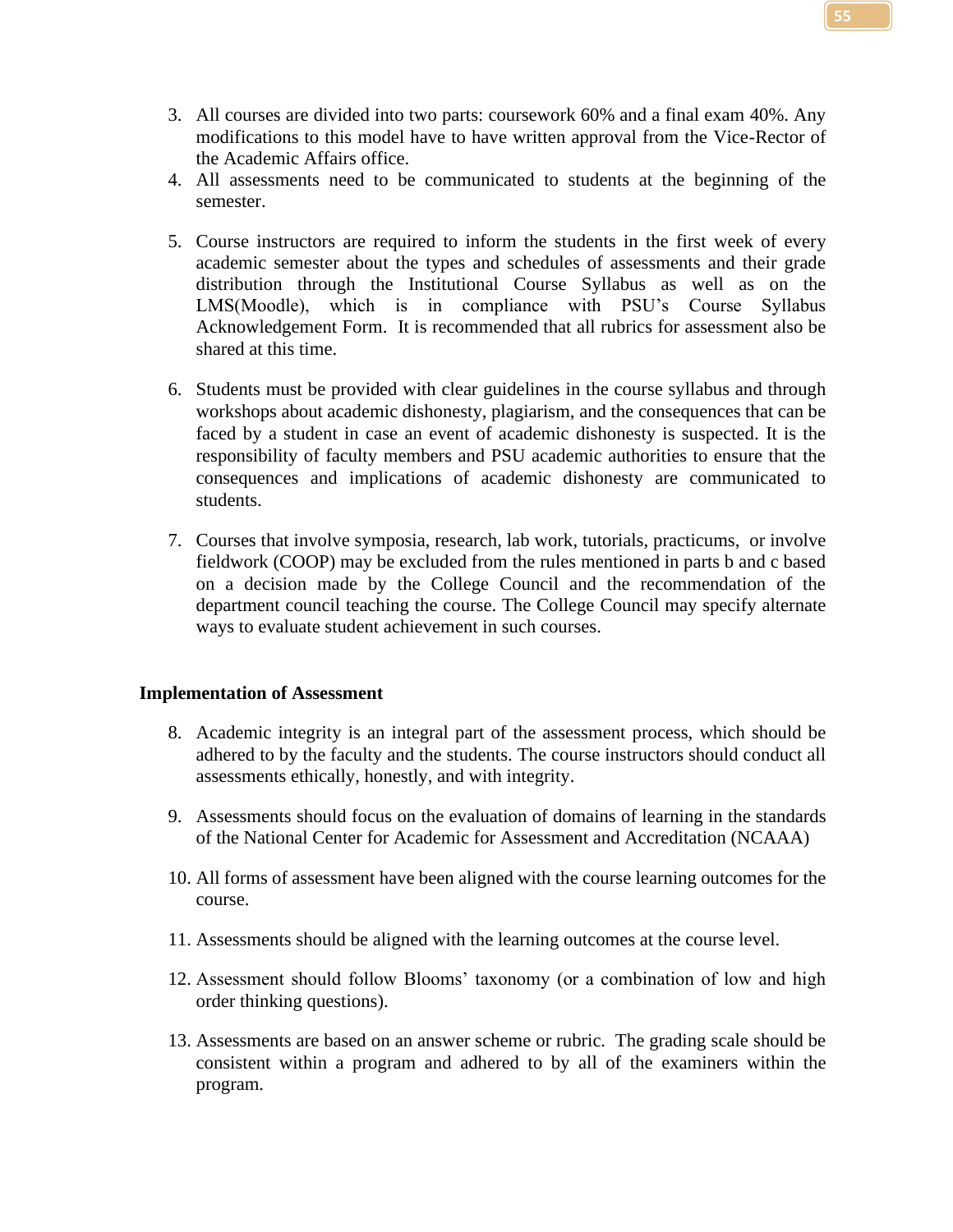3. All courses are divided into two parts: coursework 60% and a final exam 40%. Any modifications to this model have to have written approval from the Vice-Rector of the Academic Affairs office.
4. All assessments need to be communicated to students at the beginning of the semester.

5. Course instructors are required to inform the students in the first week of every academic semester about the types and schedules of assessments and their grade distribution through the Institutional Course Syllabus as well as on the LMS(Moodle), which is in compliance with PSU's Course Syllabus Acknowledgement Form. It is recommended that all rubrics for assessment also be shared at this time.

6. Students must be provided with clear guidelines in the course syllabus and through workshops about academic dishonesty, plagiarism, and the consequences that can be faced by a student in case an event of academic dishonesty is suspected. It is the responsibility of faculty members and PSU academic authorities to ensure that the consequences and implications of academic dishonesty are communicated to students.

7. Courses that involve symposia, research, lab work, tutorials, practicums, or involve fieldwork (COOP) may be excluded from the rules mentioned in parts b and c based on a decision made by the College Council and the recommendation of the department council teaching the course. The College Council may specify alternate ways to evaluate student achievement in such courses.

**Implementation of Assessment**

8. Academic integrity is an integral part of the assessment process, which should be adhered to by the faculty and the students. The course instructors should conduct all assessments ethically, honestly, and with integrity.

9. Assessments should focus on the evaluation of domains of learning in the standards of the National Center for Academic for Assessment and Accreditation (NCAAA)

10. All forms of assessment have been aligned with the course learning outcomes for the course.

11. Assessments should be aligned with the learning outcomes at the course level.

12. Assessment should follow Blooms' taxonomy (or a combination of low and high order thinking questions).

13. Assessments are based on an answer scheme or rubric. The grading scale should be consistent within a program and adhered to by all of the examiners within the program.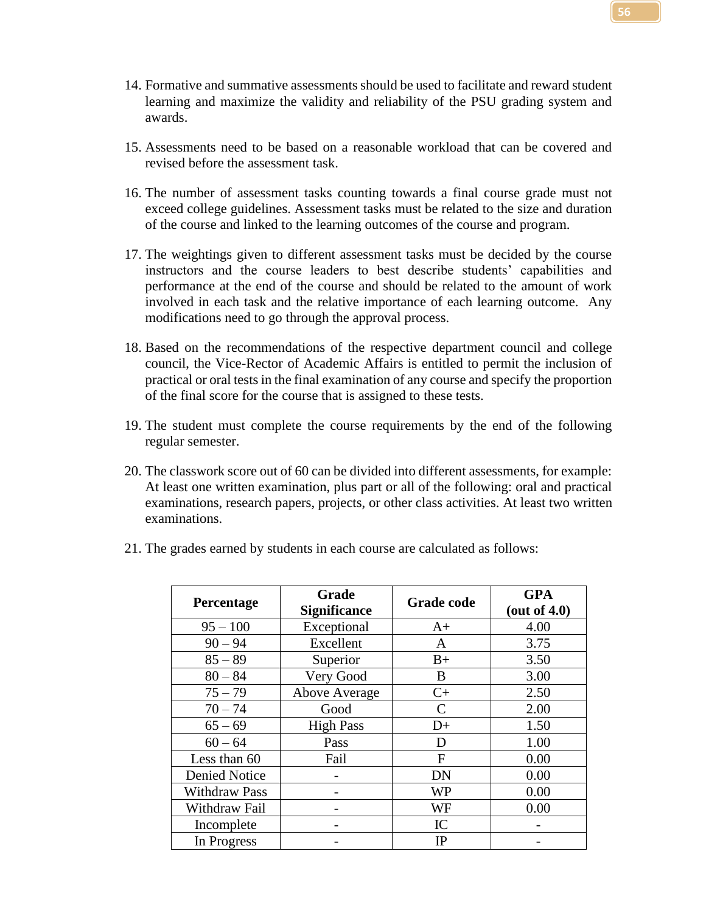14. Formative and summative assessments should be used to facilitate and reward student learning and maximize the validity and reliability of the PSU grading system and awards.

15. Assessments need to be based on a reasonable workload that can be covered and revised before the assessment task.

16. The number of assessment tasks counting towards a final course grade must not exceed college guidelines. Assessment tasks must be related to the size and duration of the course and linked to the learning outcomes of the course and program.

17. The weightings given to different assessment tasks must be decided by the course instructors and the course leaders to best describe students' capabilities and performance at the end of the course and should be related to the amount of work involved in each task and the relative importance of each learning outcome. Any modifications need to go through the approval process.

18. Based on the recommendations of the respective department council and college council, the Vice-Rector of Academic Affairs is entitled to permit the inclusion of practical or oral tests in the final examination of any course and specify the proportion of the final score for the course that is assigned to these tests.

19. The student must complete the course requirements by the end of the following regular semester.

20. The classwork score out of 60 can be divided into different assessments, for example: At least one written examination, plus part or all of the following: oral and practical examinations, research papers, projects, or other class activities. At least two written examinations.

21. The grades earned by students in each course are calculated as follows:

| Percentage | Grade Significance | Grade code | GPA (out of 4.0) |
|---|---|---|---|
| 95 – 100 | Exceptional | A+ | 4.00 |
| 90 – 94 | Excellent | A | 3.75 |
| 85 – 89 | Superior | B+ | 3.50 |
| 80 – 84 | Very Good | B | 3.00 |
| 75 – 79 | Above Average | C+ | 2.50 |
| 70 – 74 | Good | C | 2.00 |
| 65 – 69 | High Pass | D+ | 1.50 |
| 60 – 64 | Pass | D | 1.00 |
| Less than 60 | Fail | F | 0.00 |
| Denied Notice | - | DN | 0.00 |
| Withdraw Pass | - | WP | 0.00 |
| Withdraw Fail | - | WF | 0.00 |
| Incomplete | - | IC | - |
| In Progress | - | IP | - |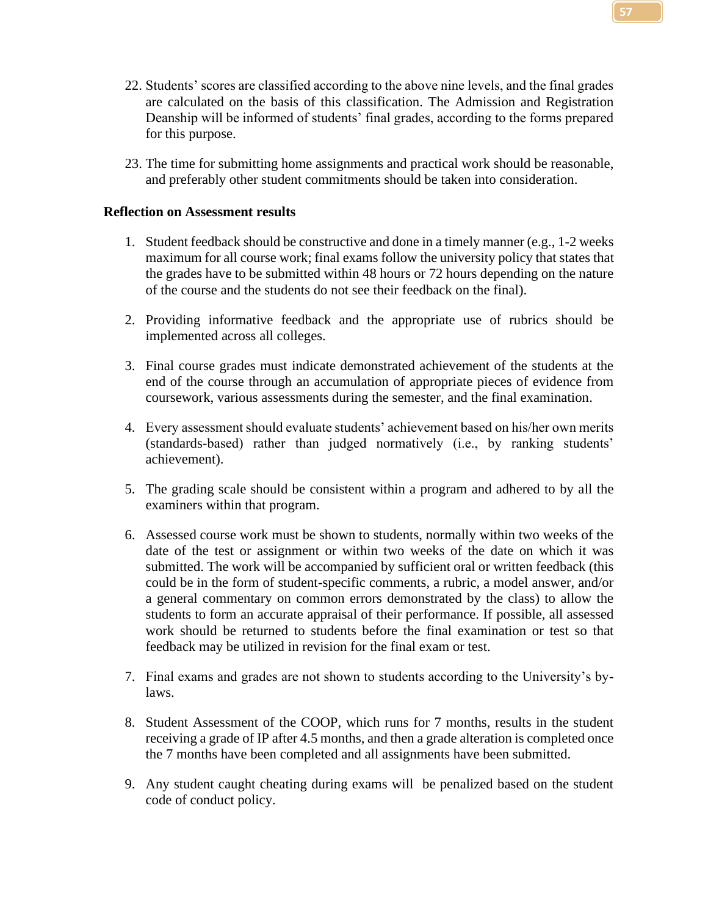22. Students' scores are classified according to the above nine levels, and the final grades are calculated on the basis of this classification. The Admission and Registration Deanship will be informed of students' final grades, according to the forms prepared for this purpose.

23. The time for submitting home assignments and practical work should be reasonable, and preferably other student commitments should be taken into consideration.

**Reflection on Assessment results**

1. Student feedback should be constructive and done in a timely manner (e.g., 1-2 weeks maximum for all course work; final exams follow the university policy that states that the grades have to be submitted within 48 hours or 72 hours depending on the nature of the course and the students do not see their feedback on the final).

2. Providing informative feedback and the appropriate use of rubrics should be implemented across all colleges.

3. Final course grades must indicate demonstrated achievement of the students at the end of the course through an accumulation of appropriate pieces of evidence from coursework, various assessments during the semester, and the final examination.

4. Every assessment should evaluate students' achievement based on his/her own merits (standards-based) rather than judged normatively (i.e., by ranking students' achievement).

5. The grading scale should be consistent within a program and adhered to by all the examiners within that program.

6. Assessed course work must be shown to students, normally within two weeks of the date of the test or assignment or within two weeks of the date on which it was submitted. The work will be accompanied by sufficient oral or written feedback (this could be in the form of student-specific comments, a rubric, a model answer, and/or a general commentary on common errors demonstrated by the class) to allow the students to form an accurate appraisal of their performance. If possible, all assessed work should be returned to students before the final examination or test so that feedback may be utilized in revision for the final exam or test.

7. Final exams and grades are not shown to students according to the University's by-laws.

8. Student Assessment of the COOP, which runs for 7 months, results in the student receiving a grade of IP after 4.5 months, and then a grade alteration is completed once the 7 months have been completed and all assignments have been submitted.

9. Any student caught cheating during exams will be penalized based on the student code of conduct policy.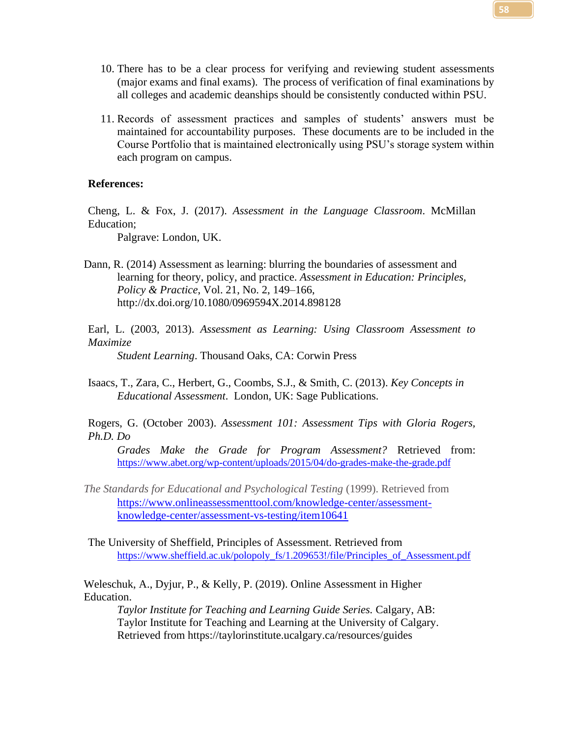10. There has to be a clear process for verifying and reviewing student assessments (major exams and final exams). The process of verification of final examinations by all colleges and academic deanships should be consistently conducted within PSU.

11. Records of assessment practices and samples of students' answers must be maintained for accountability purposes. These documents are to be included in the Course Portfolio that is maintained electronically using PSU's storage system within each program on campus.

**References:**

Cheng, L. & Fox, J. (2017). *Assessment in the Language Classroom*. McMillan Education; Palgrave: London, UK.

Dann, R. (2014) Assessment as learning: blurring the boundaries of assessment and learning for theory, policy, and practice. *Assessment in Education: Principles, Policy & Practice*, Vol. 21, No. 2, 149–166, http://dx.doi.org/10.1080/0969594X.2014.898128

Earl, L. (2003, 2013). *Assessment as Learning: Using Classroom Assessment to Maximize Student Learning*. Thousand Oaks, CA: Corwin Press

Isaacs, T., Zara, C., Herbert, G., Coombs, S.J., & Smith, C. (2013). *Key Concepts in Educational Assessment*. London, UK: Sage Publications.

Rogers, G. (October 2003). *Assessment 101: Assessment Tips with Gloria Rogers, Ph.D. Do Grades Make the Grade for Program Assessment?* Retrieved from: https://www.abet.org/wp-content/uploads/2015/04/do-grades-make-the-grade.pdf

*The Standards for Educational and Psychological Testing* (1999). Retrieved from https://www.onlineassessmenttool.com/knowledge-center/assessment-knowledge-center/assessment-vs-testing/item10641

The University of Sheffield, Principles of Assessment. Retrieved from https://www.sheffield.ac.uk/polopoly_fs/1.209653!/file/Principles_of_Assessment.pdf

Weleschuk, A., Dyjur, P., & Kelly, P. (2019). Online Assessment in Higher Education. *Taylor Institute for Teaching and Learning Guide Series.* Calgary, AB: Taylor Institute for Teaching and Learning at the University of Calgary. Retrieved from https://taylorinstitute.ucalgary.ca/resources/guides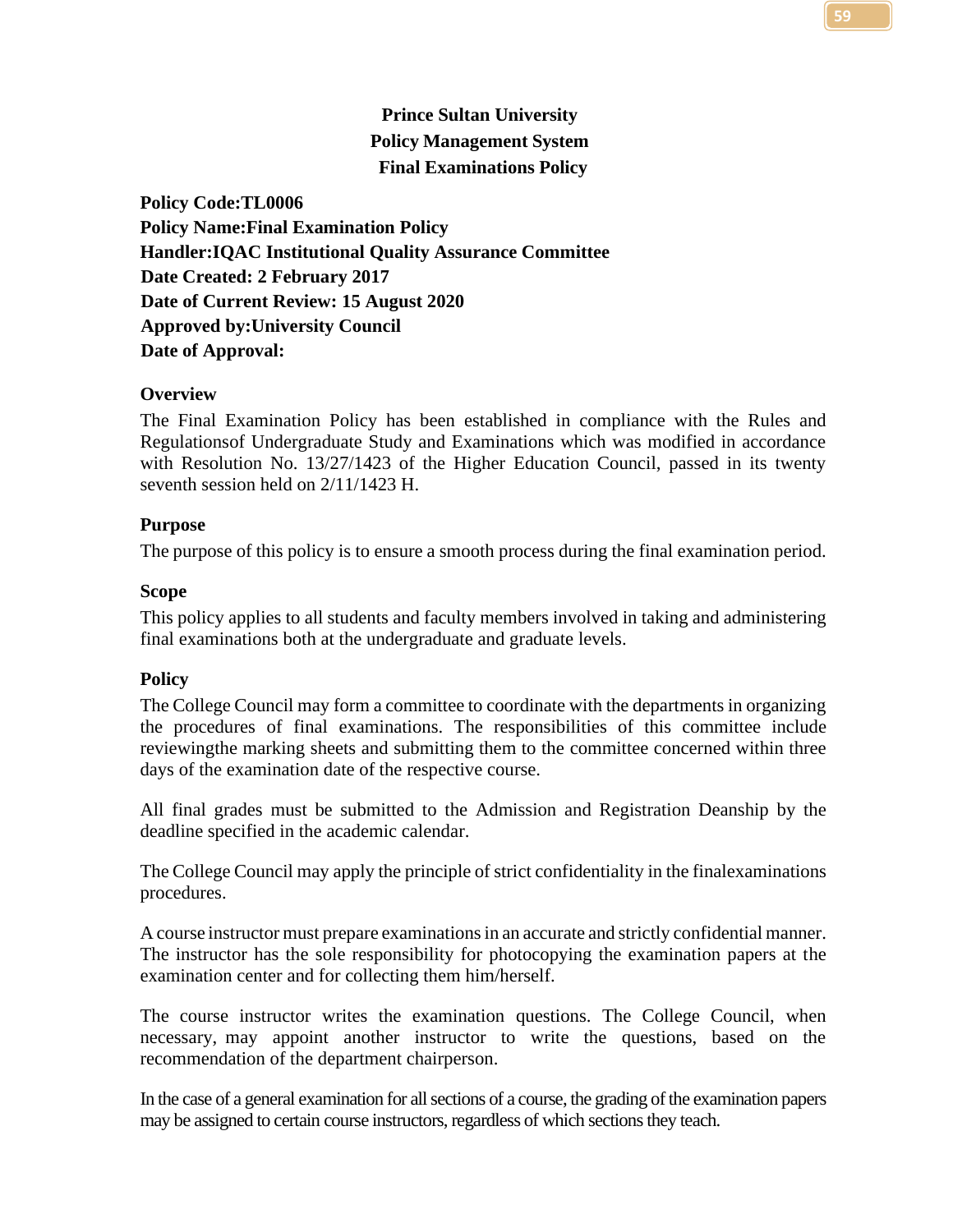**Prince Sultan University**
**Policy Management System**
**Final Examinations Policy**

**Policy Code:TL0006**
**Policy Name:Final Examination Policy**
**Handler:IQAC Institutional Quality Assurance Committee**
**Date Created: 2 February 2017**
**Date of Current Review: 15 August 2020**
**Approved by:University Council**
**Date of Approval:**

### Overview

The Final Examination Policy has been established in compliance with the Rules and Regulationsof Undergraduate Study and Examinations which was modified in accordance with Resolution No. 13/27/1423 of the Higher Education Council, passed in its twenty seventh session held on 2/11/1423 H.

### Purpose

The purpose of this policy is to ensure a smooth process during the final examination period.

### Scope

This policy applies to all students and faculty members involved in taking and administering final examinations both at the undergraduate and graduate levels.

### Policy

The College Council may form a committee to coordinate with the departments in organizing the procedures of final examinations. The responsibilities of this committee include reviewingthe marking sheets and submitting them to the committee concerned within three days of the examination date of the respective course.

All final grades must be submitted to the Admission and Registration Deanship by the deadline specified in the academic calendar.

The College Council may apply the principle of strict confidentiality in the finalexaminations procedures.

A course instructor must prepare examinations in an accurate and strictly confidential manner. The instructor has the sole responsibility for photocopying the examination papers at the examination center and for collecting them him/herself.

The course instructor writes the examination questions. The College Council, when necessary, may appoint another instructor to write the questions, based on the recommendation of the department chairperson.

In the case of a general examination for all sections of a course, the grading of the examination papers may be assigned to certain course instructors, regardless of which sections they teach.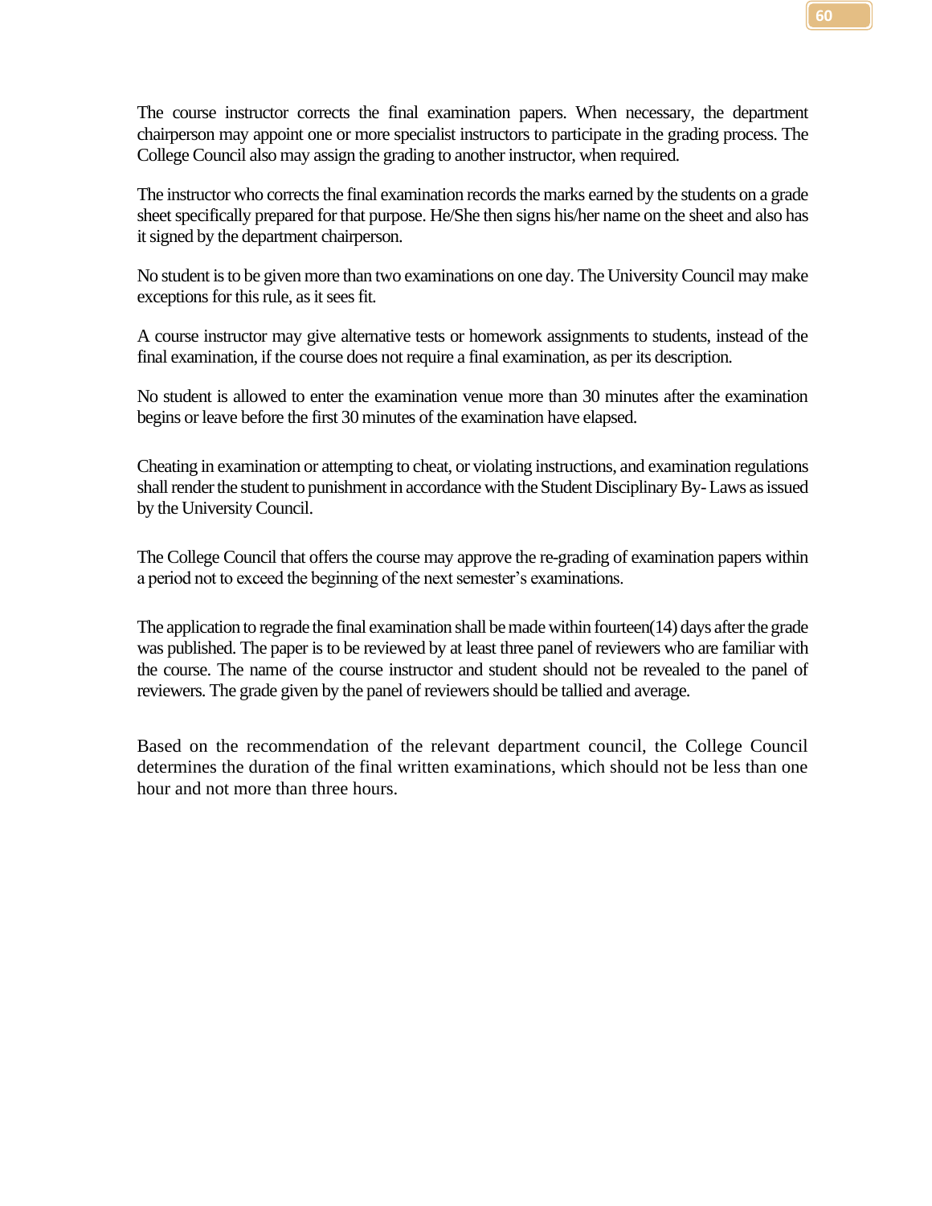The course instructor corrects the final examination papers. When necessary, the department chairperson may appoint one or more specialist instructors to participate in the grading process. The College Council also may assign the grading to another instructor, when required.

The instructor who corrects the final examination records the marks earned by the students on a grade sheet specifically prepared for that purpose. He/She then signs his/her name on the sheet and also has it signed by the department chairperson.

No student is to be given more than two examinations on one day. The University Council may make exceptions for this rule, as it sees fit.

A course instructor may give alternative tests or homework assignments to students, instead of the final examination, if the course does not require a final examination, as per its description.

No student is allowed to enter the examination venue more than 30 minutes after the examination begins or leave before the first 30 minutes of the examination have elapsed.

Cheating in examination or attempting to cheat, or violating instructions, and examination regulations shall render the student to punishment in accordance with the Student Disciplinary By- Laws as issued by the University Council.

The College Council that offers the course may approve the re-grading of examination papers within a period not to exceed the beginning of the next semester's examinations.

The application to regrade the final examination shall be made within fourteen(14) days after the grade was published. The paper is to be reviewed by at least three panel of reviewers who are familiar with the course. The name of the course instructor and student should not be revealed to the panel of reviewers. The grade given by the panel of reviewers should be tallied and average.

Based on the recommendation of the relevant department council, the College Council determines the duration of the final written examinations, which should not be less than one hour and not more than three hours.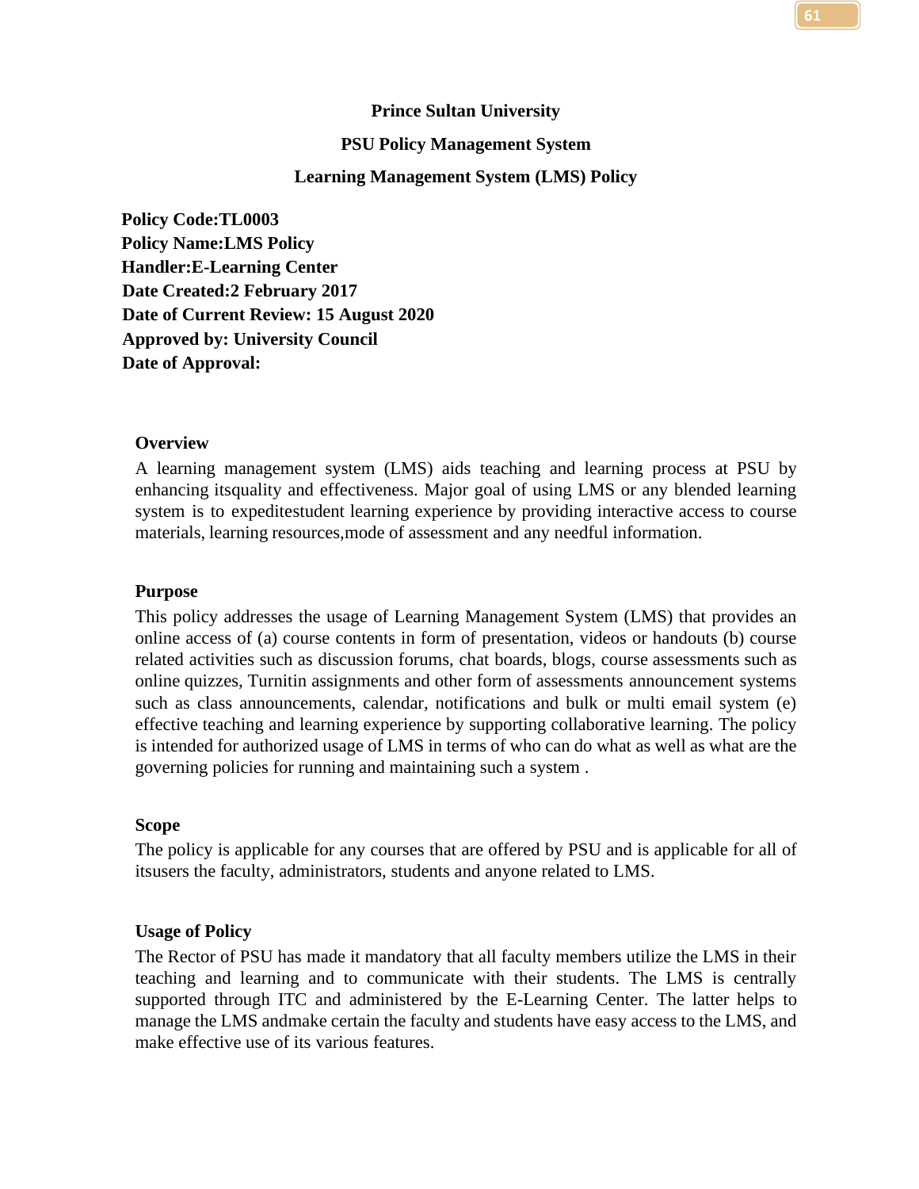**Prince Sultan University**

**PSU Policy Management System**

**Learning Management System (LMS) Policy**

**Policy Code:TL0003**
**Policy Name:LMS Policy**
**Handler:E-Learning Center**
**Date Created:2 February 2017**
**Date of Current Review: 15 August 2020**
**Approved by: University Council**
**Date of Approval:**

### Overview

A learning management system (LMS) aids teaching and learning process at PSU by enhancing itsquality and effectiveness. Major goal of using LMS or any blended learning system is to expeditestudent learning experience by providing interactive access to course materials, learning resources,mode of assessment and any needful information.

### Purpose

This policy addresses the usage of Learning Management System (LMS) that provides an online access of (a) course contents in form of presentation, videos or handouts (b) course related activities such as discussion forums, chat boards, blogs, course assessments such as online quizzes, Turnitin assignments and other form of assessments announcement systems such as class announcements, calendar, notifications and bulk or multi email system (e) effective teaching and learning experience by supporting collaborative learning. The policy is intended for authorized usage of LMS in terms of who can do what as well as what are the governing policies for running and maintaining such a system .

### Scope

The policy is applicable for any courses that are offered by PSU and is applicable for all of itsusers the faculty, administrators, students and anyone related to LMS.

### Usage of Policy

The Rector of PSU has made it mandatory that all faculty members utilize the LMS in their teaching and learning and to communicate with their students. The LMS is centrally supported through ITC and administered by the E-Learning Center. The latter helps to manage the LMS andmake certain the faculty and students have easy access to the LMS, and make effective use of its various features.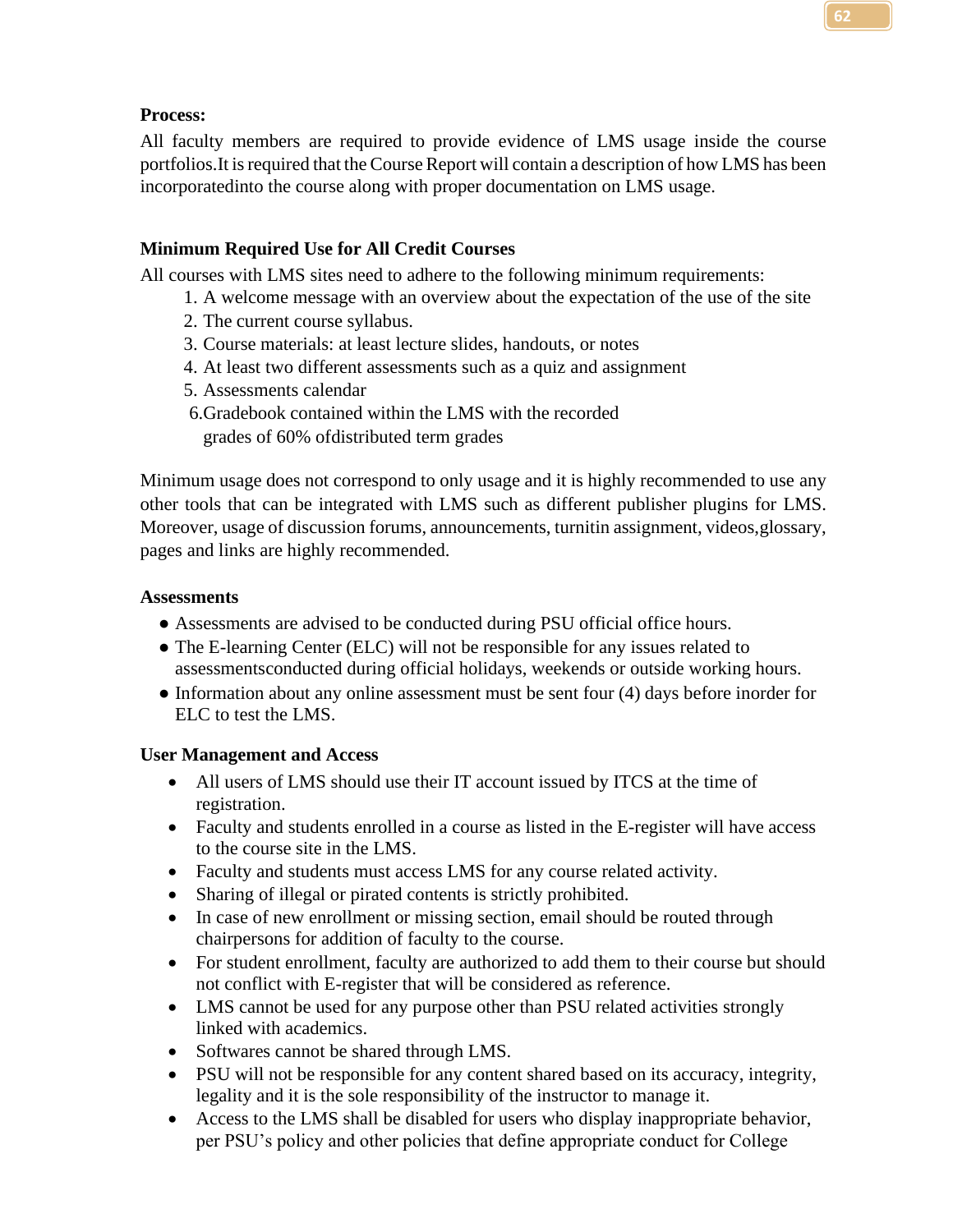**Process:**

All faculty members are required to provide evidence of LMS usage inside the course portfolios.It is required that the Course Report will contain a description of how LMS has been incorporatedinto the course along with proper documentation on LMS usage.

**Minimum Required Use for All Credit Courses**

All courses with LMS sites need to adhere to the following minimum requirements:

1. A welcome message with an overview about the expectation of the use of the site
2. The current course syllabus.
3. Course materials: at least lecture slides, handouts, or notes
4. At least two different assessments such as a quiz and assignment
5. Assessments calendar
6. Gradebook contained within the LMS with the recorded grades of 60% ofdistributed term grades

Minimum usage does not correspond to only usage and it is highly recommended to use any other tools that can be integrated with LMS such as different publisher plugins for LMS. Moreover, usage of discussion forums, announcements, turnitin assignment, videos,glossary, pages and links are highly recommended.

**Assessments**

- Assessments are advised to be conducted during PSU official office hours.
- The E-learning Center (ELC) will not be responsible for any issues related to assessmentsconducted during official holidays, weekends or outside working hours.
- Information about any online assessment must be sent four (4) days before inorder for ELC to test the LMS.

**User Management and Access**

- All users of LMS should use their IT account issued by ITCS at the time of registration.
- Faculty and students enrolled in a course as listed in the E-register will have access to the course site in the LMS.
- Faculty and students must access LMS for any course related activity.
- Sharing of illegal or pirated contents is strictly prohibited.
- In case of new enrollment or missing section, email should be routed through chairpersons for addition of faculty to the course.
- For student enrollment, faculty are authorized to add them to their course but should not conflict with E-register that will be considered as reference.
- LMS cannot be used for any purpose other than PSU related activities strongly linked with academics.
- Softwares cannot be shared through LMS.
- PSU will not be responsible for any content shared based on its accuracy, integrity, legality and it is the sole responsibility of the instructor to manage it.
- Access to the LMS shall be disabled for users who display inappropriate behavior, per PSU's policy and other policies that define appropriate conduct for College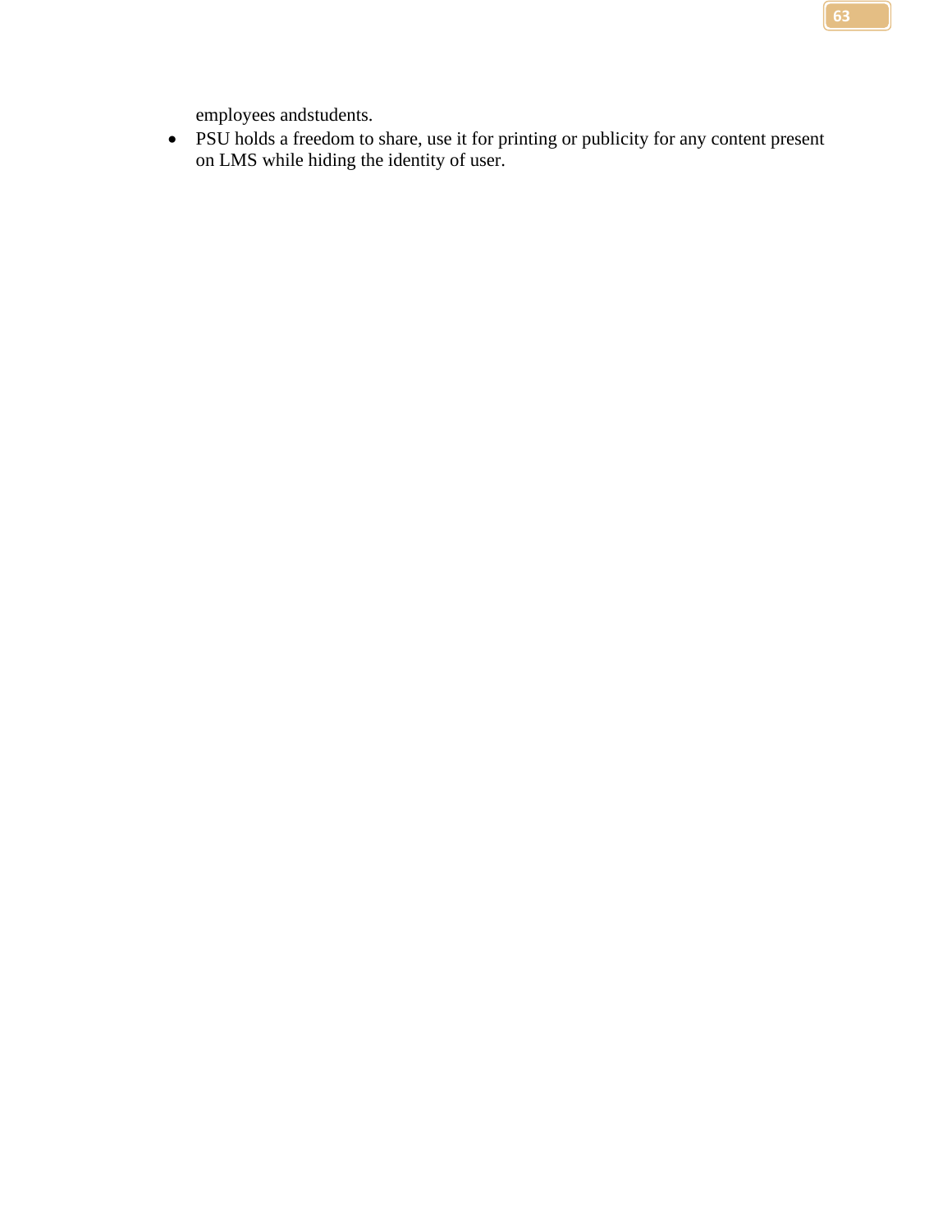employees andstudents.

- PSU holds a freedom to share, use it for printing or publicity for any content present on LMS while hiding the identity of user.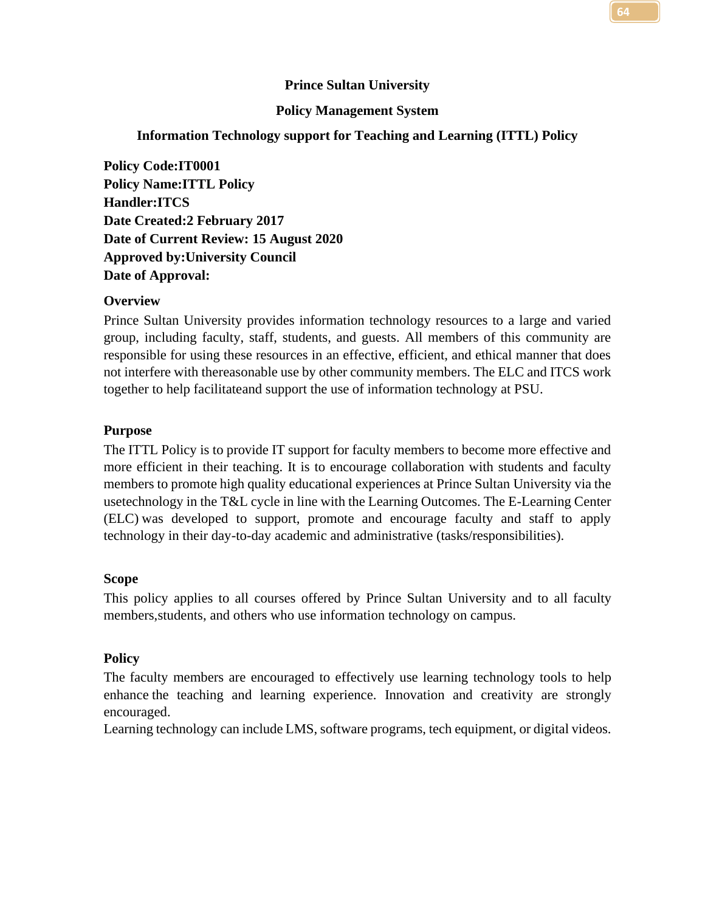**Prince Sultan University**

**Policy Management System**

**Information Technology support for Teaching and Learning (ITTL) Policy**

**Policy Code:IT0001**
**Policy Name:ITTL Policy**
**Handler:ITCS**
**Date Created:2 February 2017**
**Date of Current Review: 15 August 2020**
**Approved by:University Council**
**Date of Approval:**

### Overview

Prince Sultan University provides information technology resources to a large and varied group, including faculty, staff, students, and guests. All members of this community are responsible for using these resources in an effective, efficient, and ethical manner that does not interfere with thereasonable use by other community members. The ELC and ITCS work together to help facilitateand support the use of information technology at PSU.

### Purpose

The ITTL Policy is to provide IT support for faculty members to become more effective and more efficient in their teaching. It is to encourage collaboration with students and faculty members to promote high quality educational experiences at Prince Sultan University via the usetechnology in the T&L cycle in line with the Learning Outcomes. The E-Learning Center (ELC) was developed to support, promote and encourage faculty and staff to apply technology in their day-to-day academic and administrative (tasks/responsibilities).

### Scope

This policy applies to all courses offered by Prince Sultan University and to all faculty members,students, and others who use information technology on campus.

### Policy

The faculty members are encouraged to effectively use learning technology tools to help enhance the teaching and learning experience. Innovation and creativity are strongly encouraged.

Learning technology can include LMS, software programs, tech equipment, or digital videos.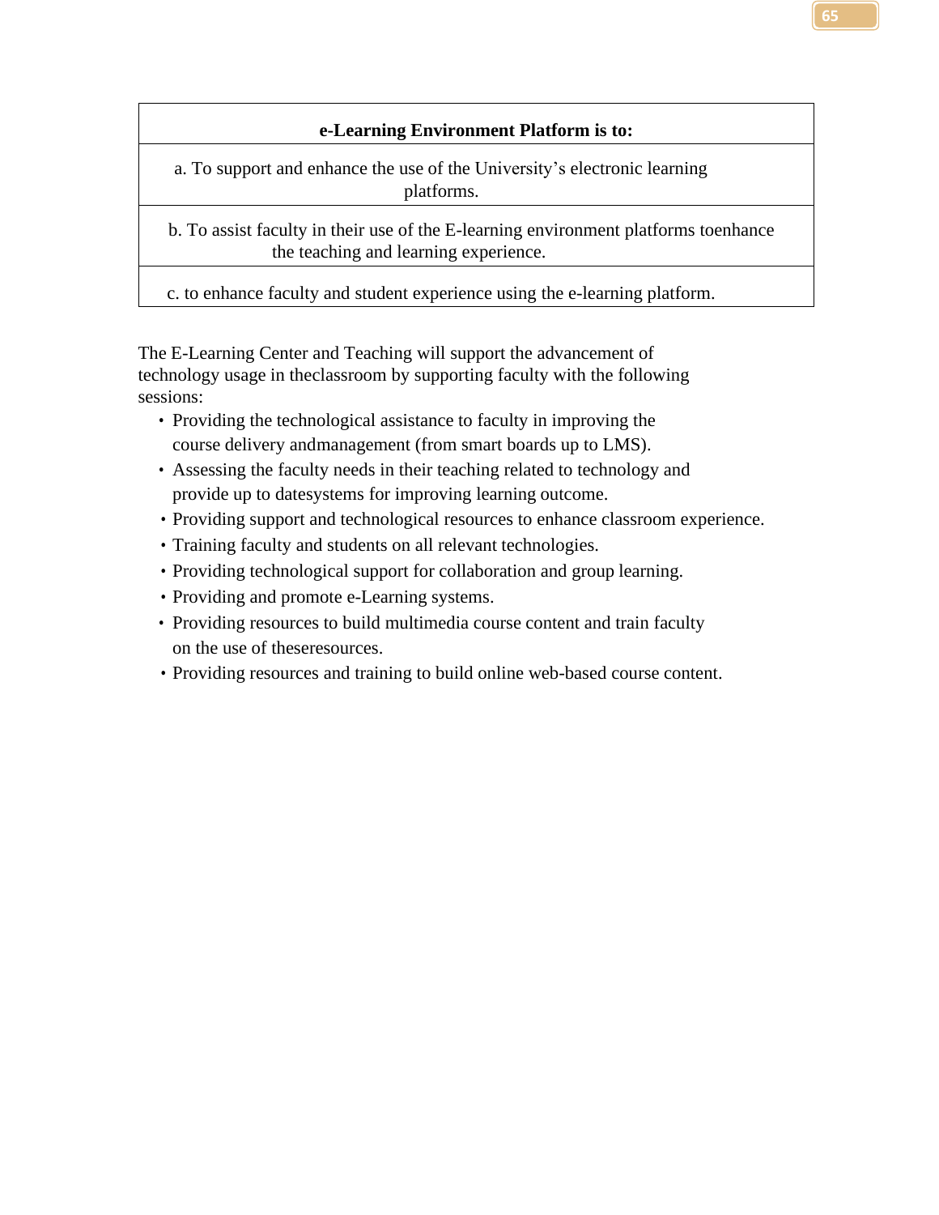| e-Learning Environment Platform is to: |
|---|
| a. To support and enhance the use of the University's electronic learning platforms. |
| b. To assist faculty in their use of the E-learning environment platforms toenhance the teaching and learning experience. |
| c. to enhance faculty and student experience using the e-learning platform. |

The E-Learning Center and Teaching will support the advancement of technology usage in theclassroom by supporting faculty with the following sessions:

- Providing the technological assistance to faculty in improving the course delivery andmanagement (from smart boards up to LMS).
- Assessing the faculty needs in their teaching related to technology and provide up to datesystems for improving learning outcome.
- Providing support and technological resources to enhance classroom experience.
- Training faculty and students on all relevant technologies.
- Providing technological support for collaboration and group learning.
- Providing and promote e-Learning systems.
- Providing resources to build multimedia course content and train faculty on the use of theseresources.
- Providing resources and training to build online web-based course content.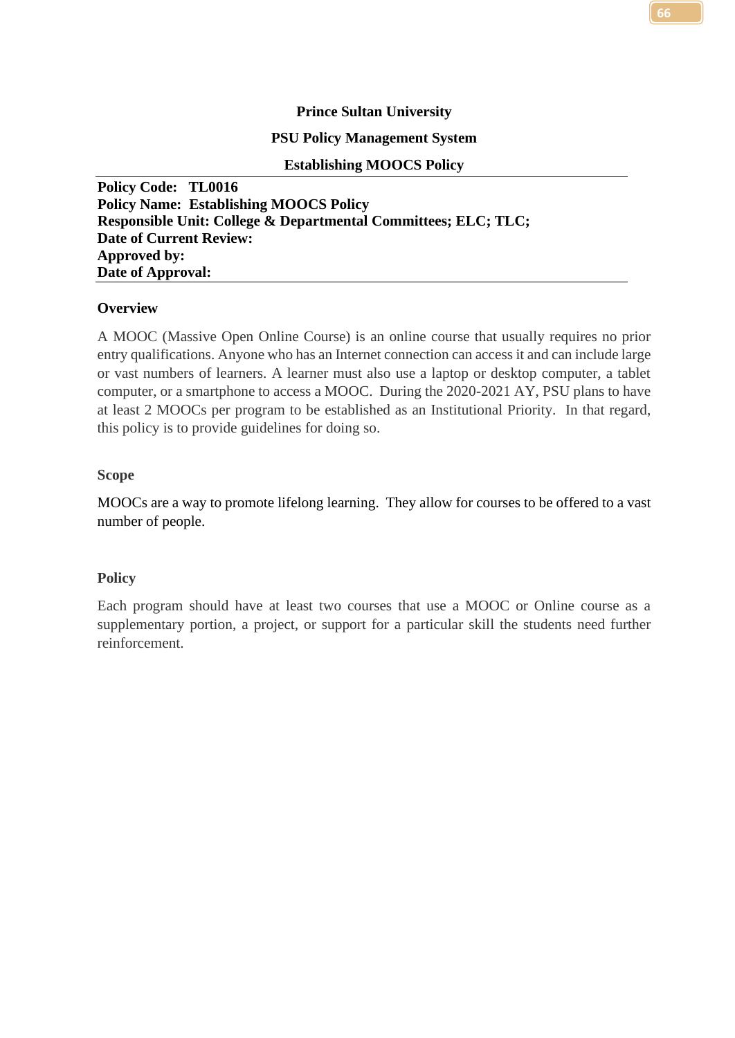**Prince Sultan University**

**PSU Policy Management System**

**Establishing MOOCS Policy**

**Policy Code: TL0016**
**Policy Name: Establishing MOOCS Policy**
**Responsible Unit: College & Departmental Committees; ELC; TLC;**
**Date of Current Review:**
**Approved by:**
**Date of Approval:**

### Overview

A MOOC (Massive Open Online Course) is an online course that usually requires no prior entry qualifications. Anyone who has an Internet connection can access it and can include large or vast numbers of learners. A learner must also use a laptop or desktop computer, a tablet computer, or a smartphone to access a MOOC. During the 2020-2021 AY, PSU plans to have at least 2 MOOCs per program to be established as an Institutional Priority. In that regard, this policy is to provide guidelines for doing so.

### Scope

MOOCs are a way to promote lifelong learning. They allow for courses to be offered to a vast number of people.

### Policy

Each program should have at least two courses that use a MOOC or Online course as a supplementary portion, a project, or support for a particular skill the students need further reinforcement.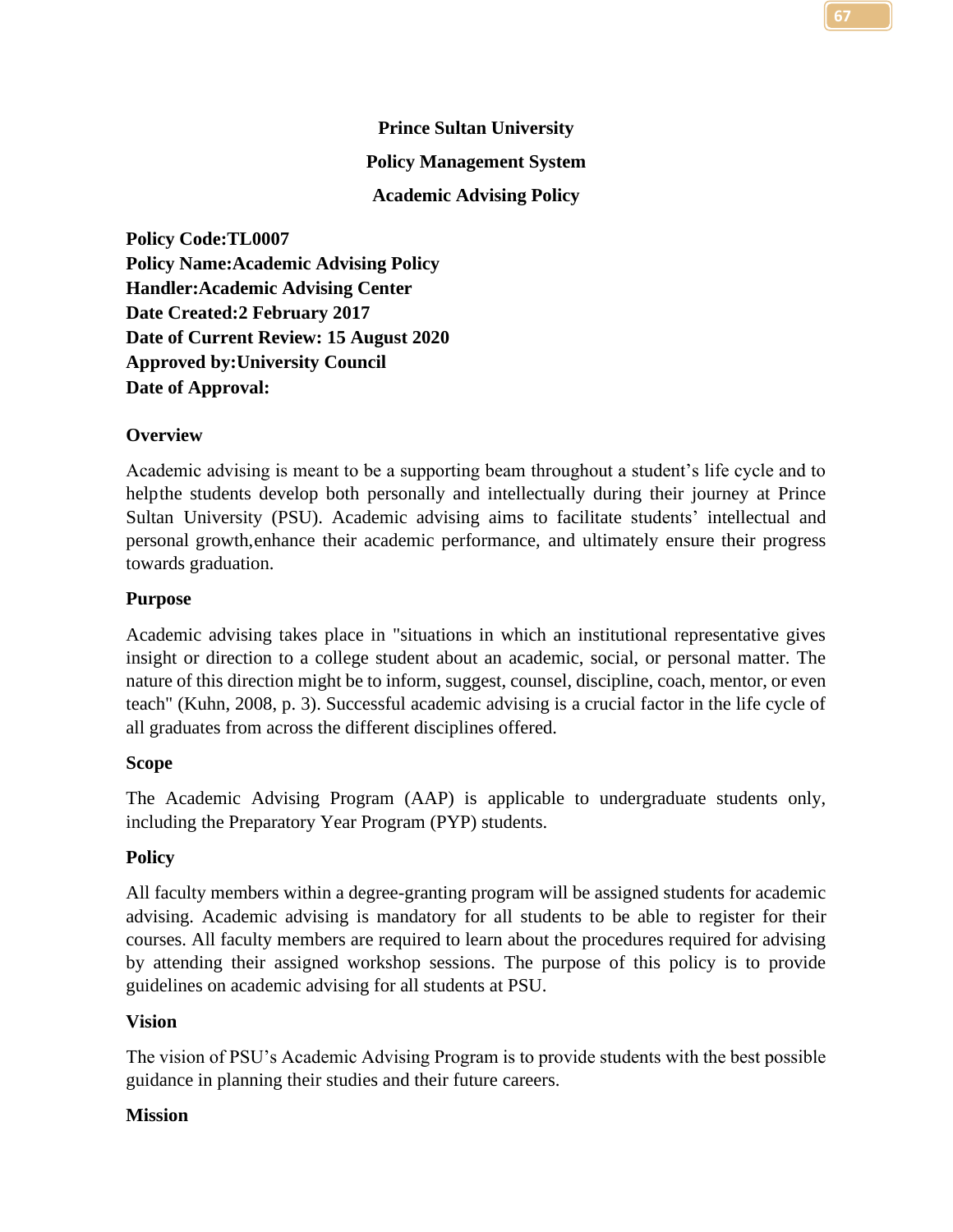**Prince Sultan University**

**Policy Management System**

**Academic Advising Policy**

**Policy Code:TL0007**
**Policy Name:Academic Advising Policy**
**Handler:Academic Advising Center**
**Date Created:2 February 2017**
**Date of Current Review: 15 August 2020**
**Approved by:University Council**
**Date of Approval:**

## Overview

Academic advising is meant to be a supporting beam throughout a student's life cycle and to helpthe students develop both personally and intellectually during their journey at Prince Sultan University (PSU). Academic advising aims to facilitate students' intellectual and personal growth,enhance their academic performance, and ultimately ensure their progress towards graduation.

## Purpose

Academic advising takes place in "situations in which an institutional representative gives insight or direction to a college student about an academic, social, or personal matter. The nature of this direction might be to inform, suggest, counsel, discipline, coach, mentor, or even teach" (Kuhn, 2008, p. 3). Successful academic advising is a crucial factor in the life cycle of all graduates from across the different disciplines offered.

## Scope

The Academic Advising Program (AAP) is applicable to undergraduate students only, including the Preparatory Year Program (PYP) students.

## Policy

All faculty members within a degree-granting program will be assigned students for academic advising. Academic advising is mandatory for all students to be able to register for their courses. All faculty members are required to learn about the procedures required for advising by attending their assigned workshop sessions. The purpose of this policy is to provide guidelines on academic advising for all students at PSU.

## Vision

The vision of PSU's Academic Advising Program is to provide students with the best possible guidance in planning their studies and their future careers.

## Mission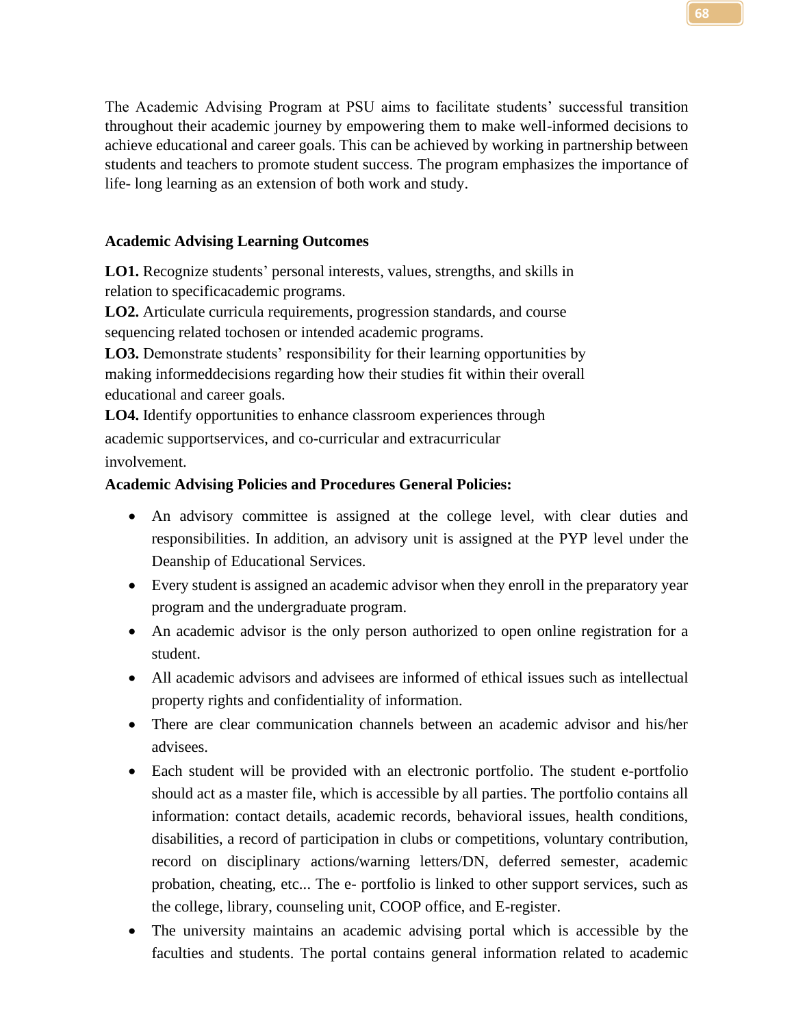The Academic Advising Program at PSU aims to facilitate students' successful transition throughout their academic journey by empowering them to make well-informed decisions to achieve educational and career goals. This can be achieved by working in partnership between students and teachers to promote student success. The program emphasizes the importance of life- long learning as an extension of both work and study.

**Academic Advising Learning Outcomes**

**LO1.** Recognize students' personal interests, values, strengths, and skills in relation to specificacademic programs.
**LO2.** Articulate curricula requirements, progression standards, and course sequencing related tochosen or intended academic programs.
**LO3.** Demonstrate students' responsibility for their learning opportunities by making informeddecisions regarding how their studies fit within their overall educational and career goals.
**LO4.** Identify opportunities to enhance classroom experiences through academic supportservices, and co-curricular and extracurricular involvement.

**Academic Advising Policies and Procedures General Policies:**

- An advisory committee is assigned at the college level, with clear duties and responsibilities. In addition, an advisory unit is assigned at the PYP level under the Deanship of Educational Services.
- Every student is assigned an academic advisor when they enroll in the preparatory year program and the undergraduate program.
- An academic advisor is the only person authorized to open online registration for a student.
- All academic advisors and advisees are informed of ethical issues such as intellectual property rights and confidentiality of information.
- There are clear communication channels between an academic advisor and his/her advisees.
- Each student will be provided with an electronic portfolio. The student e-portfolio should act as a master file, which is accessible by all parties. The portfolio contains all information: contact details, academic records, behavioral issues, health conditions, disabilities, a record of participation in clubs or competitions, voluntary contribution, record on disciplinary actions/warning letters/DN, deferred semester, academic probation, cheating, etc... The e- portfolio is linked to other support services, such as the college, library, counseling unit, COOP office, and E-register.
- The university maintains an academic advising portal which is accessible by the faculties and students. The portal contains general information related to academic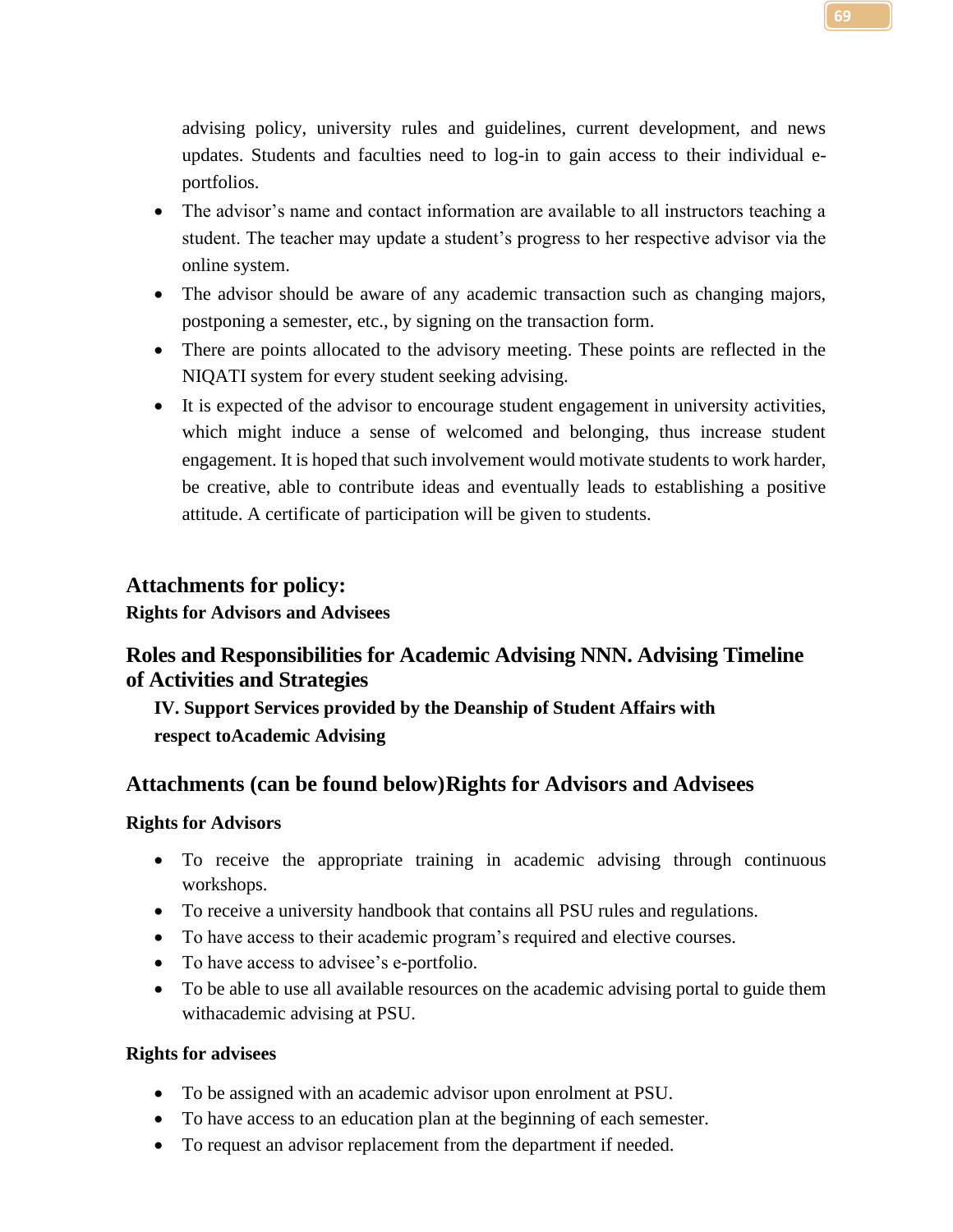advising policy, university rules and guidelines, current development, and news updates. Students and faculties need to log-in to gain access to their individual e-portfolios.

- The advisor's name and contact information are available to all instructors teaching a student. The teacher may update a student's progress to her respective advisor via the online system.
- The advisor should be aware of any academic transaction such as changing majors, postponing a semester, etc., by signing on the transaction form.
- There are points allocated to the advisory meeting. These points are reflected in the NIQATI system for every student seeking advising.
- It is expected of the advisor to encourage student engagement in university activities, which might induce a sense of welcomed and belonging, thus increase student engagement. It is hoped that such involvement would motivate students to work harder, be creative, able to contribute ideas and eventually leads to establishing a positive attitude. A certificate of participation will be given to students.

## Attachments for policy:

**Rights for Advisors and Advisees**

## Roles and Responsibilities for Academic Advising NNN. Advising Timeline of Activities and Strategies

**IV. Support Services provided by the Deanship of Student Affairs with respect toAcademic Advising**

## Attachments (can be found below)Rights for Advisors and Advisees

**Rights for Advisors**

- To receive the appropriate training in academic advising through continuous workshops.
- To receive a university handbook that contains all PSU rules and regulations.
- To have access to their academic program's required and elective courses.
- To have access to advisee's e-portfolio.
- To be able to use all available resources on the academic advising portal to guide them withacademic advising at PSU.

**Rights for advisees**

- To be assigned with an academic advisor upon enrolment at PSU.
- To have access to an education plan at the beginning of each semester.
- To request an advisor replacement from the department if needed.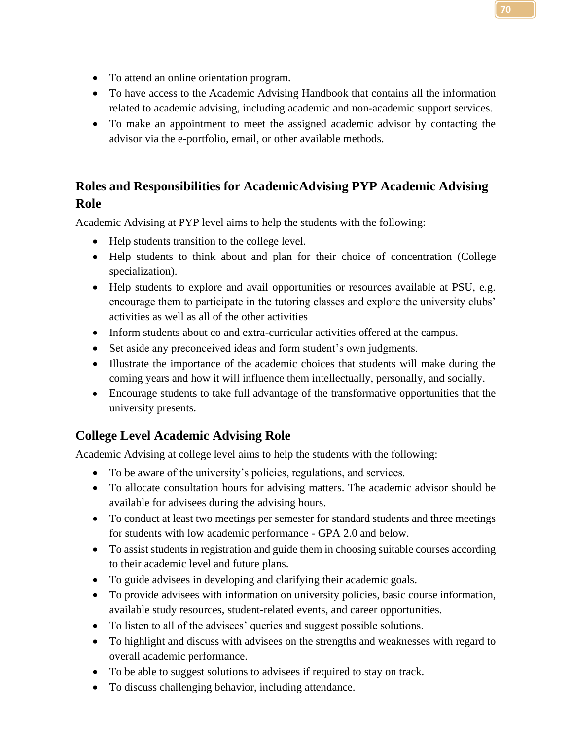- To attend an online orientation program.
- To have access to the Academic Advising Handbook that contains all the information related to academic advising, including academic and non-academic support services.
- To make an appointment to meet the assigned academic advisor by contacting the advisor via the e-portfolio, email, or other available methods.

## Roles and Responsibilities for AcademicAdvising PYP Academic Advising Role

Academic Advising at PYP level aims to help the students with the following:

- Help students transition to the college level.
- Help students to think about and plan for their choice of concentration (College specialization).
- Help students to explore and avail opportunities or resources available at PSU, e.g. encourage them to participate in the tutoring classes and explore the university clubs' activities as well as all of the other activities
- Inform students about co and extra-curricular activities offered at the campus.
- Set aside any preconceived ideas and form student's own judgments.
- Illustrate the importance of the academic choices that students will make during the coming years and how it will influence them intellectually, personally, and socially.
- Encourage students to take full advantage of the transformative opportunities that the university presents.

## College Level Academic Advising Role

Academic Advising at college level aims to help the students with the following:

- To be aware of the university's policies, regulations, and services.
- To allocate consultation hours for advising matters. The academic advisor should be available for advisees during the advising hours.
- To conduct at least two meetings per semester for standard students and three meetings for students with low academic performance - GPA 2.0 and below.
- To assist students in registration and guide them in choosing suitable courses according to their academic level and future plans.
- To guide advisees in developing and clarifying their academic goals.
- To provide advisees with information on university policies, basic course information, available study resources, student-related events, and career opportunities.
- To listen to all of the advisees' queries and suggest possible solutions.
- To highlight and discuss with advisees on the strengths and weaknesses with regard to overall academic performance.
- To be able to suggest solutions to advisees if required to stay on track.
- To discuss challenging behavior, including attendance.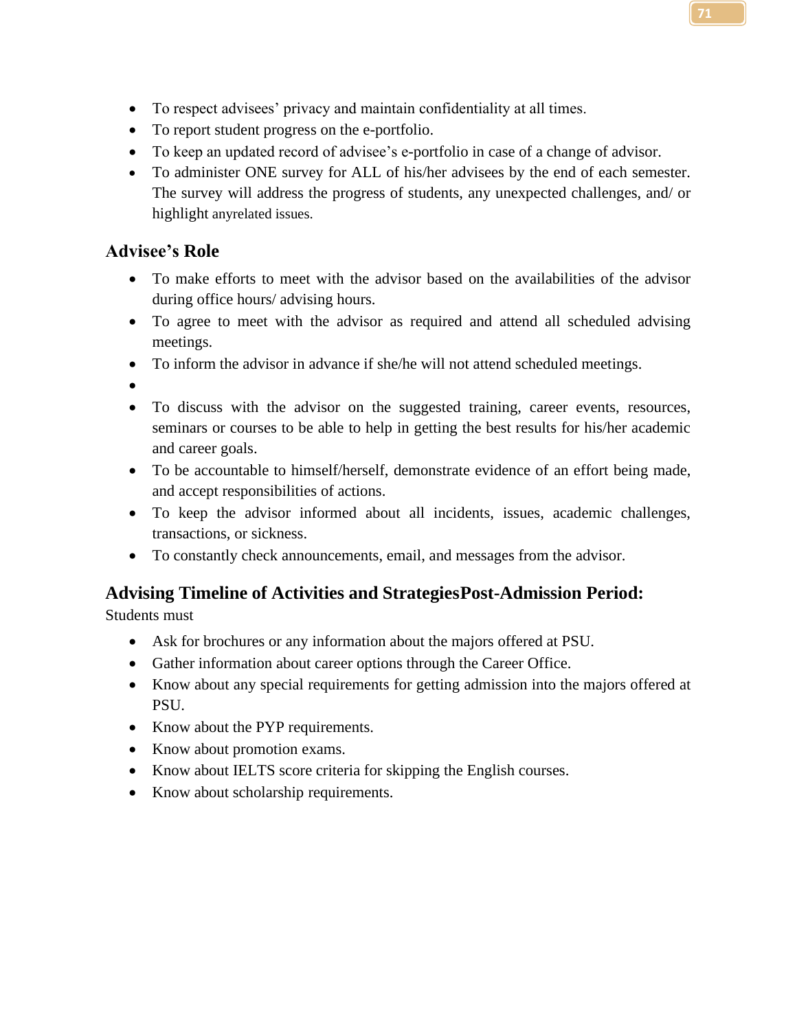- To respect advisees' privacy and maintain confidentiality at all times.
- To report student progress on the e-portfolio.
- To keep an updated record of advisee's e-portfolio in case of a change of advisor.
- To administer ONE survey for ALL of his/her advisees by the end of each semester. The survey will address the progress of students, any unexpected challenges, and/ or highlight anyrelated issues.

## Advisee's Role

- To make efforts to meet with the advisor based on the availabilities of the advisor during office hours/ advising hours.
- To agree to meet with the advisor as required and attend all scheduled advising meetings.
- To inform the advisor in advance if she/he will not attend scheduled meetings.
- 
- To discuss with the advisor on the suggested training, career events, resources, seminars or courses to be able to help in getting the best results for his/her academic and career goals.
- To be accountable to himself/herself, demonstrate evidence of an effort being made, and accept responsibilities of actions.
- To keep the advisor informed about all incidents, issues, academic challenges, transactions, or sickness.
- To constantly check announcements, email, and messages from the advisor.

## Advising Timeline of Activities and StrategiesPost-Admission Period:

Students must

- Ask for brochures or any information about the majors offered at PSU.
- Gather information about career options through the Career Office.
- Know about any special requirements for getting admission into the majors offered at PSU.
- Know about the PYP requirements.
- Know about promotion exams.
- Know about IELTS score criteria for skipping the English courses.
- Know about scholarship requirements.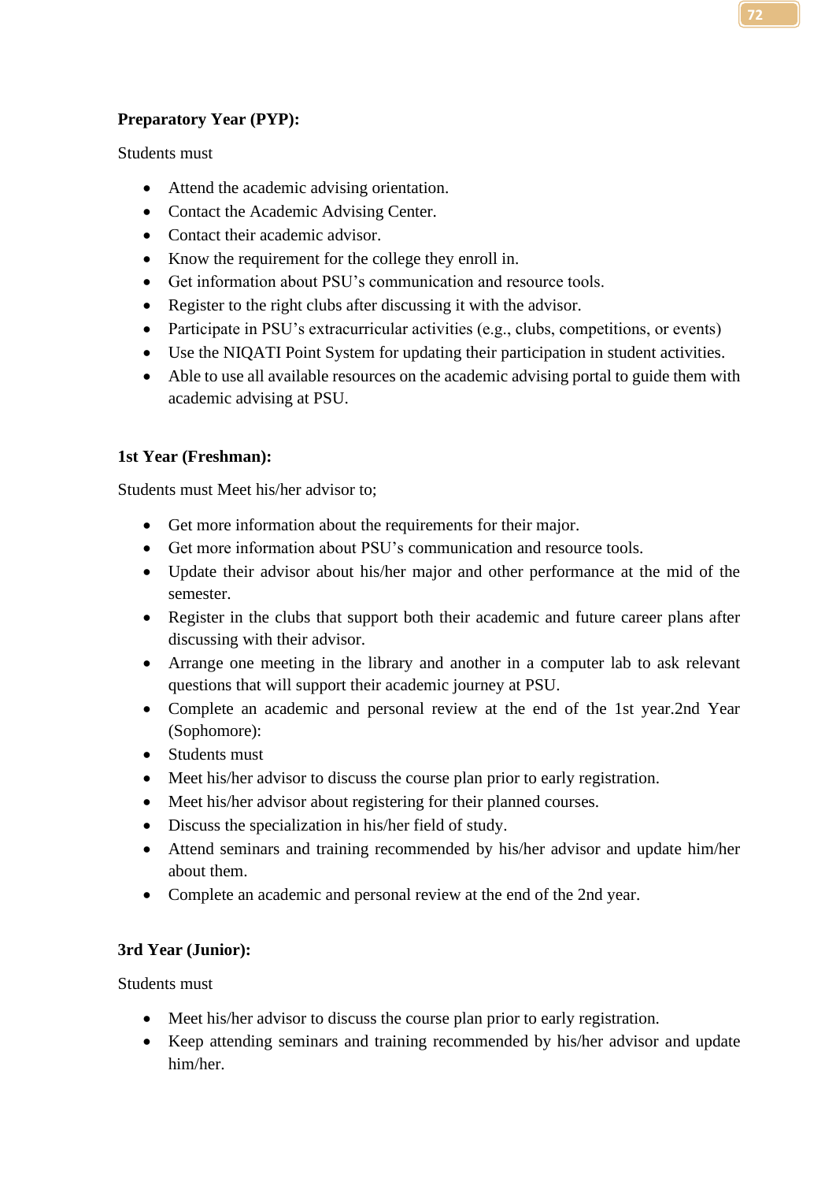**Preparatory Year (PYP):**

Students must

- Attend the academic advising orientation.
- Contact the Academic Advising Center.
- Contact their academic advisor.
- Know the requirement for the college they enroll in.
- Get information about PSU's communication and resource tools.
- Register to the right clubs after discussing it with the advisor.
- Participate in PSU's extracurricular activities (e.g., clubs, competitions, or events)
- Use the NIQATI Point System for updating their participation in student activities.
- Able to use all available resources on the academic advising portal to guide them with academic advising at PSU.

**1st Year (Freshman):**

Students must Meet his/her advisor to;

- Get more information about the requirements for their major.
- Get more information about PSU's communication and resource tools.
- Update their advisor about his/her major and other performance at the mid of the semester.
- Register in the clubs that support both their academic and future career plans after discussing with their advisor.
- Arrange one meeting in the library and another in a computer lab to ask relevant questions that will support their academic journey at PSU.
- Complete an academic and personal review at the end of the 1st year.2nd Year (Sophomore):
- Students must
- Meet his/her advisor to discuss the course plan prior to early registration.
- Meet his/her advisor about registering for their planned courses.
- Discuss the specialization in his/her field of study.
- Attend seminars and training recommended by his/her advisor and update him/her about them.
- Complete an academic and personal review at the end of the 2nd year.

**3rd Year (Junior):**

Students must

- Meet his/her advisor to discuss the course plan prior to early registration.
- Keep attending seminars and training recommended by his/her advisor and update him/her.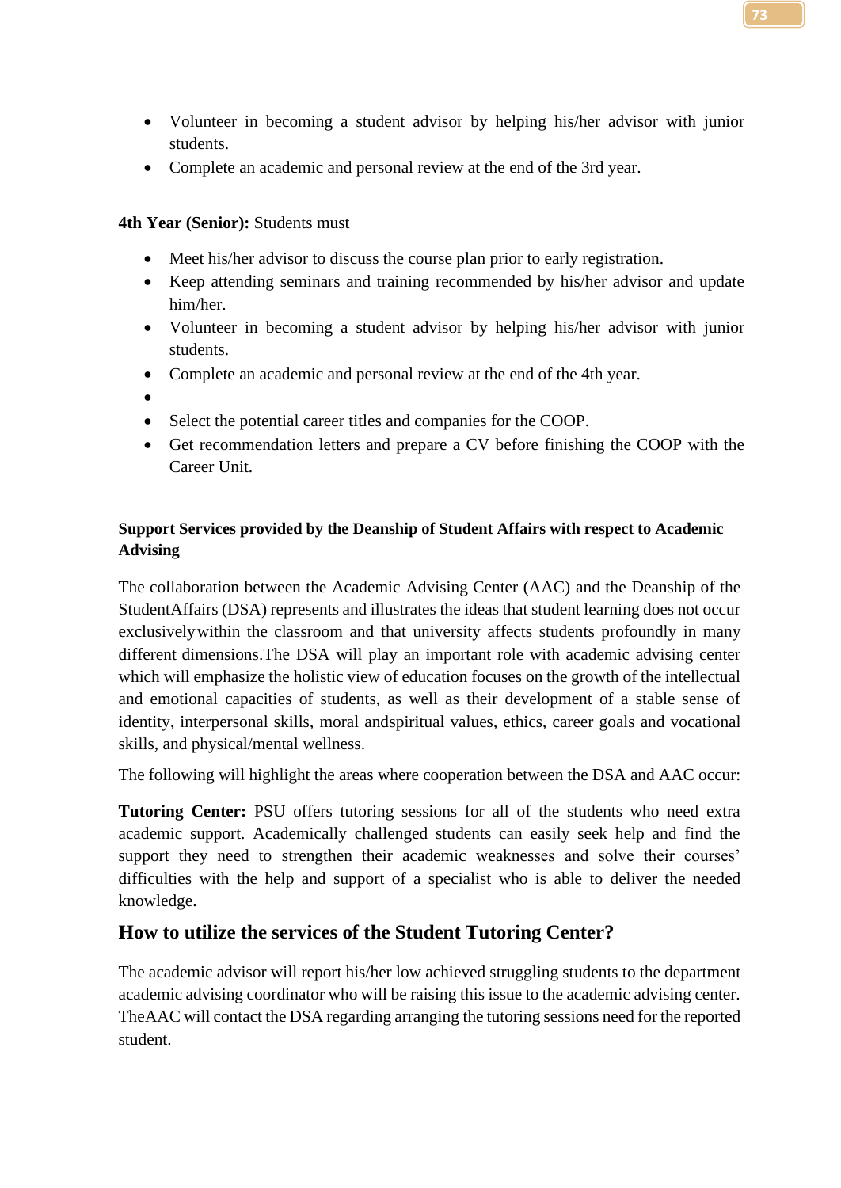- Volunteer in becoming a student advisor by helping his/her advisor with junior students.
- Complete an academic and personal review at the end of the 3rd year.

**4th Year (Senior):** Students must

- Meet his/her advisor to discuss the course plan prior to early registration.
- Keep attending seminars and training recommended by his/her advisor and update him/her.
- Volunteer in becoming a student advisor by helping his/her advisor with junior students.
- Complete an academic and personal review at the end of the 4th year.
- 
- Select the potential career titles and companies for the COOP.
- Get recommendation letters and prepare a CV before finishing the COOP with the Career Unit.

**Support Services provided by the Deanship of Student Affairs with respect to Academic Advising**

The collaboration between the Academic Advising Center (AAC) and the Deanship of the StudentAffairs (DSA) represents and illustrates the ideas that student learning does not occur exclusivelywithin the classroom and that university affects students profoundly in many different dimensions.The DSA will play an important role with academic advising center which will emphasize the holistic view of education focuses on the growth of the intellectual and emotional capacities of students, as well as their development of a stable sense of identity, interpersonal skills, moral andspiritual values, ethics, career goals and vocational skills, and physical/mental wellness.

The following will highlight the areas where cooperation between the DSA and AAC occur:

**Tutoring Center:** PSU offers tutoring sessions for all of the students who need extra academic support. Academically challenged students can easily seek help and find the support they need to strengthen their academic weaknesses and solve their courses' difficulties with the help and support of a specialist who is able to deliver the needed knowledge.

## How to utilize the services of the Student Tutoring Center?

The academic advisor will report his/her low achieved struggling students to the department academic advising coordinator who will be raising this issue to the academic advising center. TheAAC will contact the DSA regarding arranging the tutoring sessions need for the reported student.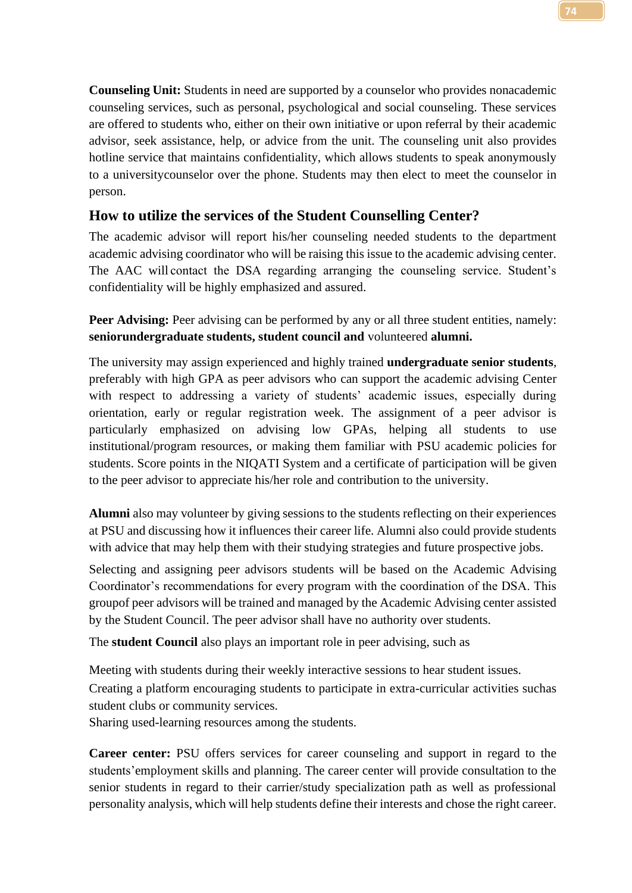**Counseling Unit:** Students in need are supported by a counselor who provides nonacademic counseling services, such as personal, psychological and social counseling. These services are offered to students who, either on their own initiative or upon referral by their academic advisor, seek assistance, help, or advice from the unit. The counseling unit also provides hotline service that maintains confidentiality, which allows students to speak anonymously to a universitycounselor over the phone. Students may then elect to meet the counselor in person.

## How to utilize the services of the Student Counselling Center?

The academic advisor will report his/her counseling needed students to the department academic advising coordinator who will be raising this issue to the academic advising center. The AAC will contact the DSA regarding arranging the counseling service. Student's confidentiality will be highly emphasized and assured.

**Peer Advising:** Peer advising can be performed by any or all three student entities, namely: **seniorundergraduate students, student council and** volunteered **alumni.**

The university may assign experienced and highly trained **undergraduate senior students**, preferably with high GPA as peer advisors who can support the academic advising Center with respect to addressing a variety of students' academic issues, especially during orientation, early or regular registration week. The assignment of a peer advisor is particularly emphasized on advising low GPAs, helping all students to use institutional/program resources, or making them familiar with PSU academic policies for students. Score points in the NIQATI System and a certificate of participation will be given to the peer advisor to appreciate his/her role and contribution to the university.

**Alumni** also may volunteer by giving sessions to the students reflecting on their experiences at PSU and discussing how it influences their career life. Alumni also could provide students with advice that may help them with their studying strategies and future prospective jobs.

Selecting and assigning peer advisors students will be based on the Academic Advising Coordinator's recommendations for every program with the coordination of the DSA. This groupof peer advisors will be trained and managed by the Academic Advising center assisted by the Student Council. The peer advisor shall have no authority over students.

The **student Council** also plays an important role in peer advising, such as

Meeting with students during their weekly interactive sessions to hear student issues.

Creating a platform encouraging students to participate in extra-curricular activities suchas student clubs or community services.

Sharing used-learning resources among the students.

**Career center:** PSU offers services for career counseling and support in regard to the students'employment skills and planning. The career center will provide consultation to the senior students in regard to their carrier/study specialization path as well as professional personality analysis, which will help students define their interests and chose the right career.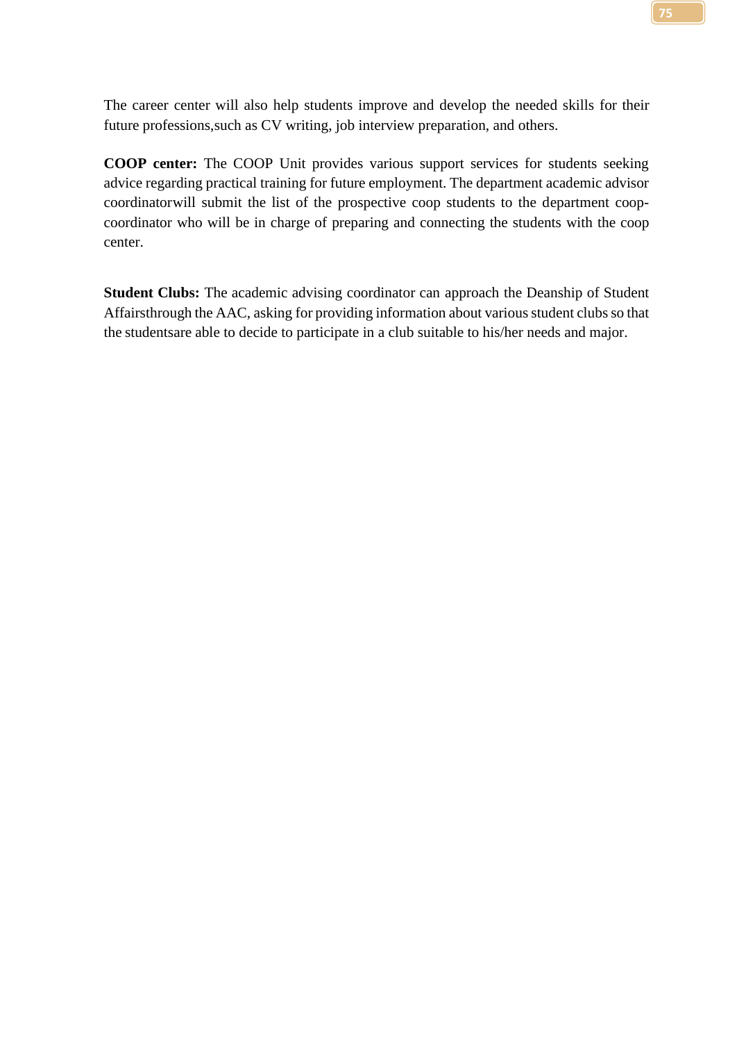The career center will also help students improve and develop the needed skills for their future professions,such as CV writing, job interview preparation, and others.

**COOP center:** The COOP Unit provides various support services for students seeking advice regarding practical training for future employment. The department academic advisor coordinatorwill submit the list of the prospective coop students to the department coop-coordinator who will be in charge of preparing and connecting the students with the coop center.

**Student Clubs:** The academic advising coordinator can approach the Deanship of Student Affairsthrough the AAC, asking for providing information about various student clubs so that the studentsare able to decide to participate in a club suitable to his/her needs and major.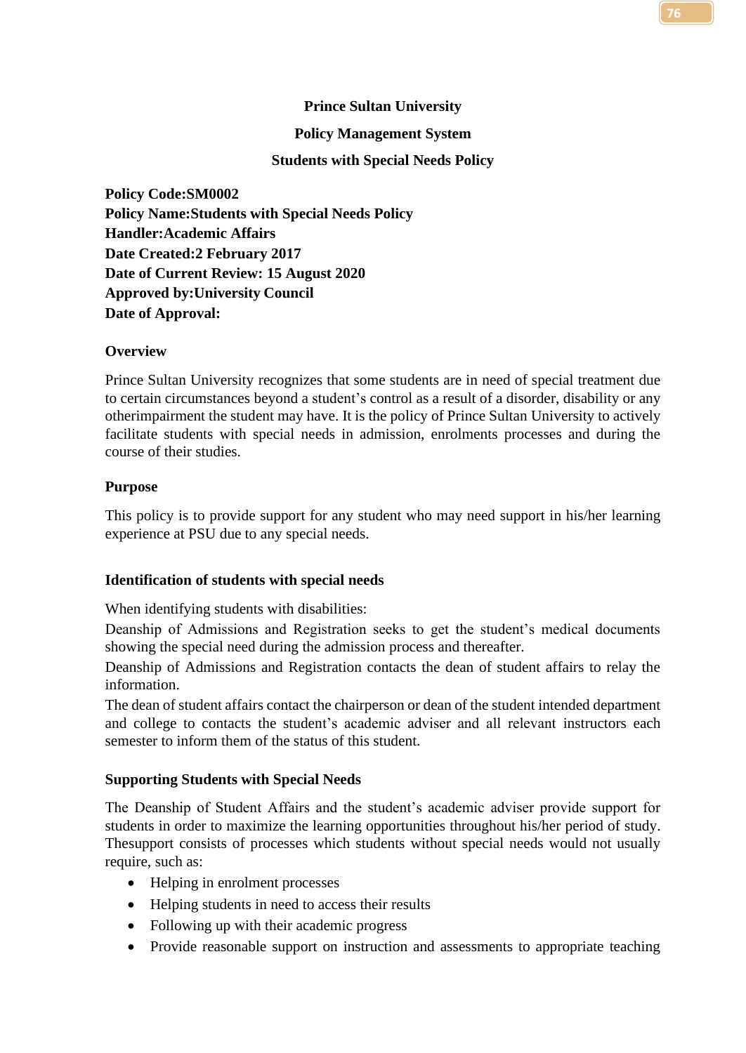**Prince Sultan University**

**Policy Management System**

**Students with Special Needs Policy**

**Policy Code:SM0002**
**Policy Name:Students with Special Needs Policy**
**Handler:Academic Affairs**
**Date Created:2 February 2017**
**Date of Current Review: 15 August 2020**
**Approved by:University Council**
**Date of Approval:**

**Overview**

Prince Sultan University recognizes that some students are in need of special treatment due to certain circumstances beyond a student's control as a result of a disorder, disability or any otherimpairment the student may have. It is the policy of Prince Sultan University to actively facilitate students with special needs in admission, enrolments processes and during the course of their studies.

**Purpose**

This policy is to provide support for any student who may need support in his/her learning experience at PSU due to any special needs.

**Identification of students with special needs**

When identifying students with disabilities:

Deanship of Admissions and Registration seeks to get the student's medical documents showing the special need during the admission process and thereafter.

Deanship of Admissions and Registration contacts the dean of student affairs to relay the information.

The dean of student affairs contact the chairperson or dean of the student intended department and college to contacts the student's academic adviser and all relevant instructors each semester to inform them of the status of this student.

**Supporting Students with Special Needs**

The Deanship of Student Affairs and the student's academic adviser provide support for students in order to maximize the learning opportunities throughout his/her period of study. Thesupport consists of processes which students without special needs would not usually require, such as:

- Helping in enrolment processes
- Helping students in need to access their results
- Following up with their academic progress
- Provide reasonable support on instruction and assessments to appropriate teaching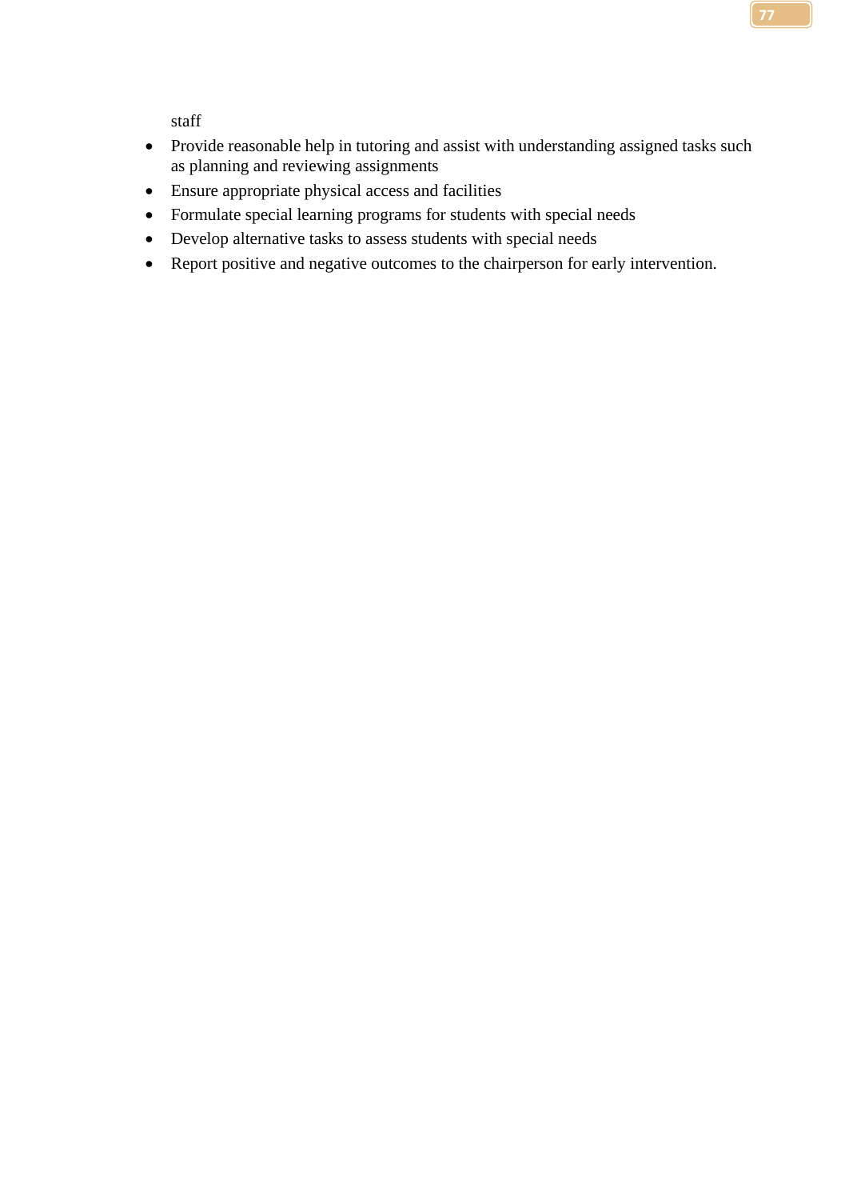staff

- Provide reasonable help in tutoring and assist with understanding assigned tasks such as planning and reviewing assignments
- Ensure appropriate physical access and facilities
- Formulate special learning programs for students with special needs
- Develop alternative tasks to assess students with special needs
- Report positive and negative outcomes to the chairperson for early intervention.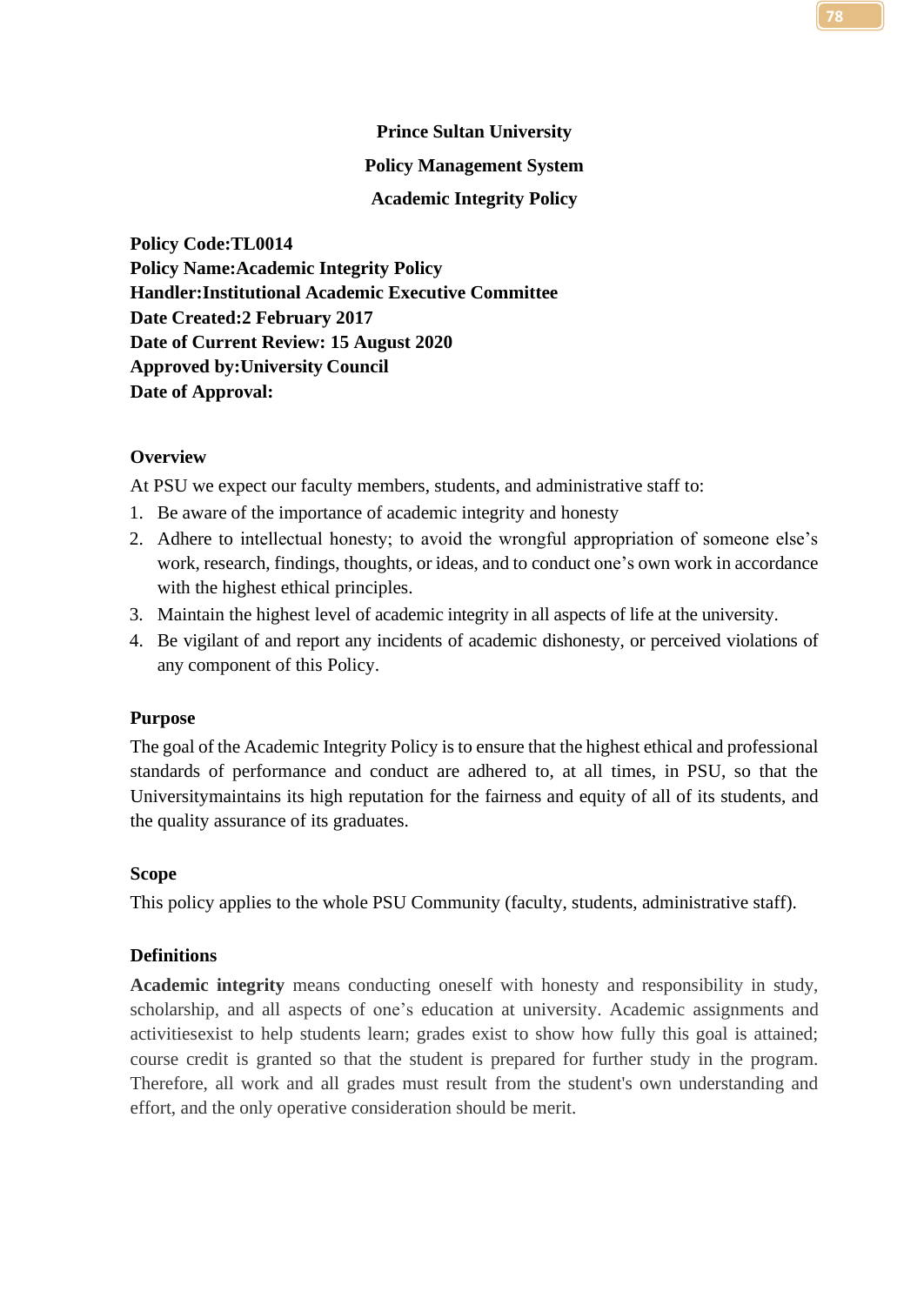**Prince Sultan University**

**Policy Management System**

**Academic Integrity Policy**

**Policy Code:TL0014**
**Policy Name:Academic Integrity Policy**
**Handler:Institutional Academic Executive Committee**
**Date Created:2 February 2017**
**Date of Current Review: 15 August 2020**
**Approved by:University Council**
**Date of Approval:**

### Overview

At PSU we expect our faculty members, students, and administrative staff to:

1. Be aware of the importance of academic integrity and honesty
2. Adhere to intellectual honesty; to avoid the wrongful appropriation of someone else's work, research, findings, thoughts, or ideas, and to conduct one's own work in accordance with the highest ethical principles.
3. Maintain the highest level of academic integrity in all aspects of life at the university.
4. Be vigilant of and report any incidents of academic dishonesty, or perceived violations of any component of this Policy.

### Purpose

The goal of the Academic Integrity Policy is to ensure that the highest ethical and professional standards of performance and conduct are adhered to, at all times, in PSU, so that the Universitymaintains its high reputation for the fairness and equity of all of its students, and the quality assurance of its graduates.

### Scope

This policy applies to the whole PSU Community (faculty, students, administrative staff).

### Definitions

**Academic integrity** means conducting oneself with honesty and responsibility in study, scholarship, and all aspects of one's education at university. Academic assignments and activitiesexist to help students learn; grades exist to show how fully this goal is attained; course credit is granted so that the student is prepared for further study in the program. Therefore, all work and all grades must result from the student's own understanding and effort, and the only operative consideration should be merit.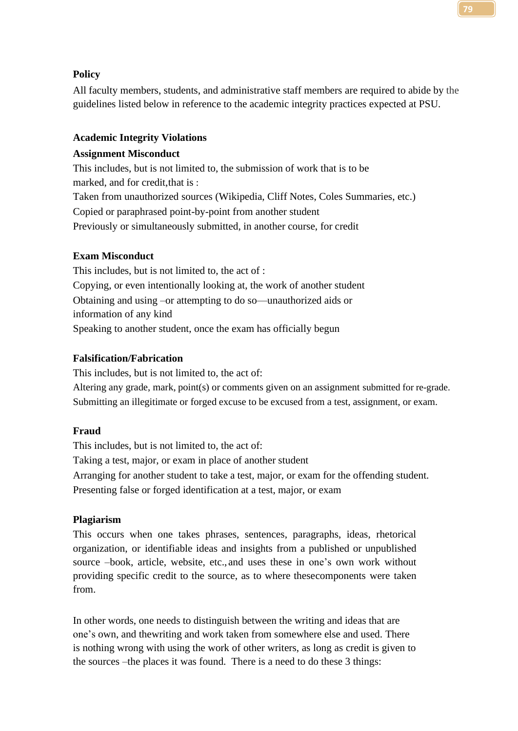**Policy**

All faculty members, students, and administrative staff members are required to abide by the guidelines listed below in reference to the academic integrity practices expected at PSU.

**Academic Integrity Violations**

**Assignment Misconduct**

This includes, but is not limited to, the submission of work that is to be marked, and for credit,that is :

Taken from unauthorized sources (Wikipedia, Cliff Notes, Coles Summaries, etc.)

Copied or paraphrased point-by-point from another student

Previously or simultaneously submitted, in another course, for credit

**Exam Misconduct**

This includes, but is not limited to, the act of :

Copying, or even intentionally looking at, the work of another student

Obtaining and using –or attempting to do so—unauthorized aids or information of any kind

Speaking to another student, once the exam has officially begun

**Falsification/Fabrication**

This includes, but is not limited to, the act of:

Altering any grade, mark, point(s) or comments given on an assignment submitted for re-grade.

Submitting an illegitimate or forged excuse to be excused from a test, assignment, or exam.

**Fraud**

This includes, but is not limited to, the act of:

Taking a test, major, or exam in place of another student

Arranging for another student to take a test, major, or exam for the offending student.

Presenting false or forged identification at a test, major, or exam

**Plagiarism**

This occurs when one takes phrases, sentences, paragraphs, ideas, rhetorical organization, or identifiable ideas and insights from a published or unpublished source –book, article, website, etc., and uses these in one's own work without providing specific credit to the source, as to where thesecomponents were taken from.

In other words, one needs to distinguish between the writing and ideas that are one's own, and thewriting and work taken from somewhere else and used. There is nothing wrong with using the work of other writers, as long as credit is given to the sources –the places it was found. There is a need to do these 3 things: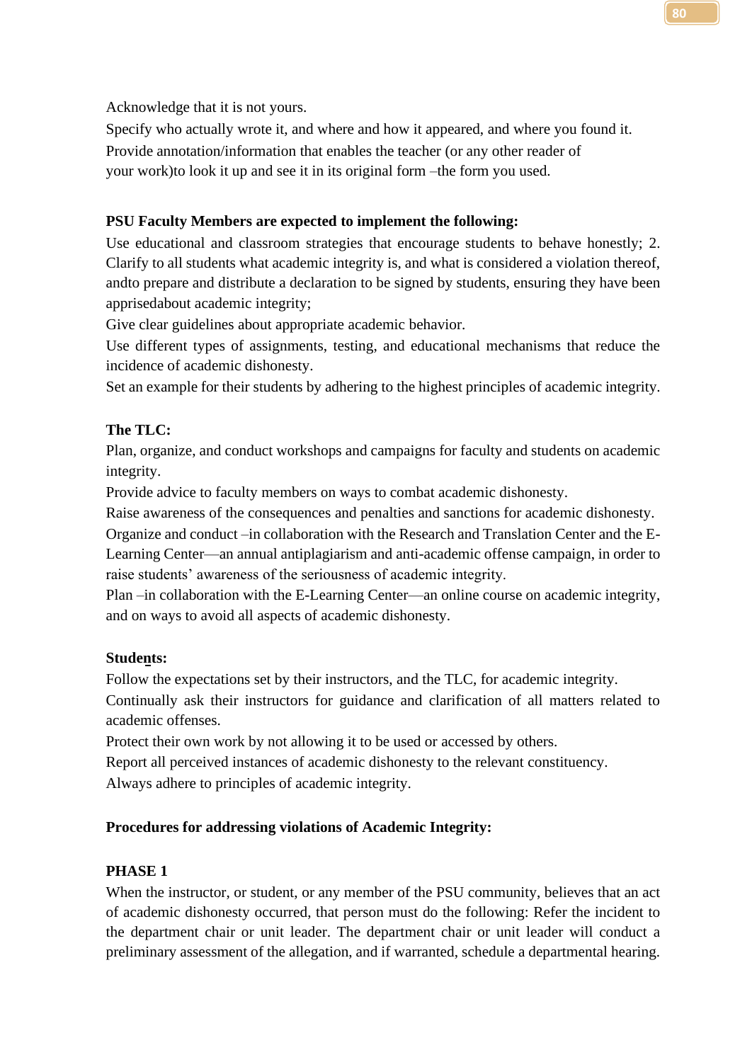Acknowledge that it is not yours.

Specify who actually wrote it, and where and how it appeared, and where you found it.

Provide annotation/information that enables the teacher (or any other reader of your work)to look it up and see it in its original form –the form you used.

**PSU Faculty Members are expected to implement the following:**

Use educational and classroom strategies that encourage students to behave honestly; 2. Clarify to all students what academic integrity is, and what is considered a violation thereof, andto prepare and distribute a declaration to be signed by students, ensuring they have been apprisedabout academic integrity;

Give clear guidelines about appropriate academic behavior.

Use different types of assignments, testing, and educational mechanisms that reduce the incidence of academic dishonesty.

Set an example for their students by adhering to the highest principles of academic integrity.

**The TLC:**

Plan, organize, and conduct workshops and campaigns for faculty and students on academic integrity.

Provide advice to faculty members on ways to combat academic dishonesty.

Raise awareness of the consequences and penalties and sanctions for academic dishonesty.

Organize and conduct –in collaboration with the Research and Translation Center and the E-Learning Center—an annual antiplagiarism and anti-academic offense campaign, in order to raise students' awareness of the seriousness of academic integrity.

Plan –in collaboration with the E-Learning Center—an online course on academic integrity, and on ways to avoid all aspects of academic dishonesty.

**Students:**

Follow the expectations set by their instructors, and the TLC, for academic integrity.

Continually ask their instructors for guidance and clarification of all matters related to academic offenses.

Protect their own work by not allowing it to be used or accessed by others.

Report all perceived instances of academic dishonesty to the relevant constituency.

Always adhere to principles of academic integrity.

**Procedures for addressing violations of Academic Integrity:**

**PHASE 1**

When the instructor, or student, or any member of the PSU community, believes that an act of academic dishonesty occurred, that person must do the following: Refer the incident to the department chair or unit leader. The department chair or unit leader will conduct a preliminary assessment of the allegation, and if warranted, schedule a departmental hearing.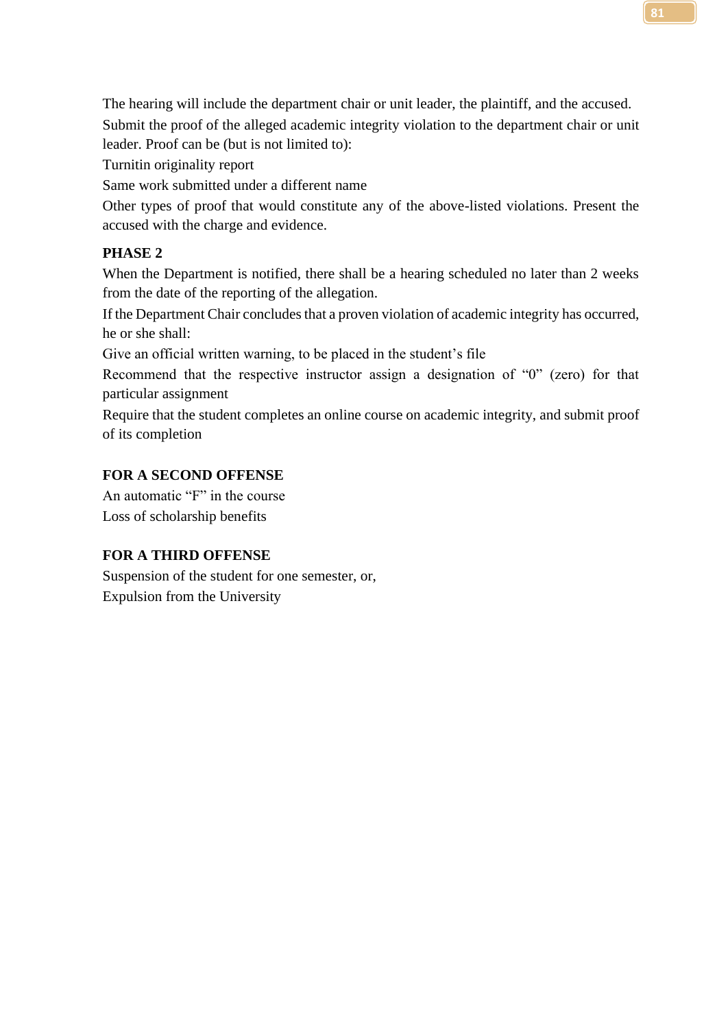The hearing will include the department chair or unit leader, the plaintiff, and the accused.

Submit the proof of the alleged academic integrity violation to the department chair or unit leader. Proof can be (but is not limited to):

Turnitin originality report

Same work submitted under a different name

Other types of proof that would constitute any of the above-listed violations. Present the accused with the charge and evidence.

**PHASE 2**

When the Department is notified, there shall be a hearing scheduled no later than 2 weeks from the date of the reporting of the allegation.

If the Department Chair concludes that a proven violation of academic integrity has occurred, he or she shall:

Give an official written warning, to be placed in the student's file

Recommend that the respective instructor assign a designation of "0" (zero) for that particular assignment

Require that the student completes an online course on academic integrity, and submit proof of its completion

**FOR A SECOND OFFENSE**

An automatic "F" in the course

Loss of scholarship benefits

**FOR A THIRD OFFENSE**

Suspension of the student for one semester, or,

Expulsion from the University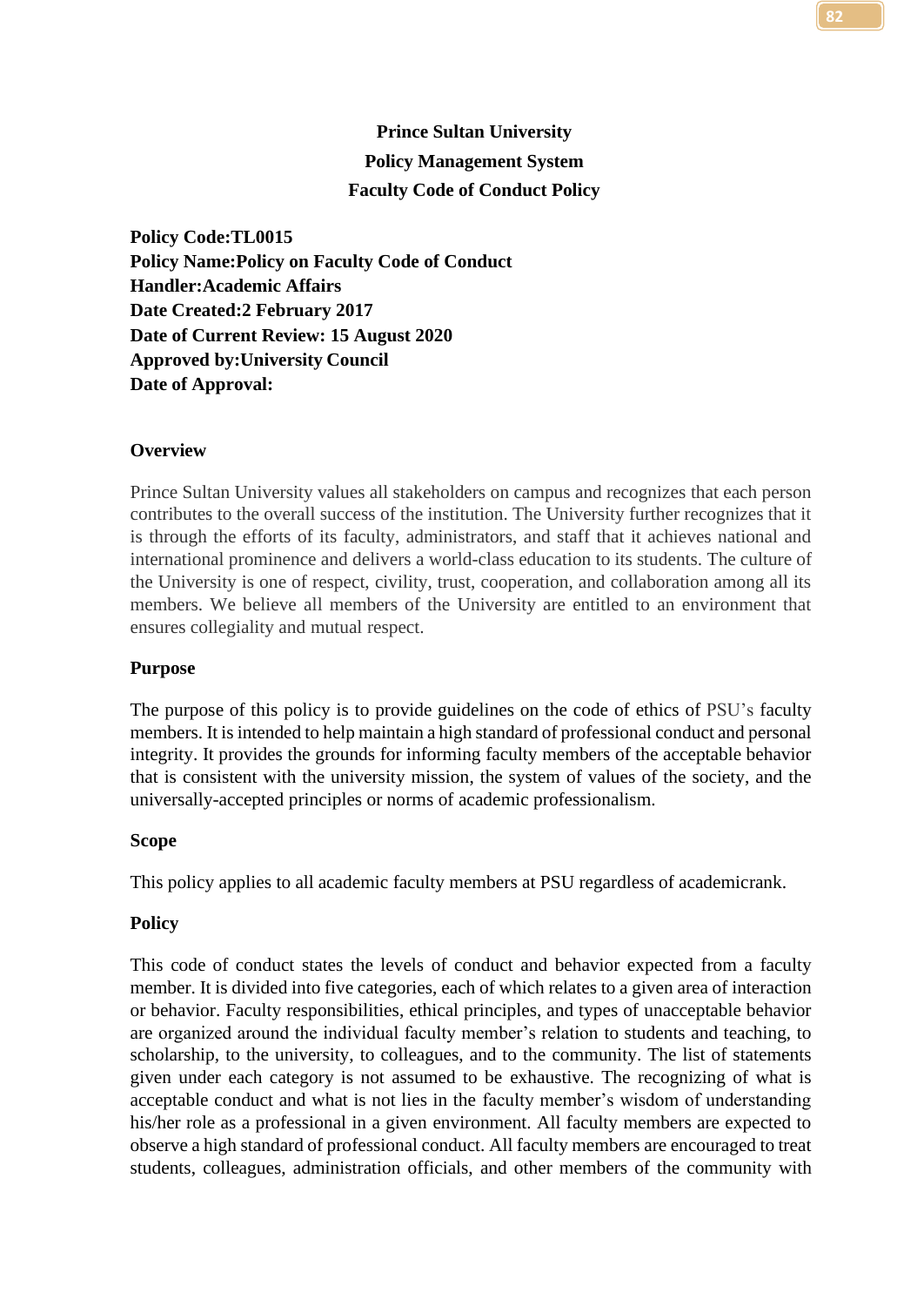**Prince Sultan University**
**Policy Management System**
**Faculty Code of Conduct Policy**

**Policy Code:TL0015**
**Policy Name:Policy on Faculty Code of Conduct**
**Handler:Academic Affairs**
**Date Created:2 February 2017**
**Date of Current Review: 15 August 2020**
**Approved by:University Council**
**Date of Approval:**

## Overview

Prince Sultan University values all stakeholders on campus and recognizes that each person contributes to the overall success of the institution. The University further recognizes that it is through the efforts of its faculty, administrators, and staff that it achieves national and international prominence and delivers a world-class education to its students. The culture of the University is one of respect, civility, trust, cooperation, and collaboration among all its members. We believe all members of the University are entitled to an environment that ensures collegiality and mutual respect.

## Purpose

The purpose of this policy is to provide guidelines on the code of ethics of PSU's faculty members. It is intended to help maintain a high standard of professional conduct and personal integrity. It provides the grounds for informing faculty members of the acceptable behavior that is consistent with the university mission, the system of values of the society, and the universally-accepted principles or norms of academic professionalism.

## Scope

This policy applies to all academic faculty members at PSU regardless of academicrank.

## Policy

This code of conduct states the levels of conduct and behavior expected from a faculty member. It is divided into five categories, each of which relates to a given area of interaction or behavior. Faculty responsibilities, ethical principles, and types of unacceptable behavior are organized around the individual faculty member's relation to students and teaching, to scholarship, to the university, to colleagues, and to the community. The list of statements given under each category is not assumed to be exhaustive. The recognizing of what is acceptable conduct and what is not lies in the faculty member's wisdom of understanding his/her role as a professional in a given environment. All faculty members are expected to observe a high standard of professional conduct. All faculty members are encouraged to treat students, colleagues, administration officials, and other members of the community with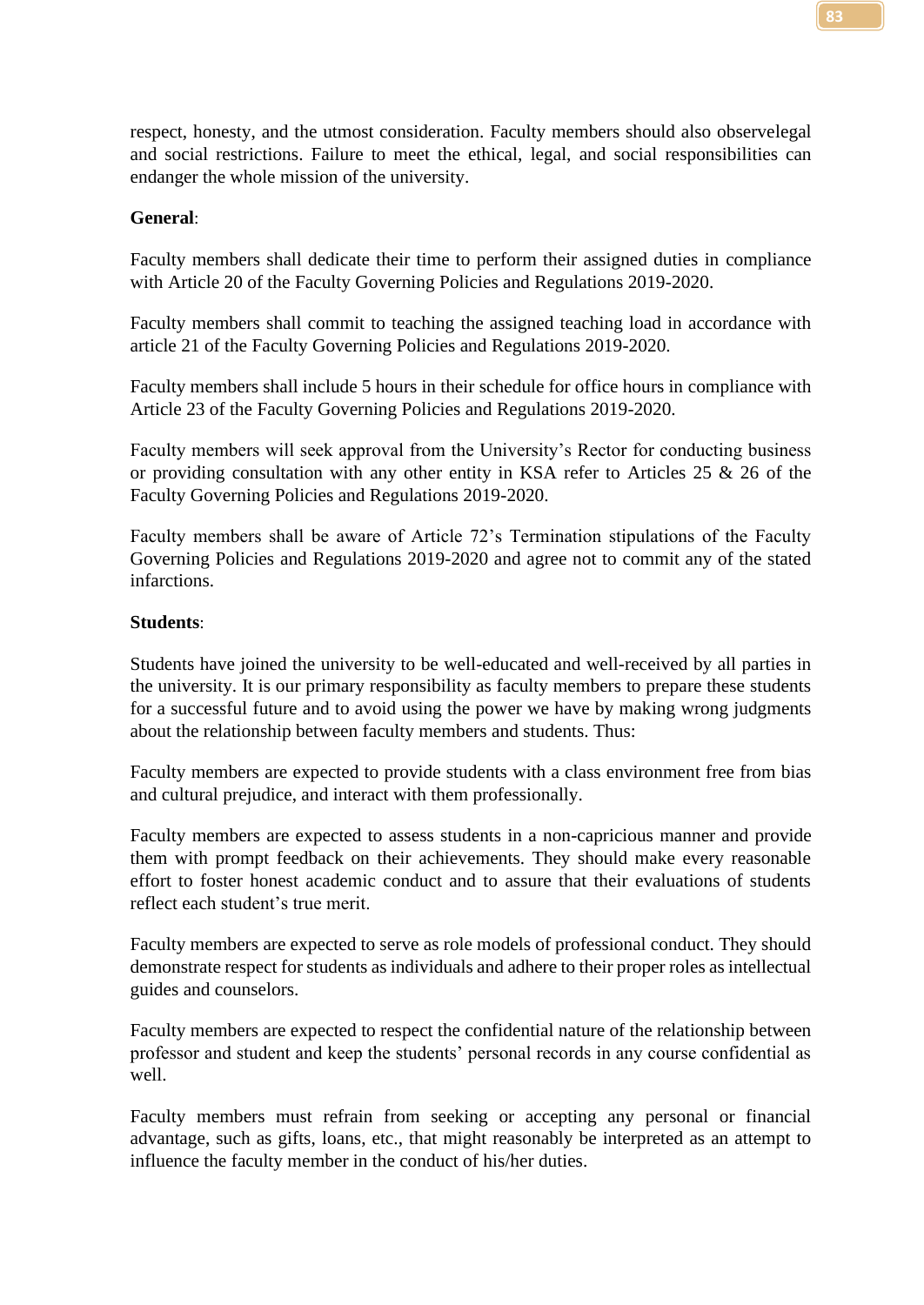respect, honesty, and the utmost consideration. Faculty members should also observelegal and social restrictions. Failure to meet the ethical, legal, and social responsibilities can endanger the whole mission of the university.

**General**:

Faculty members shall dedicate their time to perform their assigned duties in compliance with Article 20 of the Faculty Governing Policies and Regulations 2019-2020.

Faculty members shall commit to teaching the assigned teaching load in accordance with article 21 of the Faculty Governing Policies and Regulations 2019-2020.

Faculty members shall include 5 hours in their schedule for office hours in compliance with Article 23 of the Faculty Governing Policies and Regulations 2019-2020.

Faculty members will seek approval from the University's Rector for conducting business or providing consultation with any other entity in KSA refer to Articles 25 & 26 of the Faculty Governing Policies and Regulations 2019-2020.

Faculty members shall be aware of Article 72's Termination stipulations of the Faculty Governing Policies and Regulations 2019-2020 and agree not to commit any of the stated infarctions.

**Students**:

Students have joined the university to be well-educated and well-received by all parties in the university. It is our primary responsibility as faculty members to prepare these students for a successful future and to avoid using the power we have by making wrong judgments about the relationship between faculty members and students. Thus:

Faculty members are expected to provide students with a class environment free from bias and cultural prejudice, and interact with them professionally.

Faculty members are expected to assess students in a non-capricious manner and provide them with prompt feedback on their achievements. They should make every reasonable effort to foster honest academic conduct and to assure that their evaluations of students reflect each student's true merit.

Faculty members are expected to serve as role models of professional conduct. They should demonstrate respect for students as individuals and adhere to their proper roles as intellectual guides and counselors.

Faculty members are expected to respect the confidential nature of the relationship between professor and student and keep the students' personal records in any course confidential as well.

Faculty members must refrain from seeking or accepting any personal or financial advantage, such as gifts, loans, etc., that might reasonably be interpreted as an attempt to influence the faculty member in the conduct of his/her duties.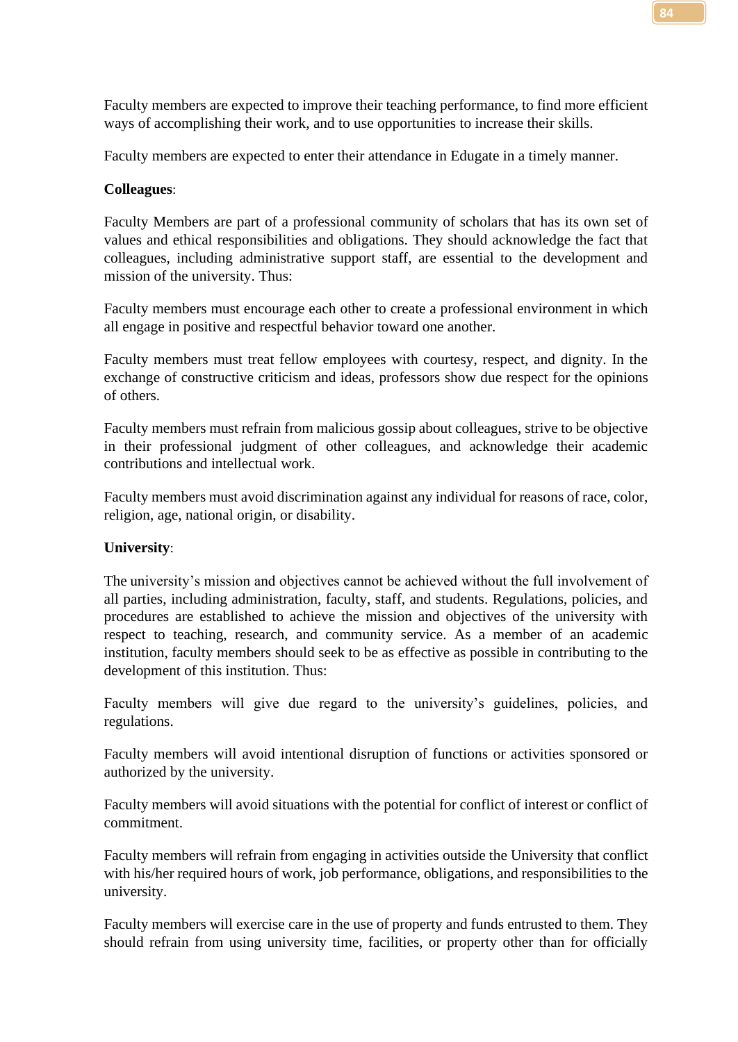Faculty members are expected to improve their teaching performance, to find more efficient ways of accomplishing their work, and to use opportunities to increase their skills.

Faculty members are expected to enter their attendance in Edugate in a timely manner.

**Colleagues**:

Faculty Members are part of a professional community of scholars that has its own set of values and ethical responsibilities and obligations. They should acknowledge the fact that colleagues, including administrative support staff, are essential to the development and mission of the university. Thus:

Faculty members must encourage each other to create a professional environment in which all engage in positive and respectful behavior toward one another.

Faculty members must treat fellow employees with courtesy, respect, and dignity. In the exchange of constructive criticism and ideas, professors show due respect for the opinions of others.

Faculty members must refrain from malicious gossip about colleagues, strive to be objective in their professional judgment of other colleagues, and acknowledge their academic contributions and intellectual work.

Faculty members must avoid discrimination against any individual for reasons of race, color, religion, age, national origin, or disability.

**University**:

The university's mission and objectives cannot be achieved without the full involvement of all parties, including administration, faculty, staff, and students. Regulations, policies, and procedures are established to achieve the mission and objectives of the university with respect to teaching, research, and community service. As a member of an academic institution, faculty members should seek to be as effective as possible in contributing to the development of this institution. Thus:

Faculty members will give due regard to the university's guidelines, policies, and regulations.

Faculty members will avoid intentional disruption of functions or activities sponsored or authorized by the university.

Faculty members will avoid situations with the potential for conflict of interest or conflict of commitment.

Faculty members will refrain from engaging in activities outside the University that conflict with his/her required hours of work, job performance, obligations, and responsibilities to the university.

Faculty members will exercise care in the use of property and funds entrusted to them. They should refrain from using university time, facilities, or property other than for officially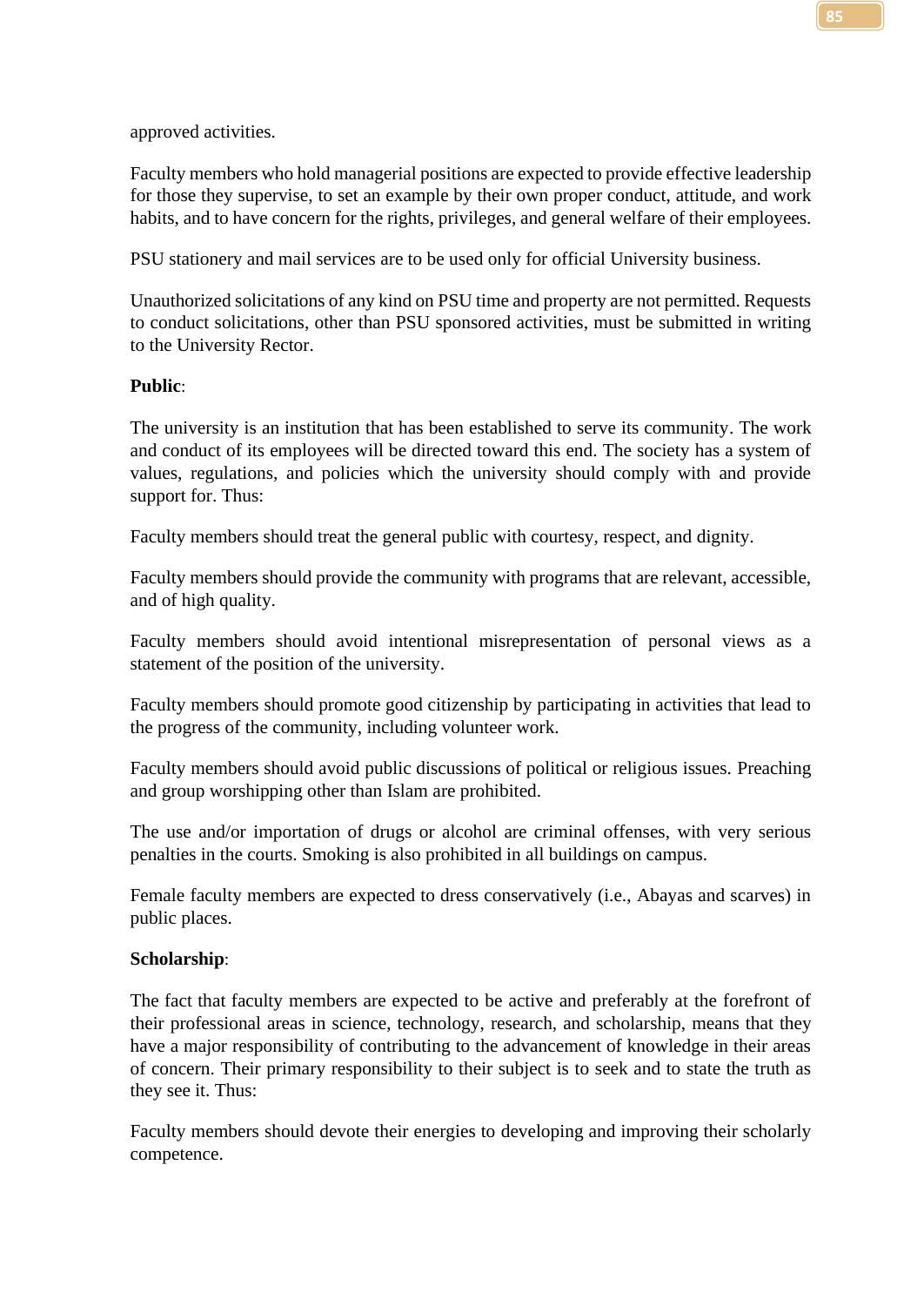approved activities.

Faculty members who hold managerial positions are expected to provide effective leadership for those they supervise, to set an example by their own proper conduct, attitude, and work habits, and to have concern for the rights, privileges, and general welfare of their employees.

PSU stationery and mail services are to be used only for official University business.

Unauthorized solicitations of any kind on PSU time and property are not permitted. Requests to conduct solicitations, other than PSU sponsored activities, must be submitted in writing to the University Rector.

**Public**:

The university is an institution that has been established to serve its community. The work and conduct of its employees will be directed toward this end. The society has a system of values, regulations, and policies which the university should comply with and provide support for. Thus:

Faculty members should treat the general public with courtesy, respect, and dignity.

Faculty members should provide the community with programs that are relevant, accessible, and of high quality.

Faculty members should avoid intentional misrepresentation of personal views as a statement of the position of the university.

Faculty members should promote good citizenship by participating in activities that lead to the progress of the community, including volunteer work.

Faculty members should avoid public discussions of political or religious issues. Preaching and group worshipping other than Islam are prohibited.

The use and/or importation of drugs or alcohol are criminal offenses, with very serious penalties in the courts. Smoking is also prohibited in all buildings on campus.

Female faculty members are expected to dress conservatively (i.e., Abayas and scarves) in public places.

**Scholarship**:

The fact that faculty members are expected to be active and preferably at the forefront of their professional areas in science, technology, research, and scholarship, means that they have a major responsibility of contributing to the advancement of knowledge in their areas of concern. Their primary responsibility to their subject is to seek and to state the truth as they see it. Thus:

Faculty members should devote their energies to developing and improving their scholarly competence.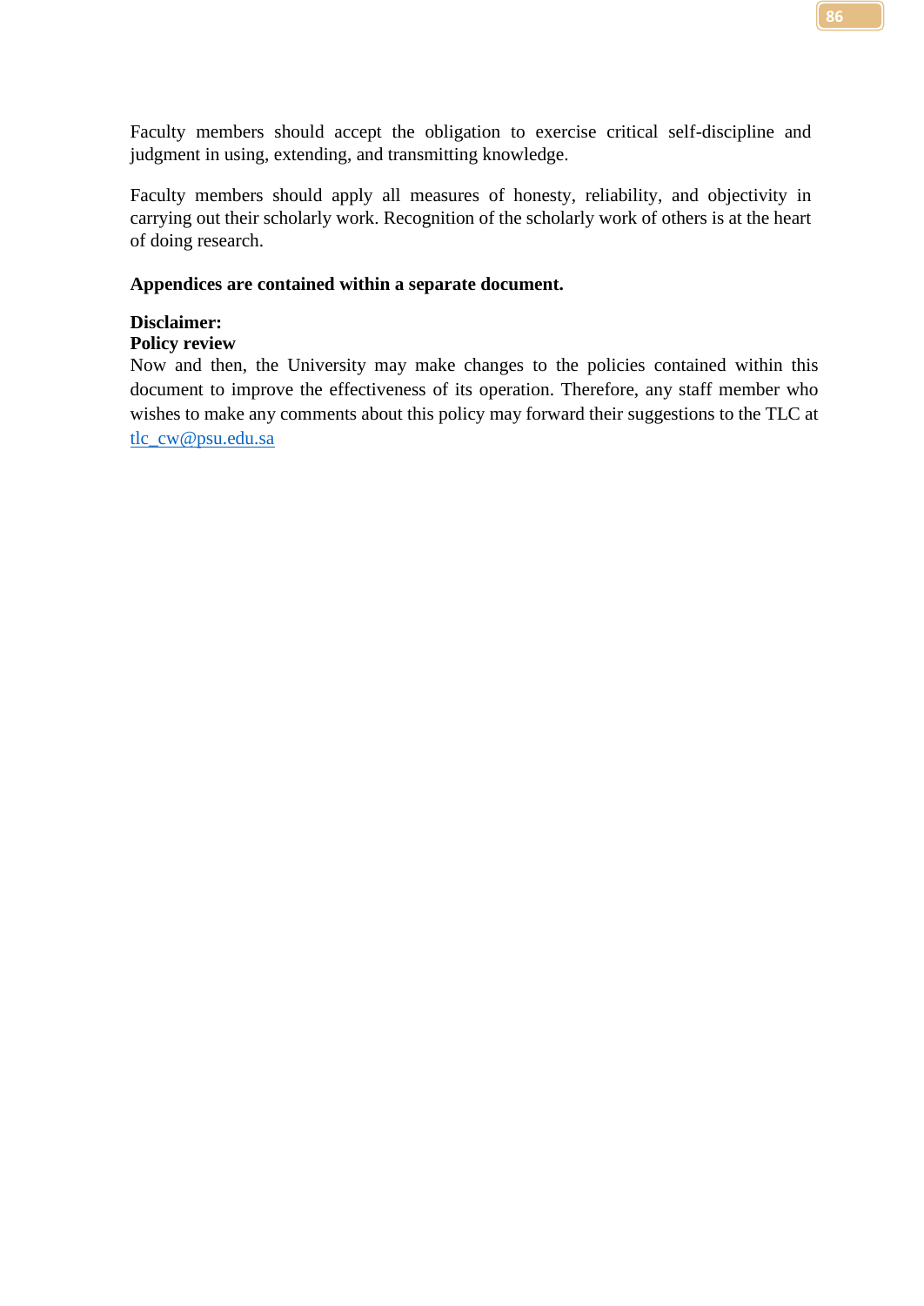Faculty members should accept the obligation to exercise critical self-discipline and judgment in using, extending, and transmitting knowledge.

Faculty members should apply all measures of honesty, reliability, and objectivity in carrying out their scholarly work. Recognition of the scholarly work of others is at the heart of doing research.

**Appendices are contained within a separate document.**

**Disclaimer:**
**Policy review**
Now and then, the University may make changes to the policies contained within this document to improve the effectiveness of its operation. Therefore, any staff member who wishes to make any comments about this policy may forward their suggestions to the TLC at tlc_cw@psu.edu.sa